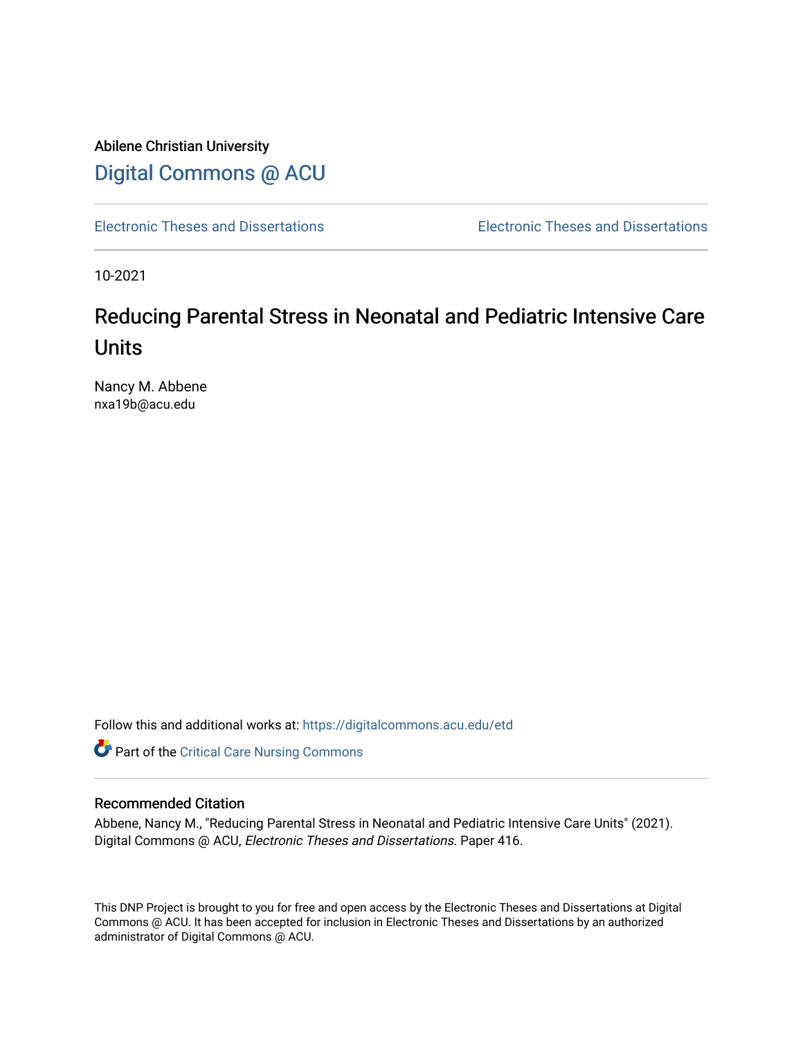Abilene Christian University

[Digital Commons @ ACU](https://digitalcommons.acu.edu)

Electronic Theses and Dissertations | Electronic Theses and Dissertations

10-2021

# Reducing Parental Stress in Neonatal and Pediatric Intensive Care Units

Nancy M. Abbene
nxa19b@acu.edu

Follow this and additional works at: https://digitalcommons.acu.edu/etd

Part of the Critical Care Nursing Commons

## Recommended Citation

Abbene, Nancy M., "Reducing Parental Stress in Neonatal and Pediatric Intensive Care Units" (2021). Digital Commons @ ACU, *Electronic Theses and Dissertations.* Paper 416.

This DNP Project is brought to you for free and open access by the Electronic Theses and Dissertations at Digital Commons @ ACU. It has been accepted for inclusion in Electronic Theses and Dissertations by an authorized administrator of Digital Commons @ ACU.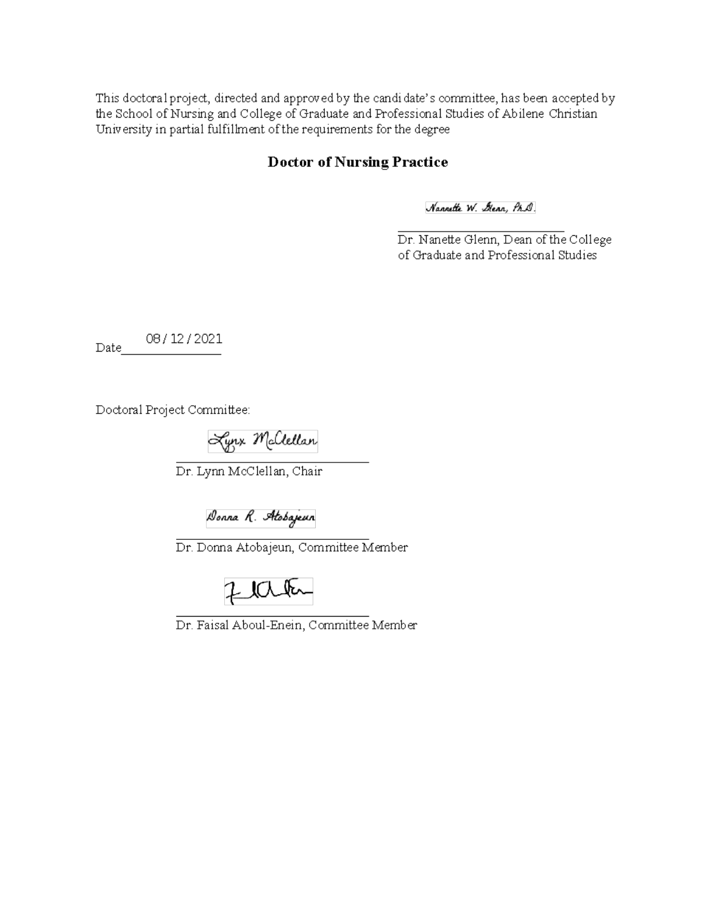This doctoral project, directed and approved by the candidate's committee, has been accepted by the School of Nursing and College of Graduate and Professional Studies of Abilene Christian University in partial fulfillment of the requirements for the degree

**Doctor of Nursing Practice**

Nannette W. Glenn, Ph.D.

Dr. Nanette Glenn, Dean of the College of Graduate and Professional Studies

Date 08 / 12 / 2021

Doctoral Project Committee:

Lynn McClellan

Dr. Lynn McClellan, Chair

Donna R. Atobajeun

Dr. Donna Atobajeun, Committee Member

Dr. Faisal Aboul-Enein, Committee Member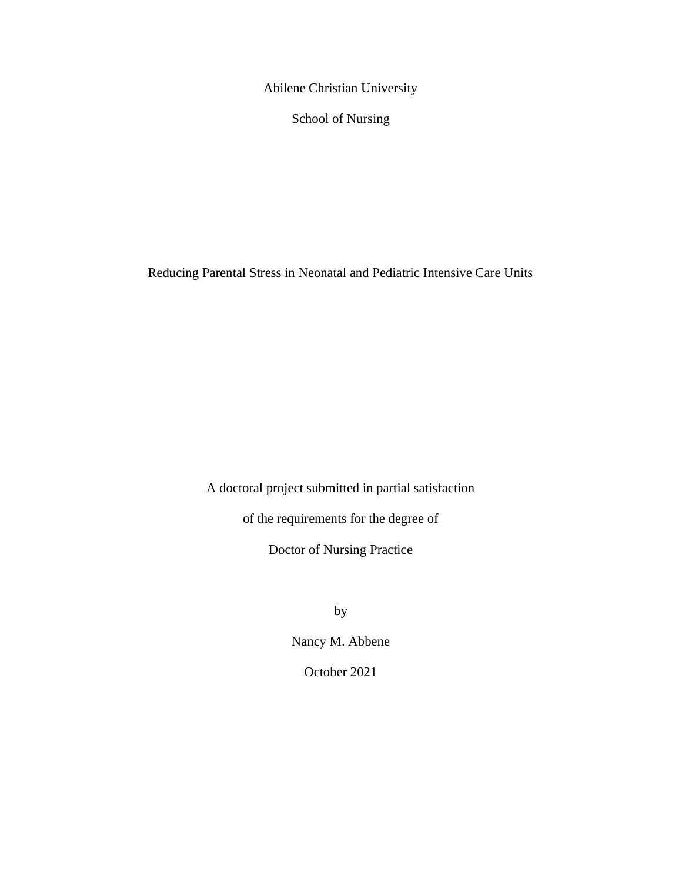Abilene Christian University

School of Nursing

# Reducing Parental Stress in Neonatal and Pediatric Intensive Care Units

A doctoral project submitted in partial satisfaction

of the requirements for the degree of

Doctor of Nursing Practice

by

Nancy M. Abbene

October 2021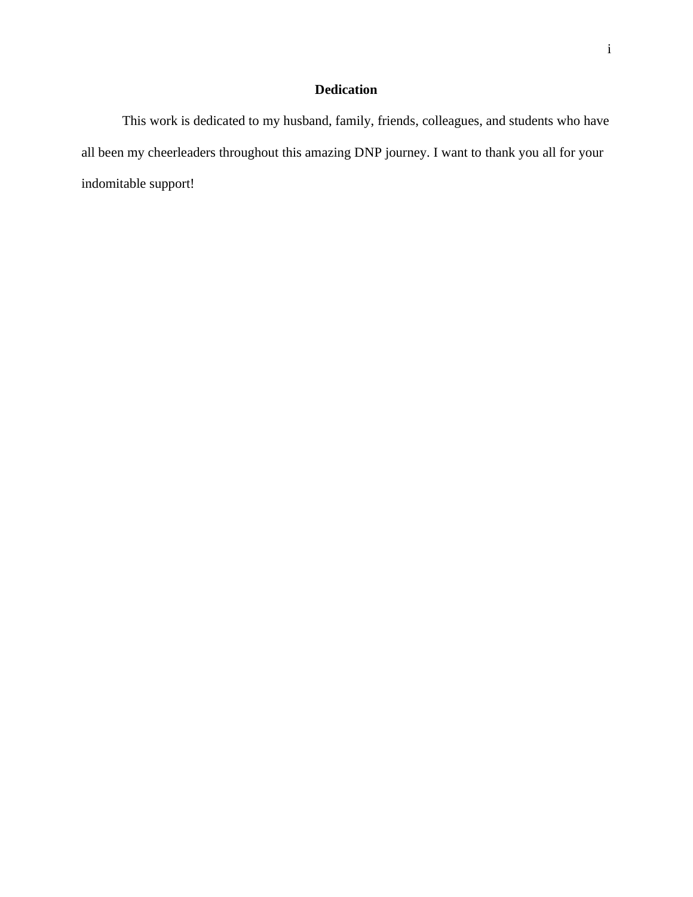## Dedication

This work is dedicated to my husband, family, friends, colleagues, and students who have all been my cheerleaders throughout this amazing DNP journey. I want to thank you all for your indomitable support!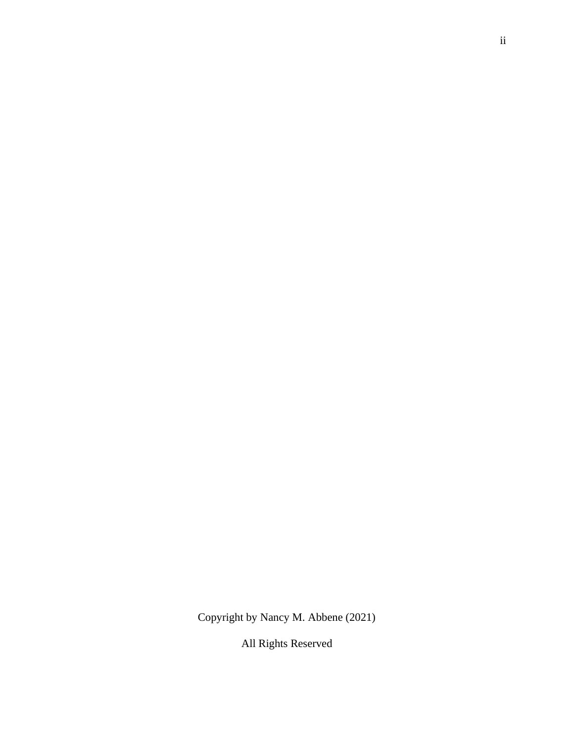Copyright by Nancy M. Abbene (2021)

All Rights Reserved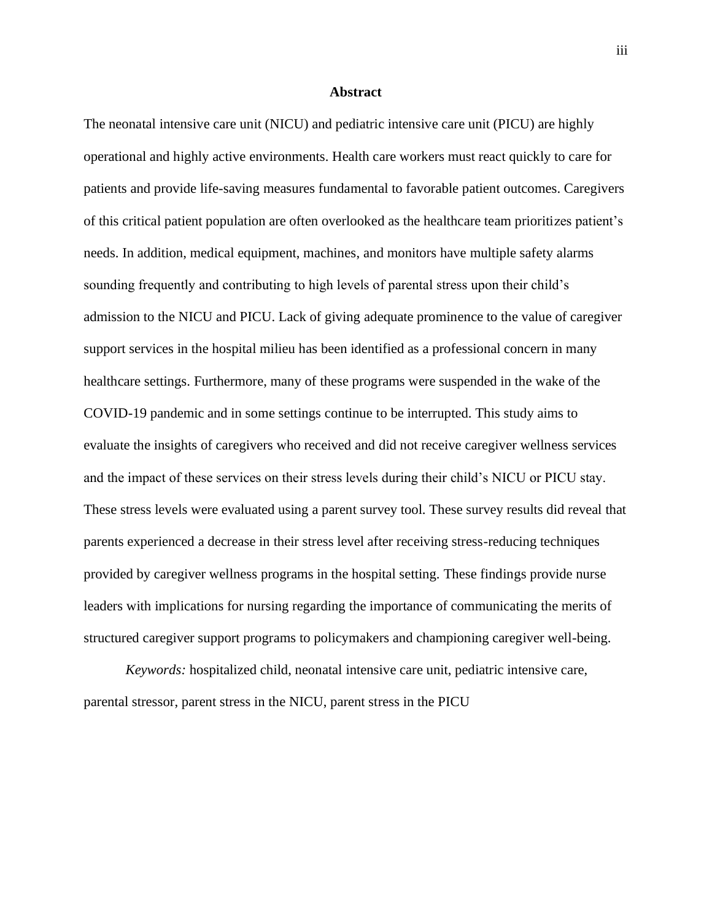# Abstract

The neonatal intensive care unit (NICU) and pediatric intensive care unit (PICU) are highly operational and highly active environments. Health care workers must react quickly to care for patients and provide life-saving measures fundamental to favorable patient outcomes. Caregivers of this critical patient population are often overlooked as the healthcare team prioritizes patient's needs. In addition, medical equipment, machines, and monitors have multiple safety alarms sounding frequently and contributing to high levels of parental stress upon their child's admission to the NICU and PICU. Lack of giving adequate prominence to the value of caregiver support services in the hospital milieu has been identified as a professional concern in many healthcare settings. Furthermore, many of these programs were suspended in the wake of the COVID-19 pandemic and in some settings continue to be interrupted. This study aims to evaluate the insights of caregivers who received and did not receive caregiver wellness services and the impact of these services on their stress levels during their child's NICU or PICU stay. These stress levels were evaluated using a parent survey tool. These survey results did reveal that parents experienced a decrease in their stress level after receiving stress-reducing techniques provided by caregiver wellness programs in the hospital setting. These findings provide nurse leaders with implications for nursing regarding the importance of communicating the merits of structured caregiver support programs to policymakers and championing caregiver well-being.

*Keywords:* hospitalized child, neonatal intensive care unit, pediatric intensive care, parental stressor, parent stress in the NICU, parent stress in the PICU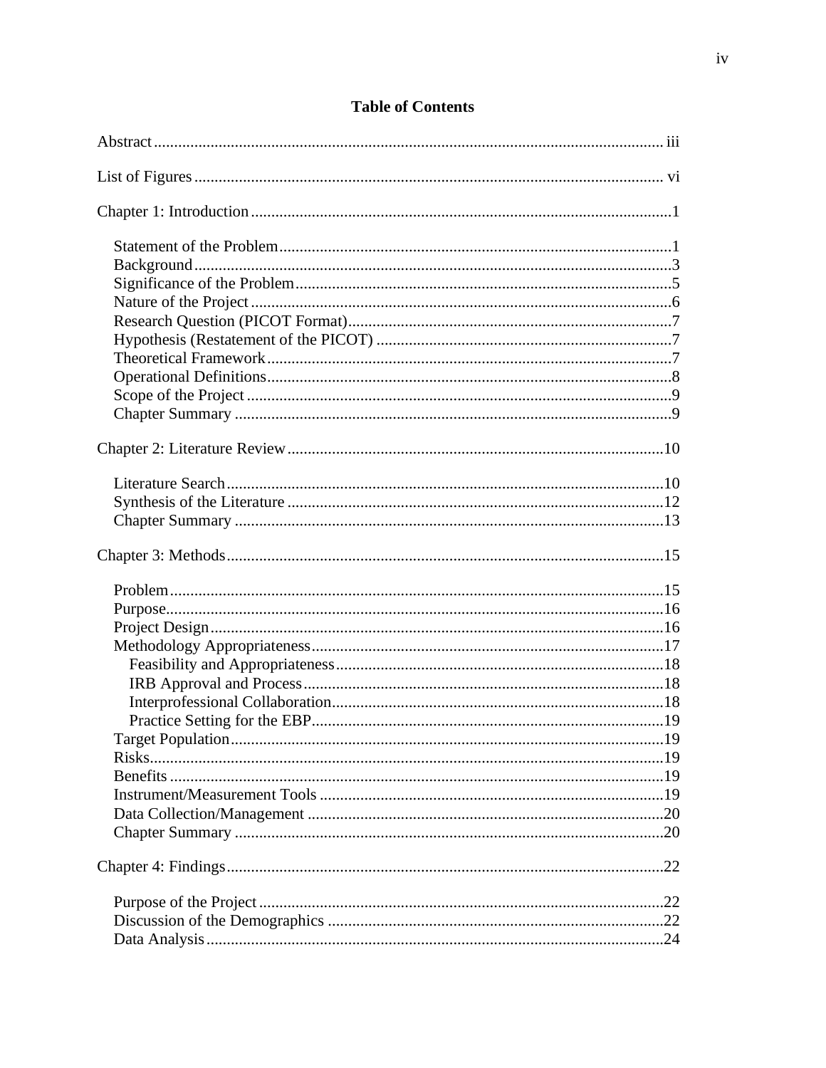# Table of Contents

Abstract .......... iii

List of Figures .......... vi

Chapter 1: Introduction .......... 1

- Statement of the Problem .......... 1
- Background .......... 3
- Significance of the Problem .......... 5
- Nature of the Project .......... 6
- Research Question (PICOT Format) .......... 7
- Hypothesis (Restatement of the PICOT) .......... 7
- Theoretical Framework .......... 7
- Operational Definitions .......... 8
- Scope of the Project .......... 9
- Chapter Summary .......... 9

Chapter 2: Literature Review .......... 10

- Literature Search .......... 10
- Synthesis of the Literature .......... 12
- Chapter Summary .......... 13

Chapter 3: Methods .......... 15

- Problem .......... 15
- Purpose .......... 16
- Project Design .......... 16
- Methodology Appropriateness .......... 17
  - Feasibility and Appropriateness .......... 18
  - IRB Approval and Process .......... 18
  - Interprofessional Collaboration .......... 18
  - Practice Setting for the EBP .......... 19
- Target Population .......... 19
- Risks .......... 19
- Benefits .......... 19
- Instrument/Measurement Tools .......... 19
- Data Collection/Management .......... 20
- Chapter Summary .......... 20

Chapter 4: Findings .......... 22

- Purpose of the Project .......... 22
- Discussion of the Demographics .......... 22
- Data Analysis .......... 24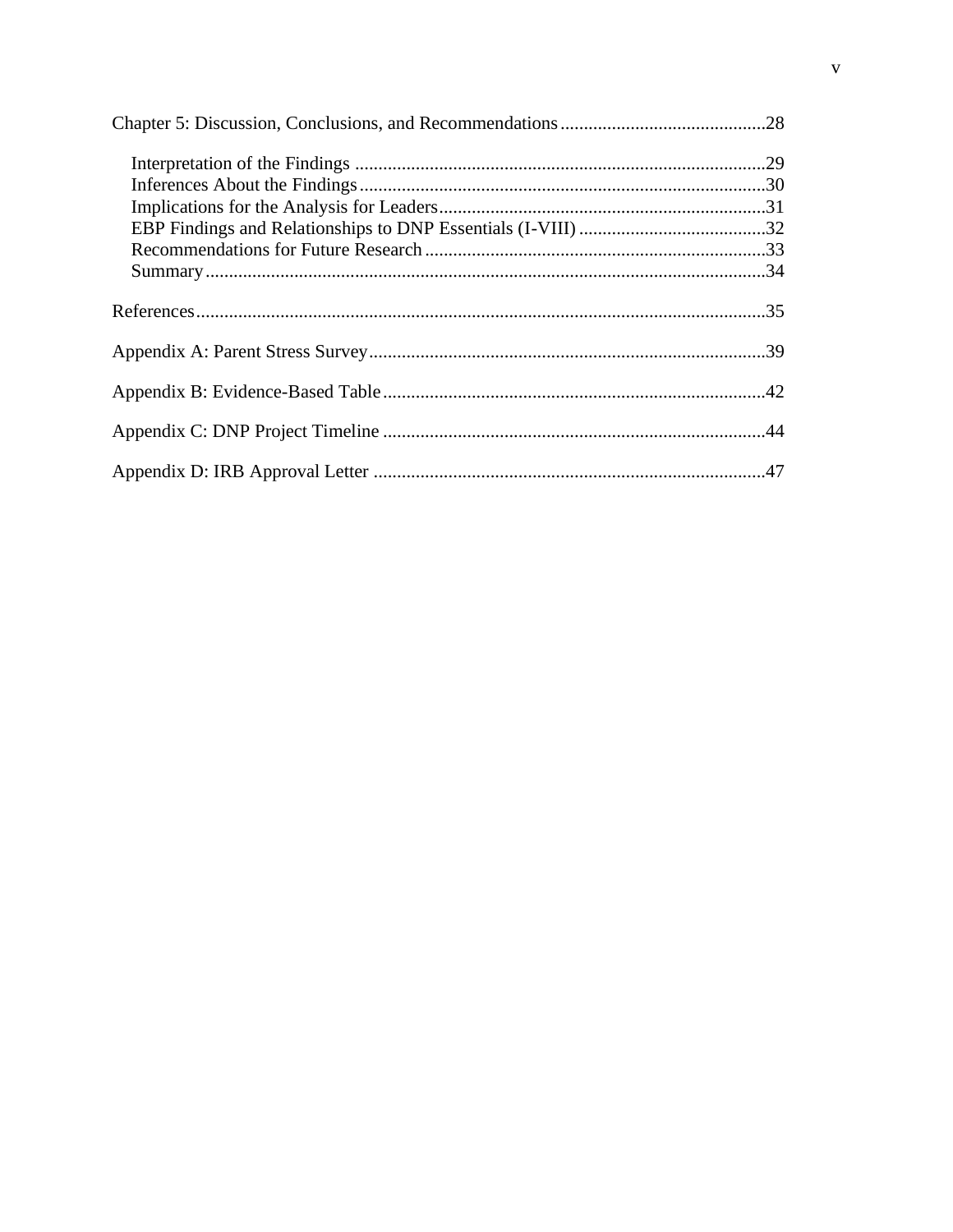Chapter 5: Discussion, Conclusions, and Recommendations ............................................28

- Interpretation of the Findings ........................................................................................29
- Inferences About the Findings .......................................................................................30
- Implications for the Analysis for Leaders ......................................................................31
- EBP Findings and Relationships to DNP Essentials (I-VIII) .........................................32
- Recommendations for Future Research .........................................................................33
- Summary ........................................................................................................................34

References ..........................................................................................................................35

Appendix A: Parent Stress Survey .....................................................................................39

Appendix B: Evidence-Based Table ..................................................................................42

Appendix C: DNP Project Timeline ..................................................................................44

Appendix D: IRB Approval Letter ....................................................................................47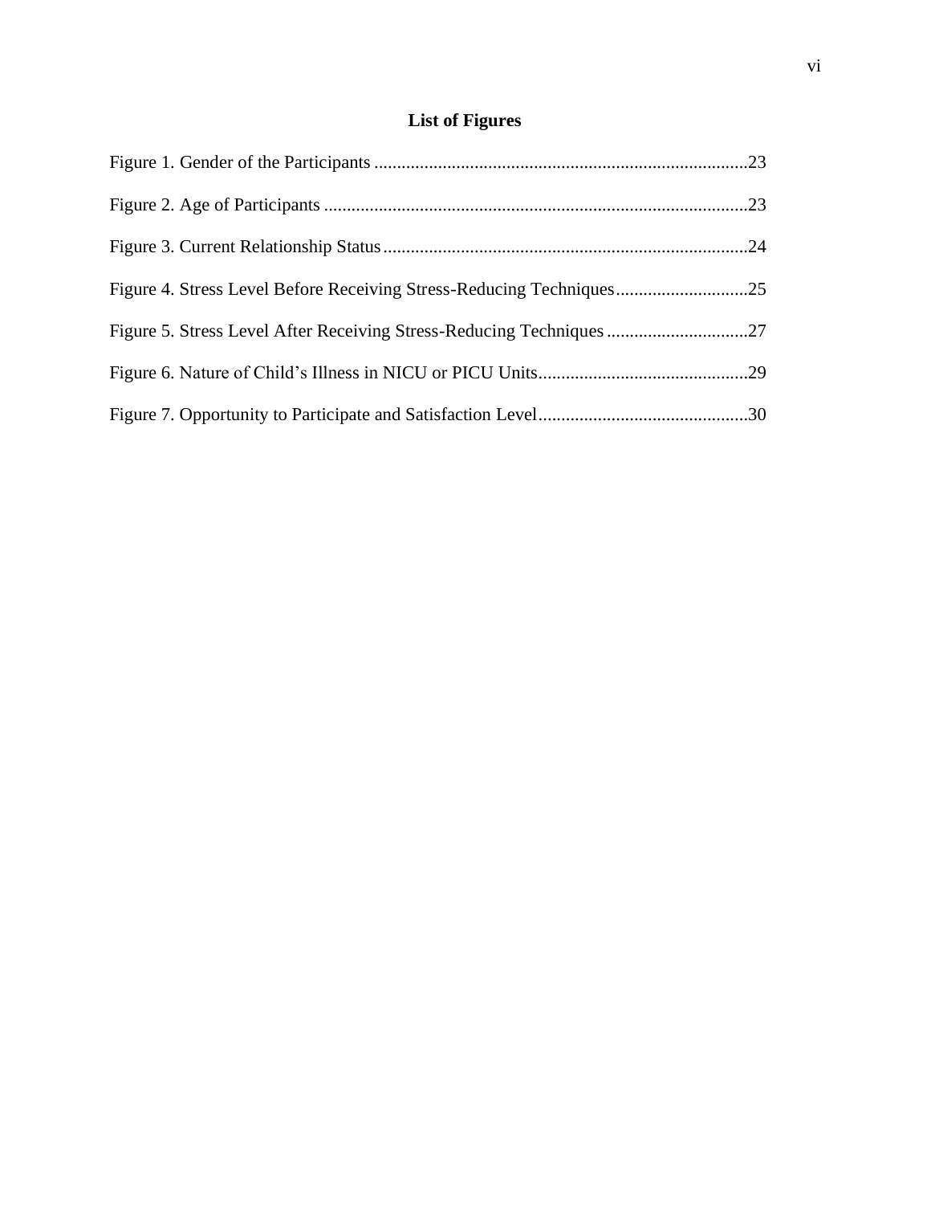# List of Figures

Figure 1. Gender of the Participants ..................................................................................23

Figure 2. Age of Participants ............................................................................................23

Figure 3. Current Relationship Status................................................................................24

Figure 4. Stress Level Before Receiving Stress-Reducing Techniques.............................25

Figure 5. Stress Level After Receiving Stress-Reducing Techniques...............................27

Figure 6. Nature of Child's Illness in NICU or PICU Units..............................................29

Figure 7. Opportunity to Participate and Satisfaction Level..............................................30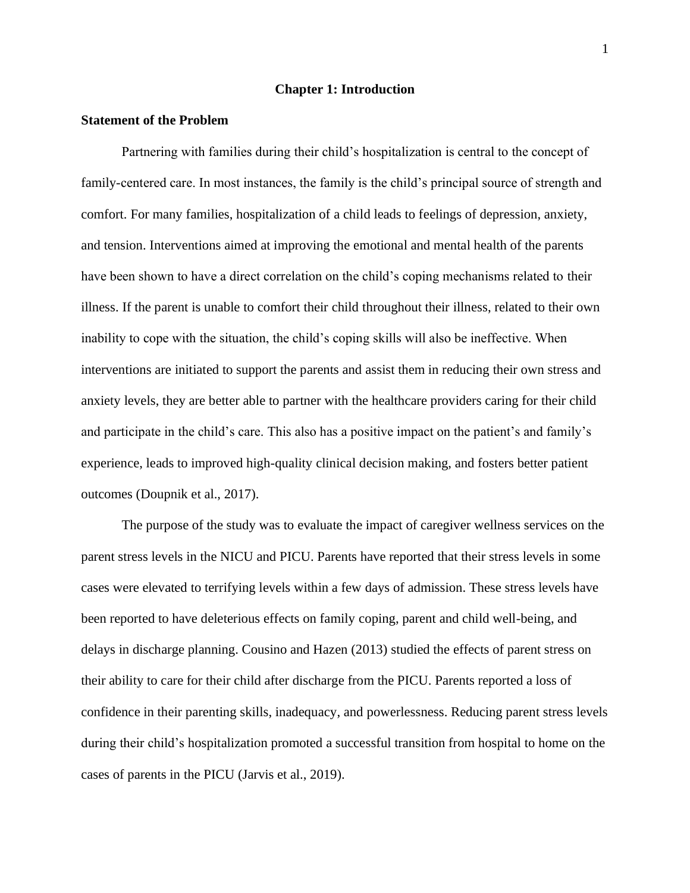# Chapter 1: Introduction

## Statement of the Problem

Partnering with families during their child's hospitalization is central to the concept of family-centered care. In most instances, the family is the child's principal source of strength and comfort. For many families, hospitalization of a child leads to feelings of depression, anxiety, and tension. Interventions aimed at improving the emotional and mental health of the parents have been shown to have a direct correlation on the child's coping mechanisms related to their illness. If the parent is unable to comfort their child throughout their illness, related to their own inability to cope with the situation, the child's coping skills will also be ineffective. When interventions are initiated to support the parents and assist them in reducing their own stress and anxiety levels, they are better able to partner with the healthcare providers caring for their child and participate in the child's care. This also has a positive impact on the patient's and family's experience, leads to improved high-quality clinical decision making, and fosters better patient outcomes (Doupnik et al., 2017).

The purpose of the study was to evaluate the impact of caregiver wellness services on the parent stress levels in the NICU and PICU. Parents have reported that their stress levels in some cases were elevated to terrifying levels within a few days of admission. These stress levels have been reported to have deleterious effects on family coping, parent and child well-being, and delays in discharge planning. Cousino and Hazen (2013) studied the effects of parent stress on their ability to care for their child after discharge from the PICU. Parents reported a loss of confidence in their parenting skills, inadequacy, and powerlessness. Reducing parent stress levels during their child's hospitalization promoted a successful transition from hospital to home on the cases of parents in the PICU (Jarvis et al., 2019).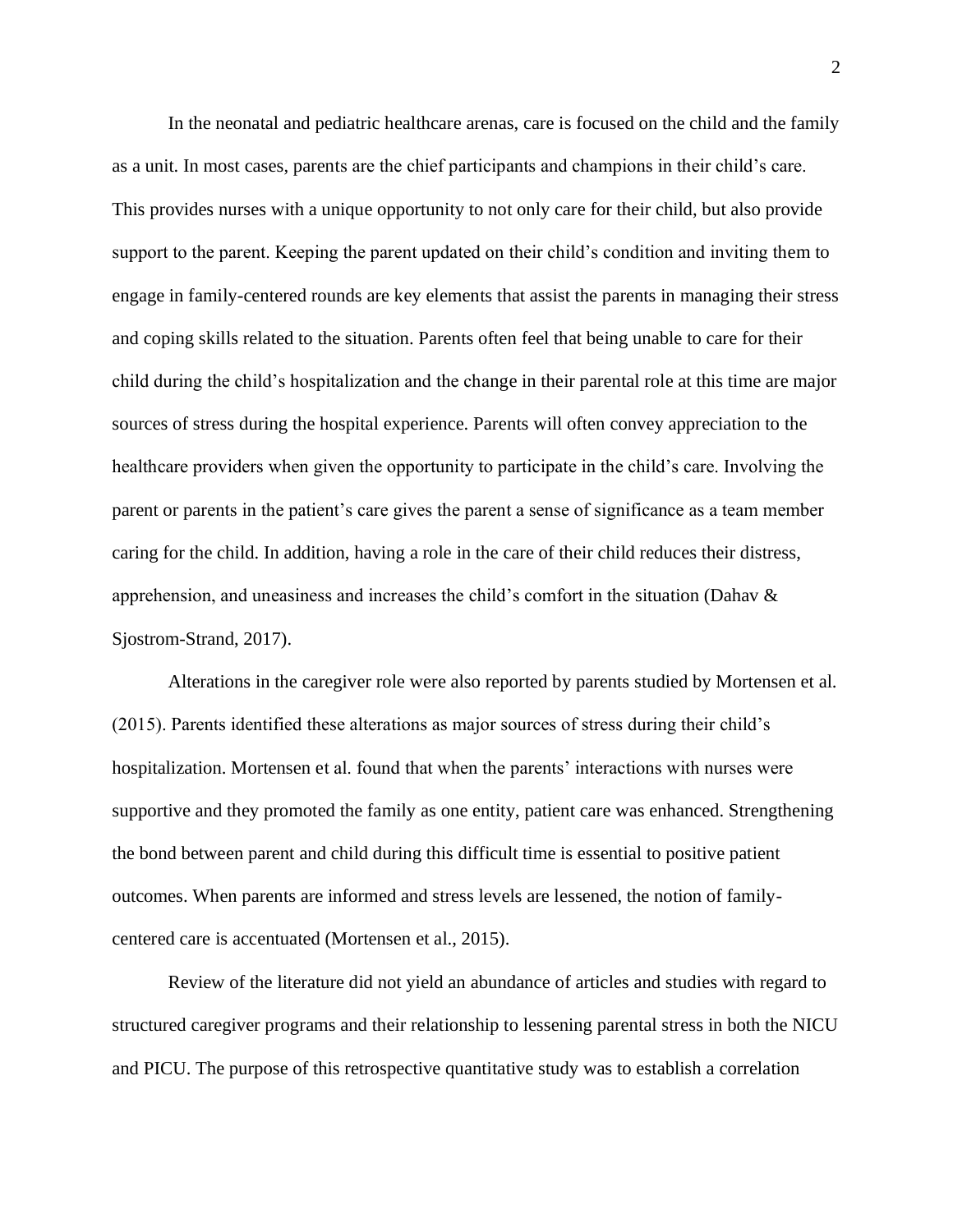In the neonatal and pediatric healthcare arenas, care is focused on the child and the family as a unit. In most cases, parents are the chief participants and champions in their child's care. This provides nurses with a unique opportunity to not only care for their child, but also provide support to the parent. Keeping the parent updated on their child's condition and inviting them to engage in family-centered rounds are key elements that assist the parents in managing their stress and coping skills related to the situation. Parents often feel that being unable to care for their child during the child's hospitalization and the change in their parental role at this time are major sources of stress during the hospital experience. Parents will often convey appreciation to the healthcare providers when given the opportunity to participate in the child's care. Involving the parent or parents in the patient's care gives the parent a sense of significance as a team member caring for the child. In addition, having a role in the care of their child reduces their distress, apprehension, and uneasiness and increases the child's comfort in the situation (Dahav & Sjostrom-Strand, 2017).

Alterations in the caregiver role were also reported by parents studied by Mortensen et al. (2015). Parents identified these alterations as major sources of stress during their child's hospitalization. Mortensen et al. found that when the parents' interactions with nurses were supportive and they promoted the family as one entity, patient care was enhanced. Strengthening the bond between parent and child during this difficult time is essential to positive patient outcomes. When parents are informed and stress levels are lessened, the notion of family-centered care is accentuated (Mortensen et al., 2015).

Review of the literature did not yield an abundance of articles and studies with regard to structured caregiver programs and their relationship to lessening parental stress in both the NICU and PICU. The purpose of this retrospective quantitative study was to establish a correlation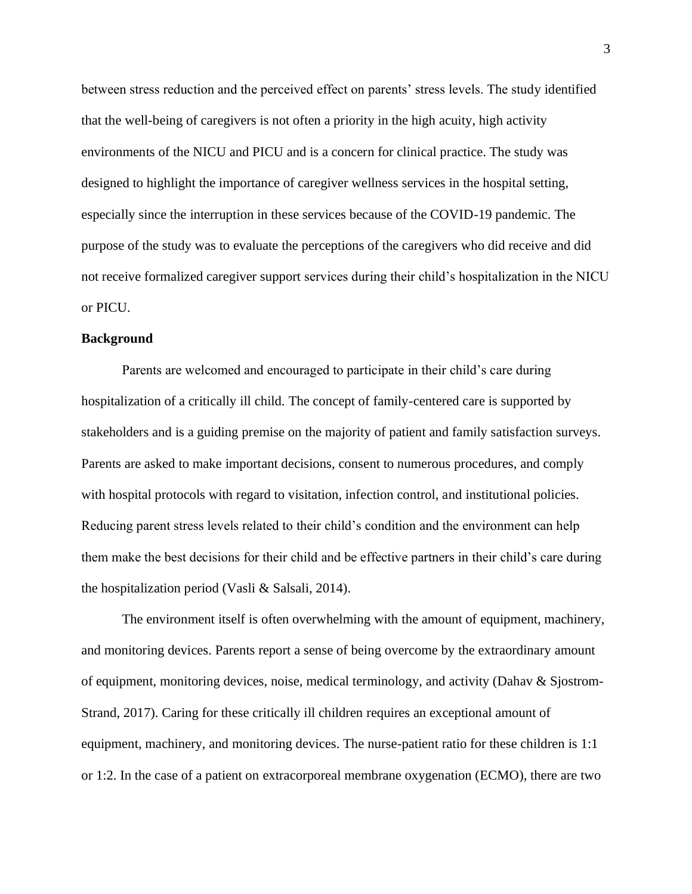between stress reduction and the perceived effect on parents' stress levels. The study identified that the well-being of caregivers is not often a priority in the high acuity, high activity environments of the NICU and PICU and is a concern for clinical practice. The study was designed to highlight the importance of caregiver wellness services in the hospital setting, especially since the interruption in these services because of the COVID-19 pandemic. The purpose of the study was to evaluate the perceptions of the caregivers who did receive and did not receive formalized caregiver support services during their child's hospitalization in the NICU or PICU.

**Background**

Parents are welcomed and encouraged to participate in their child's care during hospitalization of a critically ill child. The concept of family-centered care is supported by stakeholders and is a guiding premise on the majority of patient and family satisfaction surveys. Parents are asked to make important decisions, consent to numerous procedures, and comply with hospital protocols with regard to visitation, infection control, and institutional policies. Reducing parent stress levels related to their child's condition and the environment can help them make the best decisions for their child and be effective partners in their child's care during the hospitalization period (Vasli & Salsali, 2014).

The environment itself is often overwhelming with the amount of equipment, machinery, and monitoring devices. Parents report a sense of being overcome by the extraordinary amount of equipment, monitoring devices, noise, medical terminology, and activity (Dahav & Sjostrom-Strand, 2017). Caring for these critically ill children requires an exceptional amount of equipment, machinery, and monitoring devices. The nurse-patient ratio for these children is 1:1 or 1:2. In the case of a patient on extracorporeal membrane oxygenation (ECMO), there are two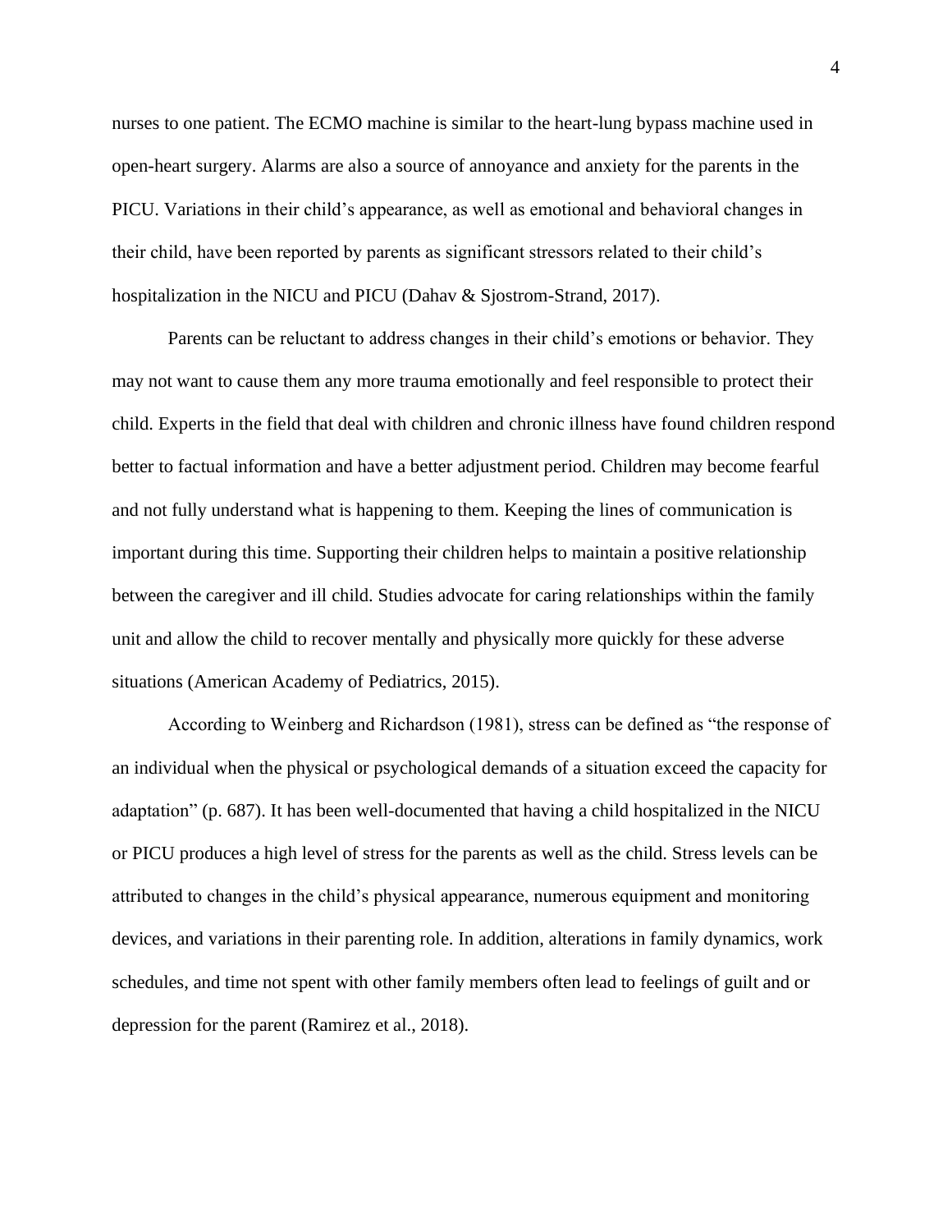nurses to one patient. The ECMO machine is similar to the heart-lung bypass machine used in open-heart surgery. Alarms are also a source of annoyance and anxiety for the parents in the PICU. Variations in their child's appearance, as well as emotional and behavioral changes in their child, have been reported by parents as significant stressors related to their child's hospitalization in the NICU and PICU (Dahav & Sjostrom-Strand, 2017).

Parents can be reluctant to address changes in their child's emotions or behavior. They may not want to cause them any more trauma emotionally and feel responsible to protect their child. Experts in the field that deal with children and chronic illness have found children respond better to factual information and have a better adjustment period. Children may become fearful and not fully understand what is happening to them. Keeping the lines of communication is important during this time. Supporting their children helps to maintain a positive relationship between the caregiver and ill child. Studies advocate for caring relationships within the family unit and allow the child to recover mentally and physically more quickly for these adverse situations (American Academy of Pediatrics, 2015).

According to Weinberg and Richardson (1981), stress can be defined as "the response of an individual when the physical or psychological demands of a situation exceed the capacity for adaptation" (p. 687). It has been well-documented that having a child hospitalized in the NICU or PICU produces a high level of stress for the parents as well as the child. Stress levels can be attributed to changes in the child's physical appearance, numerous equipment and monitoring devices, and variations in their parenting role. In addition, alterations in family dynamics, work schedules, and time not spent with other family members often lead to feelings of guilt and or depression for the parent (Ramirez et al., 2018).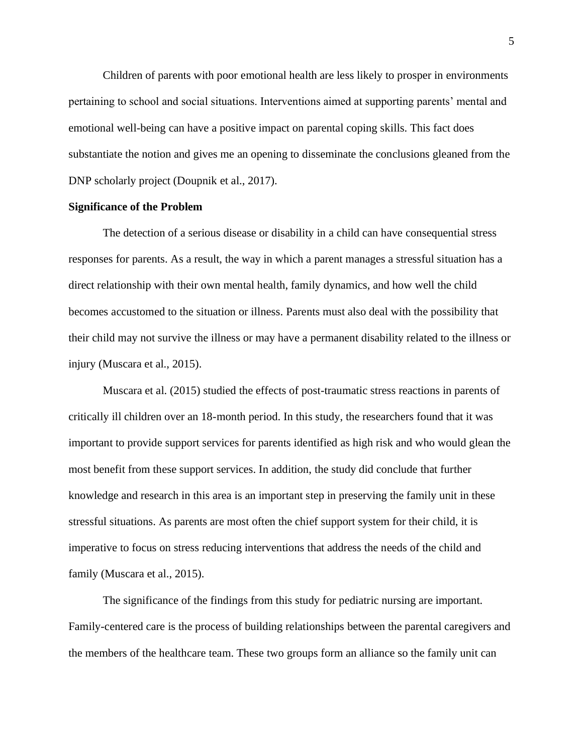Children of parents with poor emotional health are less likely to prosper in environments pertaining to school and social situations. Interventions aimed at supporting parents' mental and emotional well-being can have a positive impact on parental coping skills. This fact does substantiate the notion and gives me an opening to disseminate the conclusions gleaned from the DNP scholarly project (Doupnik et al., 2017).

**Significance of the Problem**

The detection of a serious disease or disability in a child can have consequential stress responses for parents. As a result, the way in which a parent manages a stressful situation has a direct relationship with their own mental health, family dynamics, and how well the child becomes accustomed to the situation or illness. Parents must also deal with the possibility that their child may not survive the illness or may have a permanent disability related to the illness or injury (Muscara et al., 2015).

Muscara et al. (2015) studied the effects of post-traumatic stress reactions in parents of critically ill children over an 18-month period. In this study, the researchers found that it was important to provide support services for parents identified as high risk and who would glean the most benefit from these support services. In addition, the study did conclude that further knowledge and research in this area is an important step in preserving the family unit in these stressful situations. As parents are most often the chief support system for their child, it is imperative to focus on stress reducing interventions that address the needs of the child and family (Muscara et al., 2015).

The significance of the findings from this study for pediatric nursing are important. Family-centered care is the process of building relationships between the parental caregivers and the members of the healthcare team. These two groups form an alliance so the family unit can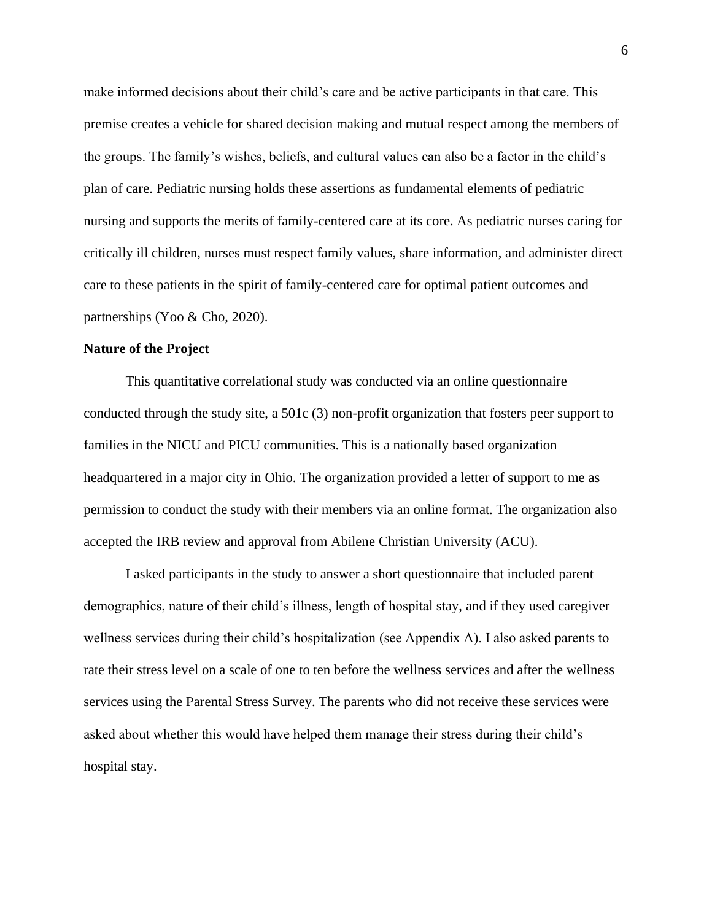make informed decisions about their child's care and be active participants in that care. This premise creates a vehicle for shared decision making and mutual respect among the members of the groups. The family's wishes, beliefs, and cultural values can also be a factor in the child's plan of care. Pediatric nursing holds these assertions as fundamental elements of pediatric nursing and supports the merits of family-centered care at its core. As pediatric nurses caring for critically ill children, nurses must respect family values, share information, and administer direct care to these patients in the spirit of family-centered care for optimal patient outcomes and partnerships (Yoo & Cho, 2020).

**Nature of the Project**

This quantitative correlational study was conducted via an online questionnaire conducted through the study site, a 501c (3) non-profit organization that fosters peer support to families in the NICU and PICU communities. This is a nationally based organization headquartered in a major city in Ohio. The organization provided a letter of support to me as permission to conduct the study with their members via an online format. The organization also accepted the IRB review and approval from Abilene Christian University (ACU).

I asked participants in the study to answer a short questionnaire that included parent demographics, nature of their child's illness, length of hospital stay, and if they used caregiver wellness services during their child's hospitalization (see Appendix A). I also asked parents to rate their stress level on a scale of one to ten before the wellness services and after the wellness services using the Parental Stress Survey. The parents who did not receive these services were asked about whether this would have helped them manage their stress during their child's hospital stay.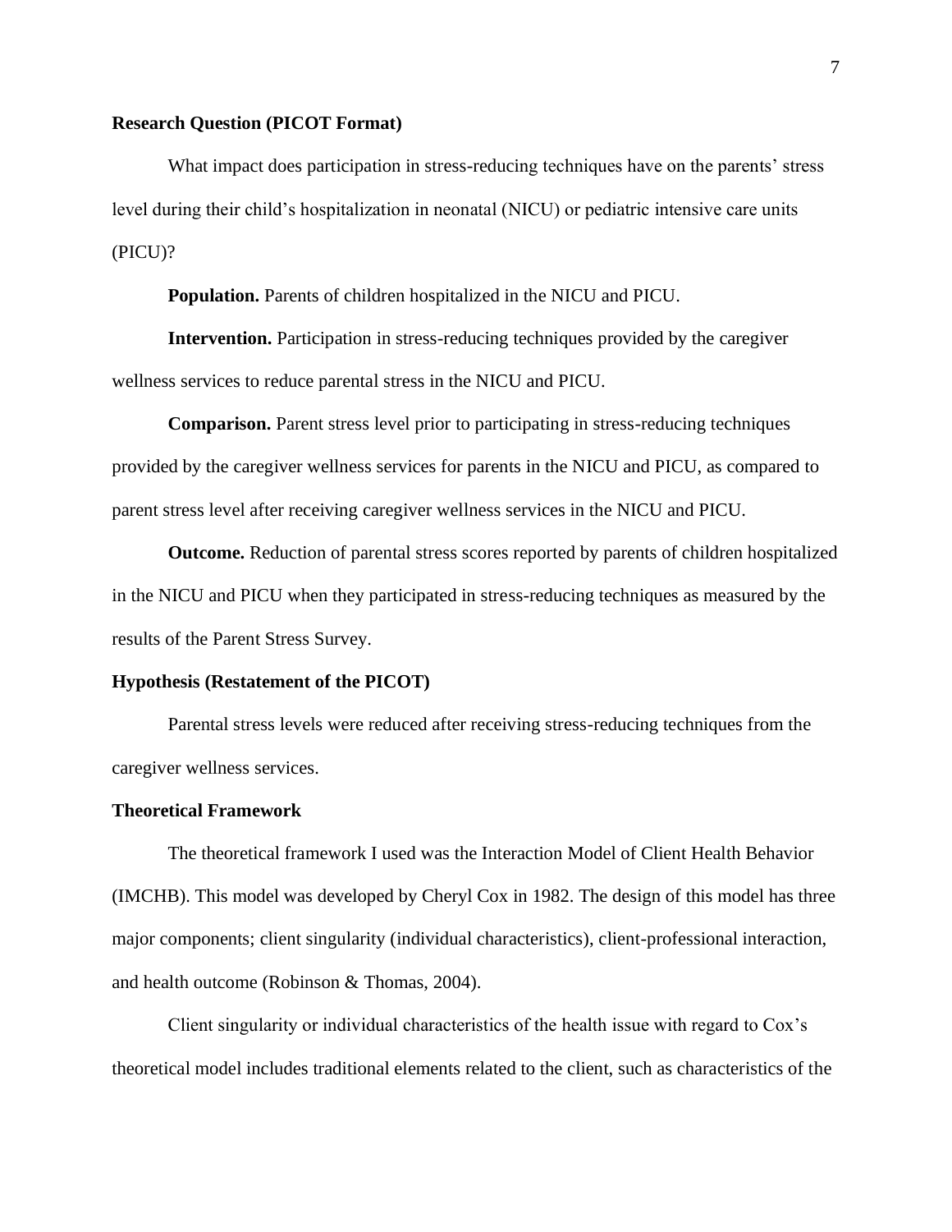## Research Question (PICOT Format)

What impact does participation in stress-reducing techniques have on the parents' stress level during their child's hospitalization in neonatal (NICU) or pediatric intensive care units (PICU)?

**Population.** Parents of children hospitalized in the NICU and PICU.

**Intervention.** Participation in stress-reducing techniques provided by the caregiver wellness services to reduce parental stress in the NICU and PICU.

**Comparison.** Parent stress level prior to participating in stress-reducing techniques provided by the caregiver wellness services for parents in the NICU and PICU, as compared to parent stress level after receiving caregiver wellness services in the NICU and PICU.

**Outcome.** Reduction of parental stress scores reported by parents of children hospitalized in the NICU and PICU when they participated in stress-reducing techniques as measured by the results of the Parent Stress Survey.

## Hypothesis (Restatement of the PICOT)

Parental stress levels were reduced after receiving stress-reducing techniques from the caregiver wellness services.

## Theoretical Framework

The theoretical framework I used was the Interaction Model of Client Health Behavior (IMCHB). This model was developed by Cheryl Cox in 1982. The design of this model has three major components; client singularity (individual characteristics), client-professional interaction, and health outcome (Robinson & Thomas, 2004).

Client singularity or individual characteristics of the health issue with regard to Cox's theoretical model includes traditional elements related to the client, such as characteristics of the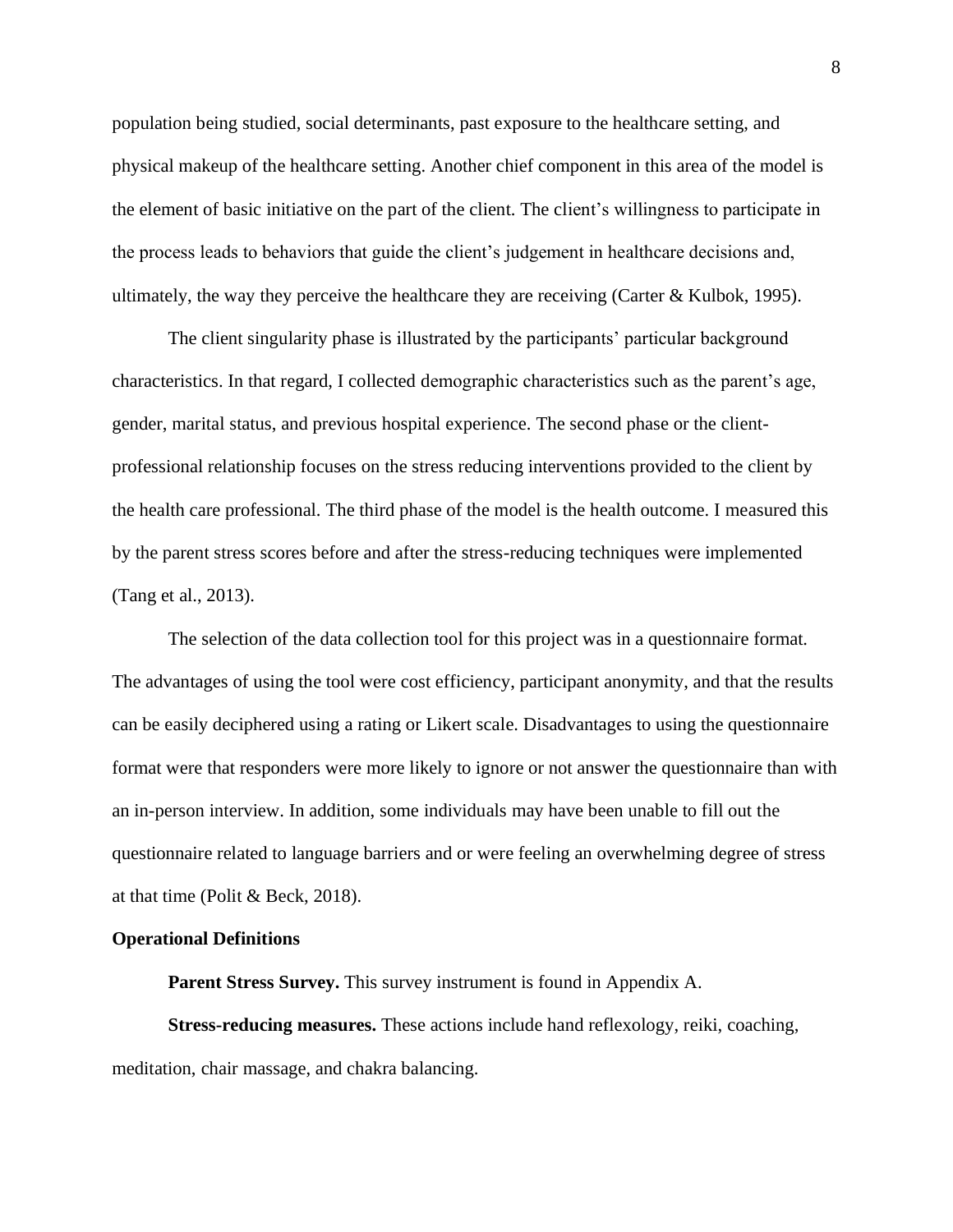population being studied, social determinants, past exposure to the healthcare setting, and physical makeup of the healthcare setting. Another chief component in this area of the model is the element of basic initiative on the part of the client. The client's willingness to participate in the process leads to behaviors that guide the client's judgement in healthcare decisions and, ultimately, the way they perceive the healthcare they are receiving (Carter & Kulbok, 1995).

The client singularity phase is illustrated by the participants' particular background characteristics. In that regard, I collected demographic characteristics such as the parent's age, gender, marital status, and previous hospital experience. The second phase or the client-professional relationship focuses on the stress reducing interventions provided to the client by the health care professional. The third phase of the model is the health outcome. I measured this by the parent stress scores before and after the stress-reducing techniques were implemented (Tang et al., 2013).

The selection of the data collection tool for this project was in a questionnaire format. The advantages of using the tool were cost efficiency, participant anonymity, and that the results can be easily deciphered using a rating or Likert scale. Disadvantages to using the questionnaire format were that responders were more likely to ignore or not answer the questionnaire than with an in-person interview. In addition, some individuals may have been unable to fill out the questionnaire related to language barriers and or were feeling an overwhelming degree of stress at that time (Polit & Beck, 2018).

### Operational Definitions

**Parent Stress Survey.** This survey instrument is found in Appendix A.

**Stress-reducing measures.** These actions include hand reflexology, reiki, coaching, meditation, chair massage, and chakra balancing.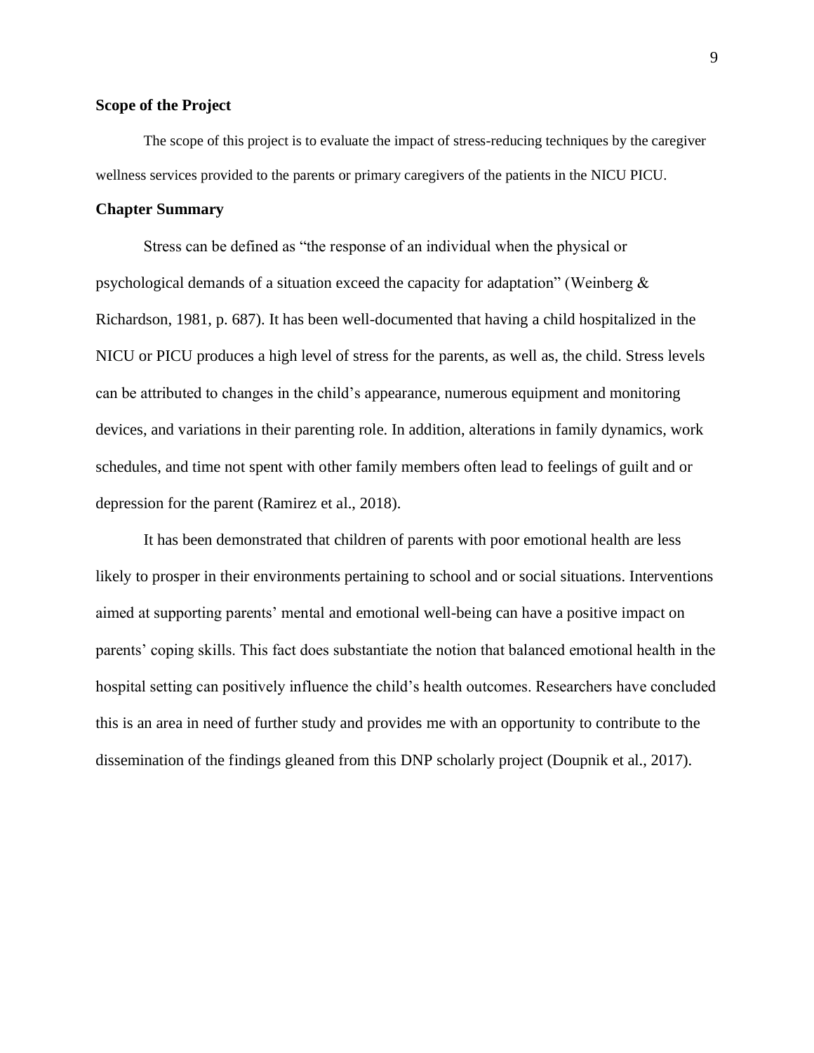### Scope of the Project

The scope of this project is to evaluate the impact of stress-reducing techniques by the caregiver wellness services provided to the parents or primary caregivers of the patients in the NICU PICU.

### Chapter Summary

Stress can be defined as "the response of an individual when the physical or psychological demands of a situation exceed the capacity for adaptation" (Weinberg & Richardson, 1981, p. 687). It has been well-documented that having a child hospitalized in the NICU or PICU produces a high level of stress for the parents, as well as, the child. Stress levels can be attributed to changes in the child's appearance, numerous equipment and monitoring devices, and variations in their parenting role. In addition, alterations in family dynamics, work schedules, and time not spent with other family members often lead to feelings of guilt and or depression for the parent (Ramirez et al., 2018).

It has been demonstrated that children of parents with poor emotional health are less likely to prosper in their environments pertaining to school and or social situations. Interventions aimed at supporting parents' mental and emotional well-being can have a positive impact on parents' coping skills. This fact does substantiate the notion that balanced emotional health in the hospital setting can positively influence the child's health outcomes. Researchers have concluded this is an area in need of further study and provides me with an opportunity to contribute to the dissemination of the findings gleaned from this DNP scholarly project (Doupnik et al., 2017).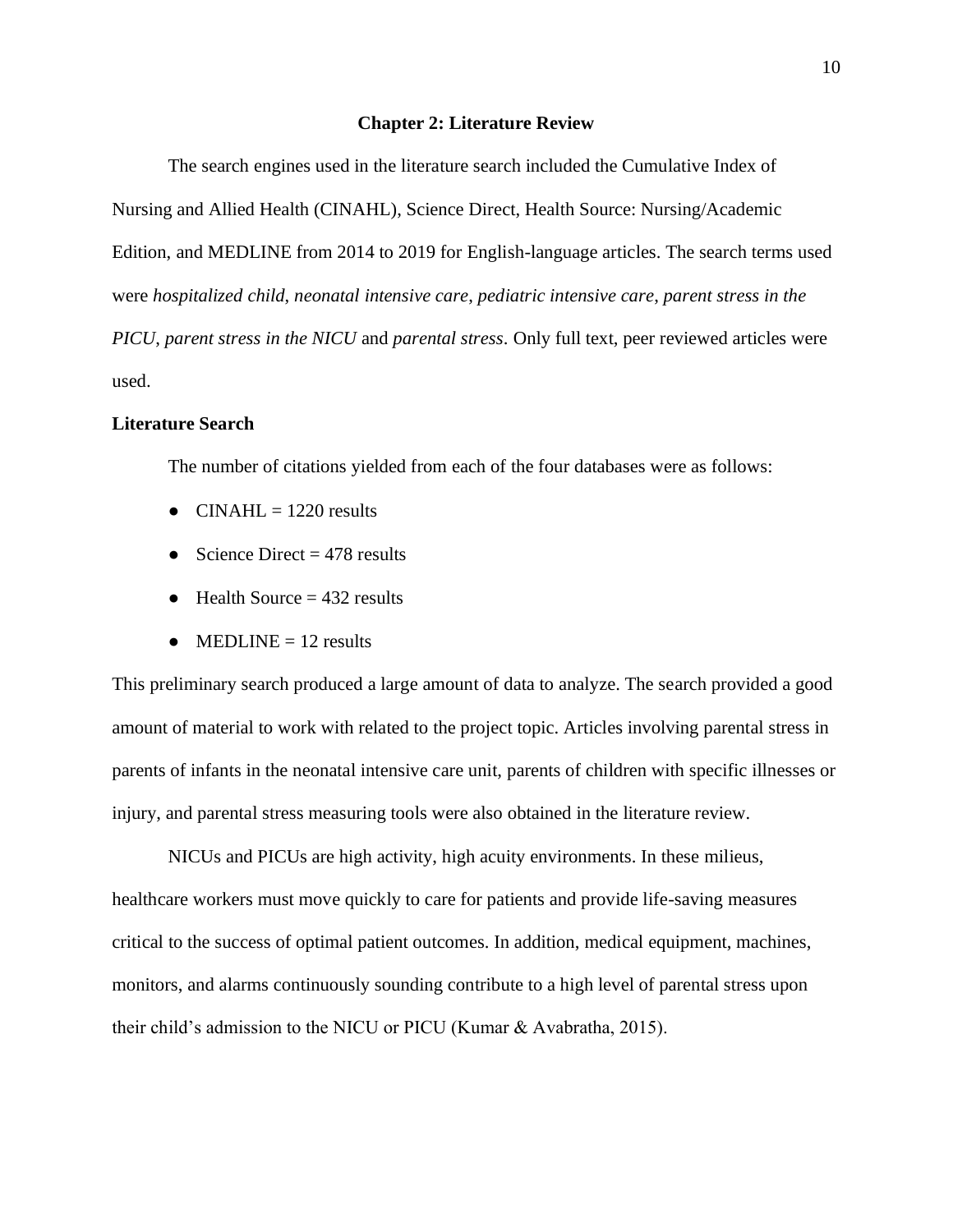## Chapter 2: Literature Review

The search engines used in the literature search included the Cumulative Index of Nursing and Allied Health (CINAHL), Science Direct, Health Source: Nursing/Academic Edition, and MEDLINE from 2014 to 2019 for English-language articles. The search terms used were *hospitalized child*, *neonatal intensive care*, *pediatric intensive care*, *parent stress in the PICU*, *parent stress in the NICU* and *parental stress*. Only full text, peer reviewed articles were used.

### Literature Search

The number of citations yielded from each of the four databases were as follows:

- CINAHL = 1220 results
- Science Direct = 478 results
- Health Source = 432 results
- MEDLINE = 12 results

This preliminary search produced a large amount of data to analyze. The search provided a good amount of material to work with related to the project topic. Articles involving parental stress in parents of infants in the neonatal intensive care unit, parents of children with specific illnesses or injury, and parental stress measuring tools were also obtained in the literature review.

NICUs and PICUs are high activity, high acuity environments. In these milieus, healthcare workers must move quickly to care for patients and provide life-saving measures critical to the success of optimal patient outcomes. In addition, medical equipment, machines, monitors, and alarms continuously sounding contribute to a high level of parental stress upon their child's admission to the NICU or PICU (Kumar & Avabratha, 2015).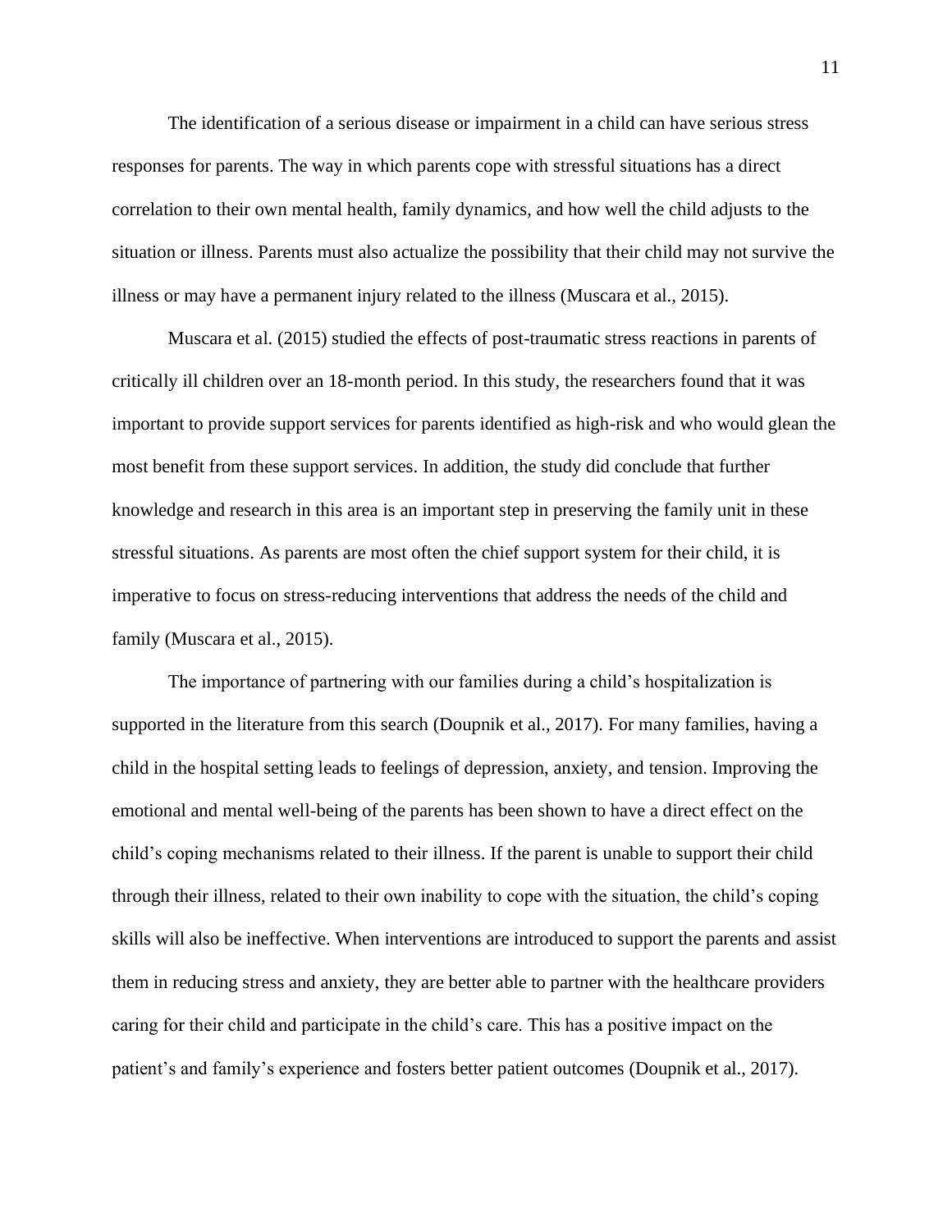The identification of a serious disease or impairment in a child can have serious stress responses for parents. The way in which parents cope with stressful situations has a direct correlation to their own mental health, family dynamics, and how well the child adjusts to the situation or illness. Parents must also actualize the possibility that their child may not survive the illness or may have a permanent injury related to the illness (Muscara et al., 2015).

Muscara et al. (2015) studied the effects of post-traumatic stress reactions in parents of critically ill children over an 18-month period. In this study, the researchers found that it was important to provide support services for parents identified as high-risk and who would glean the most benefit from these support services. In addition, the study did conclude that further knowledge and research in this area is an important step in preserving the family unit in these stressful situations. As parents are most often the chief support system for their child, it is imperative to focus on stress-reducing interventions that address the needs of the child and family (Muscara et al., 2015).

The importance of partnering with our families during a child's hospitalization is supported in the literature from this search (Doupnik et al., 2017). For many families, having a child in the hospital setting leads to feelings of depression, anxiety, and tension. Improving the emotional and mental well-being of the parents has been shown to have a direct effect on the child's coping mechanisms related to their illness. If the parent is unable to support their child through their illness, related to their own inability to cope with the situation, the child's coping skills will also be ineffective. When interventions are introduced to support the parents and assist them in reducing stress and anxiety, they are better able to partner with the healthcare providers caring for their child and participate in the child's care. This has a positive impact on the patient's and family's experience and fosters better patient outcomes (Doupnik et al., 2017).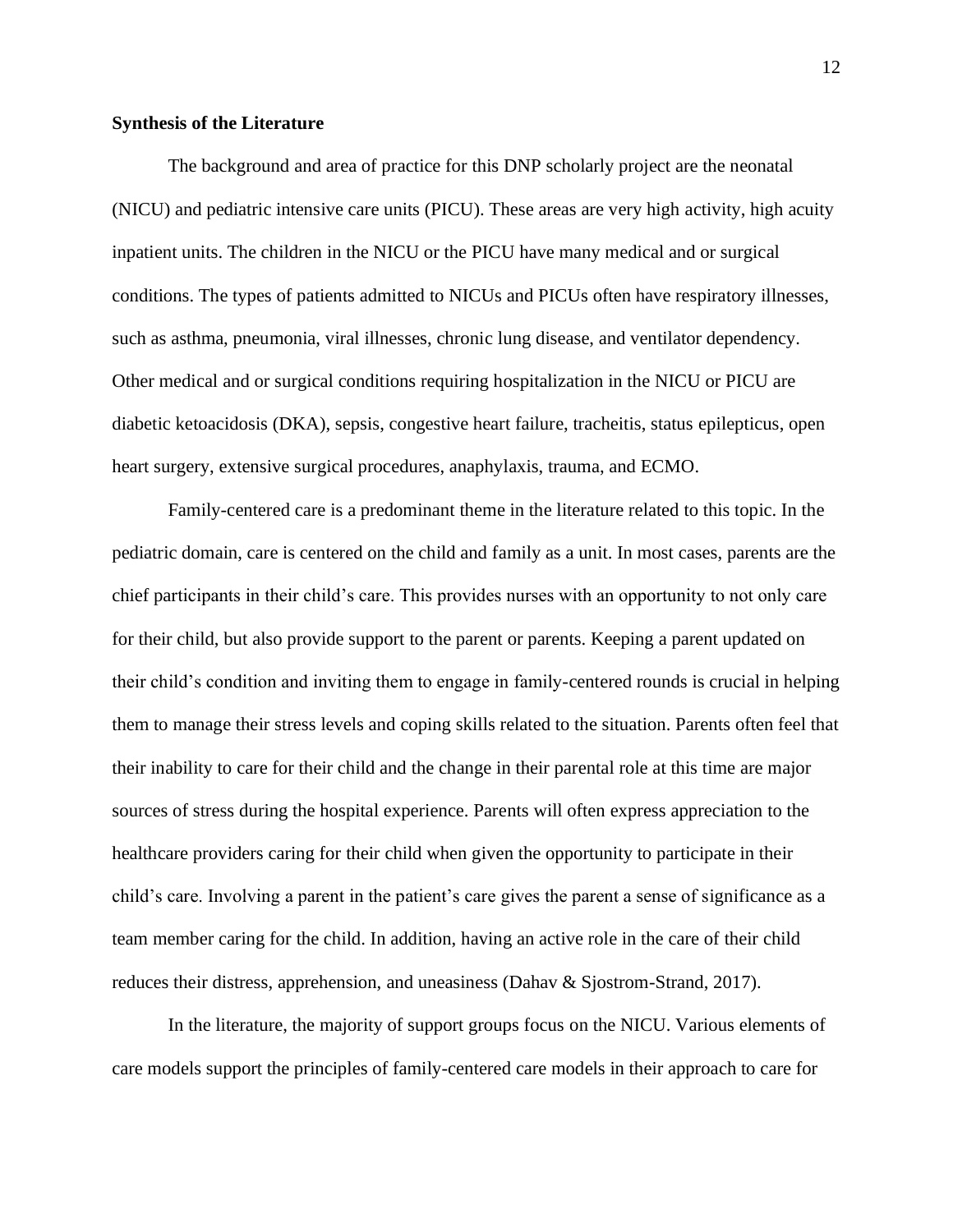**Synthesis of the Literature**

The background and area of practice for this DNP scholarly project are the neonatal (NICU) and pediatric intensive care units (PICU). These areas are very high activity, high acuity inpatient units. The children in the NICU or the PICU have many medical and or surgical conditions. The types of patients admitted to NICUs and PICUs often have respiratory illnesses, such as asthma, pneumonia, viral illnesses, chronic lung disease, and ventilator dependency. Other medical and or surgical conditions requiring hospitalization in the NICU or PICU are diabetic ketoacidosis (DKA), sepsis, congestive heart failure, tracheitis, status epilepticus, open heart surgery, extensive surgical procedures, anaphylaxis, trauma, and ECMO.

Family-centered care is a predominant theme in the literature related to this topic. In the pediatric domain, care is centered on the child and family as a unit. In most cases, parents are the chief participants in their child's care. This provides nurses with an opportunity to not only care for their child, but also provide support to the parent or parents. Keeping a parent updated on their child's condition and inviting them to engage in family-centered rounds is crucial in helping them to manage their stress levels and coping skills related to the situation. Parents often feel that their inability to care for their child and the change in their parental role at this time are major sources of stress during the hospital experience. Parents will often express appreciation to the healthcare providers caring for their child when given the opportunity to participate in their child's care. Involving a parent in the patient's care gives the parent a sense of significance as a team member caring for the child. In addition, having an active role in the care of their child reduces their distress, apprehension, and uneasiness (Dahav & Sjostrom-Strand, 2017).

In the literature, the majority of support groups focus on the NICU. Various elements of care models support the principles of family-centered care models in their approach to care for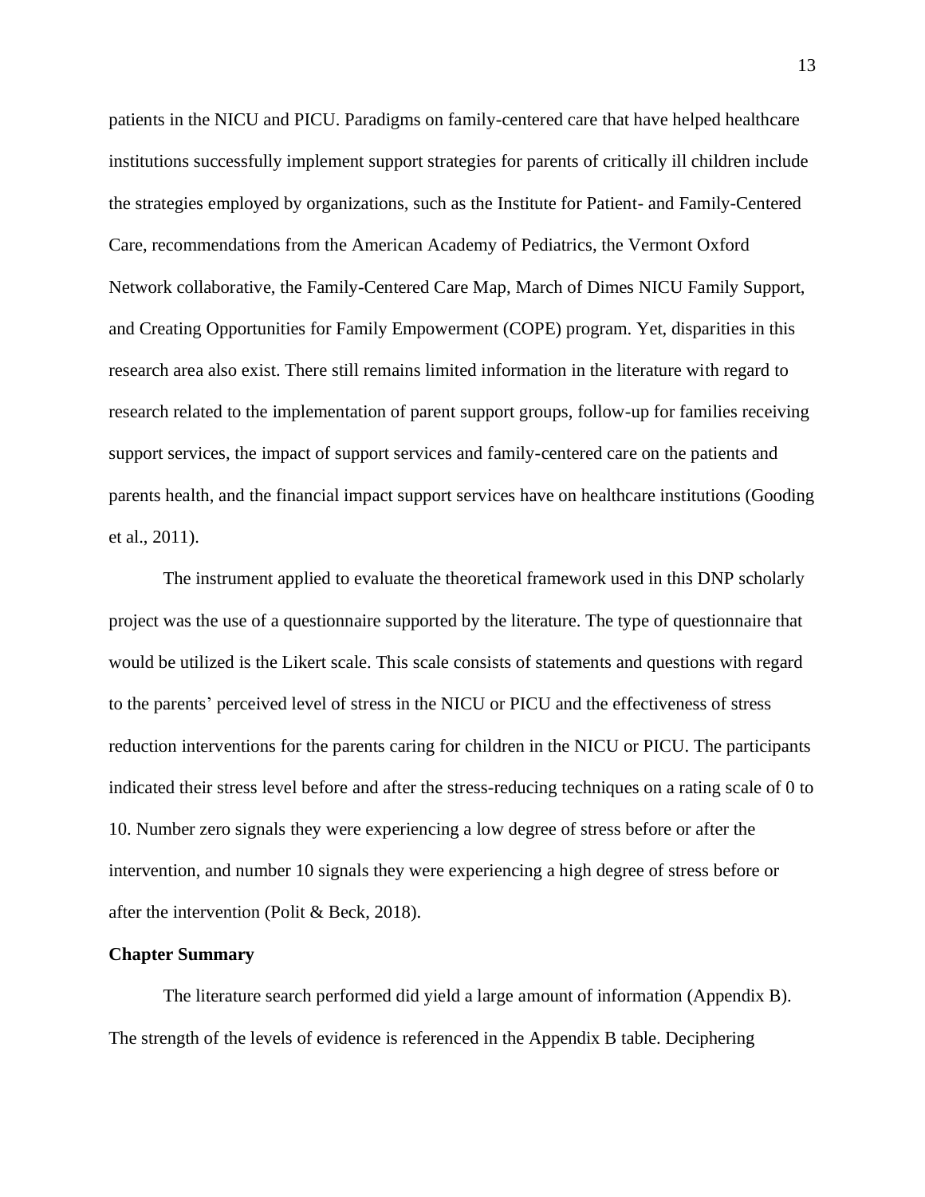patients in the NICU and PICU. Paradigms on family-centered care that have helped healthcare institutions successfully implement support strategies for parents of critically ill children include the strategies employed by organizations, such as the Institute for Patient- and Family-Centered Care, recommendations from the American Academy of Pediatrics, the Vermont Oxford Network collaborative, the Family-Centered Care Map, March of Dimes NICU Family Support, and Creating Opportunities for Family Empowerment (COPE) program. Yet, disparities in this research area also exist. There still remains limited information in the literature with regard to research related to the implementation of parent support groups, follow-up for families receiving support services, the impact of support services and family-centered care on the patients and parents health, and the financial impact support services have on healthcare institutions (Gooding et al., 2011).

The instrument applied to evaluate the theoretical framework used in this DNP scholarly project was the use of a questionnaire supported by the literature. The type of questionnaire that would be utilized is the Likert scale. This scale consists of statements and questions with regard to the parents' perceived level of stress in the NICU or PICU and the effectiveness of stress reduction interventions for the parents caring for children in the NICU or PICU. The participants indicated their stress level before and after the stress-reducing techniques on a rating scale of 0 to 10. Number zero signals they were experiencing a low degree of stress before or after the intervention, and number 10 signals they were experiencing a high degree of stress before or after the intervention (Polit & Beck, 2018).

**Chapter Summary**

The literature search performed did yield a large amount of information (Appendix B). The strength of the levels of evidence is referenced in the Appendix B table. Deciphering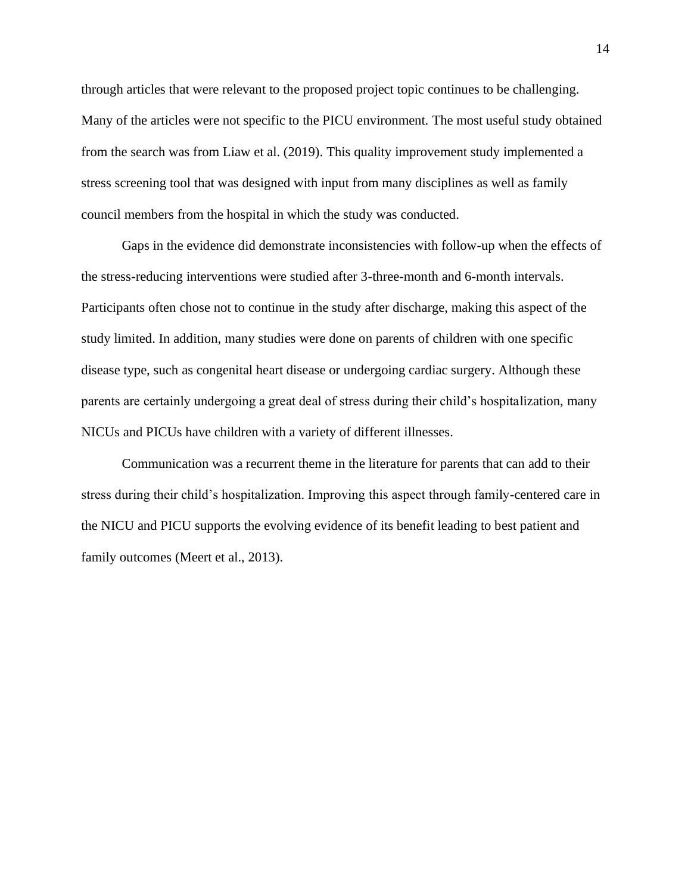through articles that were relevant to the proposed project topic continues to be challenging. Many of the articles were not specific to the PICU environment. The most useful study obtained from the search was from Liaw et al. (2019). This quality improvement study implemented a stress screening tool that was designed with input from many disciplines as well as family council members from the hospital in which the study was conducted.

Gaps in the evidence did demonstrate inconsistencies with follow-up when the effects of the stress-reducing interventions were studied after 3-three-month and 6-month intervals. Participants often chose not to continue in the study after discharge, making this aspect of the study limited. In addition, many studies were done on parents of children with one specific disease type, such as congenital heart disease or undergoing cardiac surgery. Although these parents are certainly undergoing a great deal of stress during their child's hospitalization, many NICUs and PICUs have children with a variety of different illnesses.

Communication was a recurrent theme in the literature for parents that can add to their stress during their child's hospitalization. Improving this aspect through family-centered care in the NICU and PICU supports the evolving evidence of its benefit leading to best patient and family outcomes (Meert et al., 2013).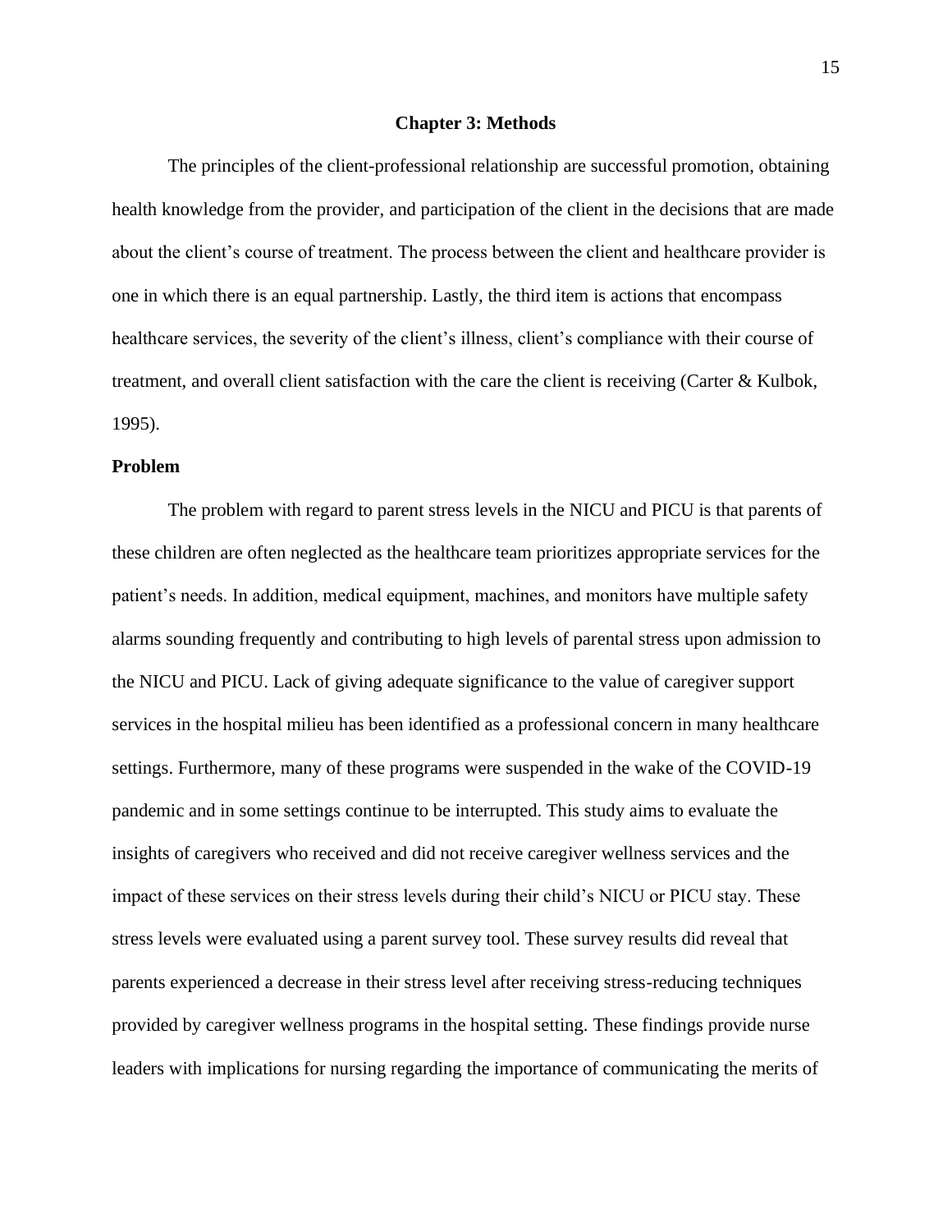## Chapter 3: Methods

The principles of the client-professional relationship are successful promotion, obtaining health knowledge from the provider, and participation of the client in the decisions that are made about the client's course of treatment. The process between the client and healthcare provider is one in which there is an equal partnership. Lastly, the third item is actions that encompass healthcare services, the severity of the client's illness, client's compliance with their course of treatment, and overall client satisfaction with the care the client is receiving (Carter & Kulbok, 1995).

### Problem

The problem with regard to parent stress levels in the NICU and PICU is that parents of these children are often neglected as the healthcare team prioritizes appropriate services for the patient's needs. In addition, medical equipment, machines, and monitors have multiple safety alarms sounding frequently and contributing to high levels of parental stress upon admission to the NICU and PICU. Lack of giving adequate significance to the value of caregiver support services in the hospital milieu has been identified as a professional concern in many healthcare settings. Furthermore, many of these programs were suspended in the wake of the COVID-19 pandemic and in some settings continue to be interrupted. This study aims to evaluate the insights of caregivers who received and did not receive caregiver wellness services and the impact of these services on their stress levels during their child's NICU or PICU stay. These stress levels were evaluated using a parent survey tool. These survey results did reveal that parents experienced a decrease in their stress level after receiving stress-reducing techniques provided by caregiver wellness programs in the hospital setting. These findings provide nurse leaders with implications for nursing regarding the importance of communicating the merits of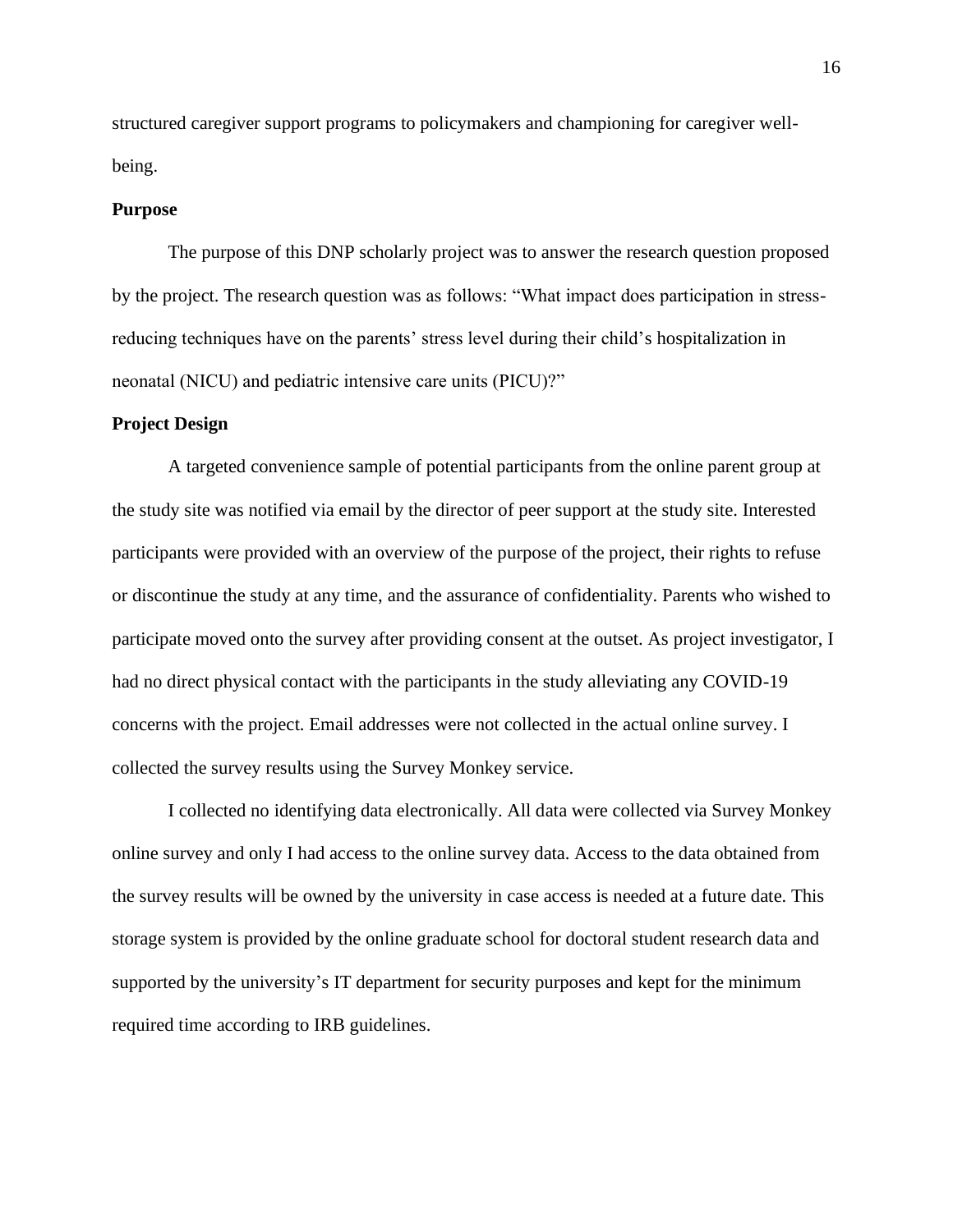structured caregiver support programs to policymakers and championing for caregiver well-being.

## Purpose

The purpose of this DNP scholarly project was to answer the research question proposed by the project. The research question was as follows: "What impact does participation in stress-reducing techniques have on the parents' stress level during their child's hospitalization in neonatal (NICU) and pediatric intensive care units (PICU)?"

## Project Design

A targeted convenience sample of potential participants from the online parent group at the study site was notified via email by the director of peer support at the study site. Interested participants were provided with an overview of the purpose of the project, their rights to refuse or discontinue the study at any time, and the assurance of confidentiality. Parents who wished to participate moved onto the survey after providing consent at the outset. As project investigator, I had no direct physical contact with the participants in the study alleviating any COVID-19 concerns with the project. Email addresses were not collected in the actual online survey. I collected the survey results using the Survey Monkey service.

I collected no identifying data electronically. All data were collected via Survey Monkey online survey and only I had access to the online survey data. Access to the data obtained from the survey results will be owned by the university in case access is needed at a future date. This storage system is provided by the online graduate school for doctoral student research data and supported by the university's IT department for security purposes and kept for the minimum required time according to IRB guidelines.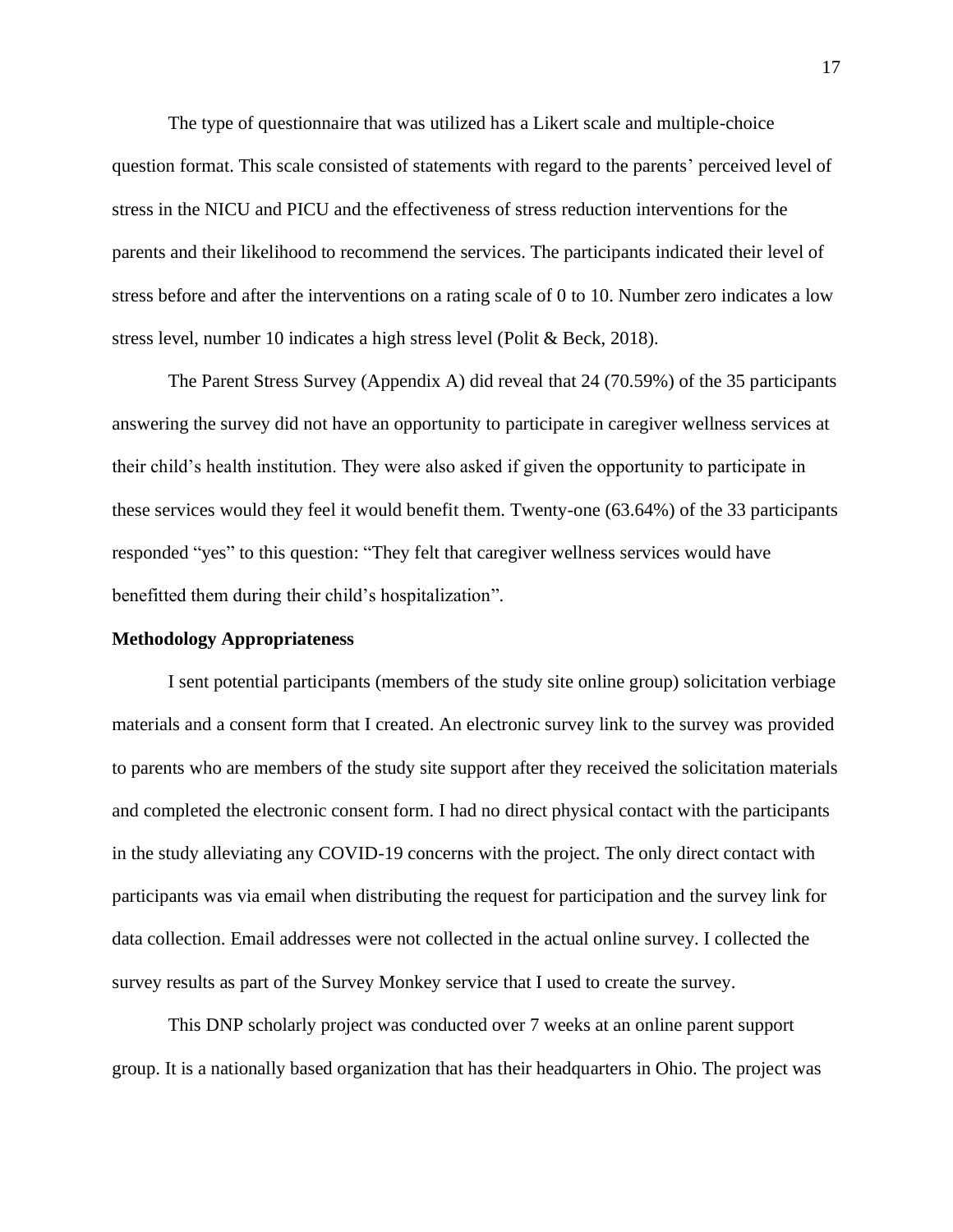The type of questionnaire that was utilized has a Likert scale and multiple-choice question format. This scale consisted of statements with regard to the parents' perceived level of stress in the NICU and PICU and the effectiveness of stress reduction interventions for the parents and their likelihood to recommend the services. The participants indicated their level of stress before and after the interventions on a rating scale of 0 to 10. Number zero indicates a low stress level, number 10 indicates a high stress level (Polit & Beck, 2018).

The Parent Stress Survey (Appendix A) did reveal that 24 (70.59%) of the 35 participants answering the survey did not have an opportunity to participate in caregiver wellness services at their child's health institution. They were also asked if given the opportunity to participate in these services would they feel it would benefit them. Twenty-one (63.64%) of the 33 participants responded "yes" to this question: "They felt that caregiver wellness services would have benefitted them during their child's hospitalization".

**Methodology Appropriateness**

I sent potential participants (members of the study site online group) solicitation verbiage materials and a consent form that I created. An electronic survey link to the survey was provided to parents who are members of the study site support after they received the solicitation materials and completed the electronic consent form. I had no direct physical contact with the participants in the study alleviating any COVID-19 concerns with the project. The only direct contact with participants was via email when distributing the request for participation and the survey link for data collection. Email addresses were not collected in the actual online survey. I collected the survey results as part of the Survey Monkey service that I used to create the survey.

This DNP scholarly project was conducted over 7 weeks at an online parent support group. It is a nationally based organization that has their headquarters in Ohio. The project was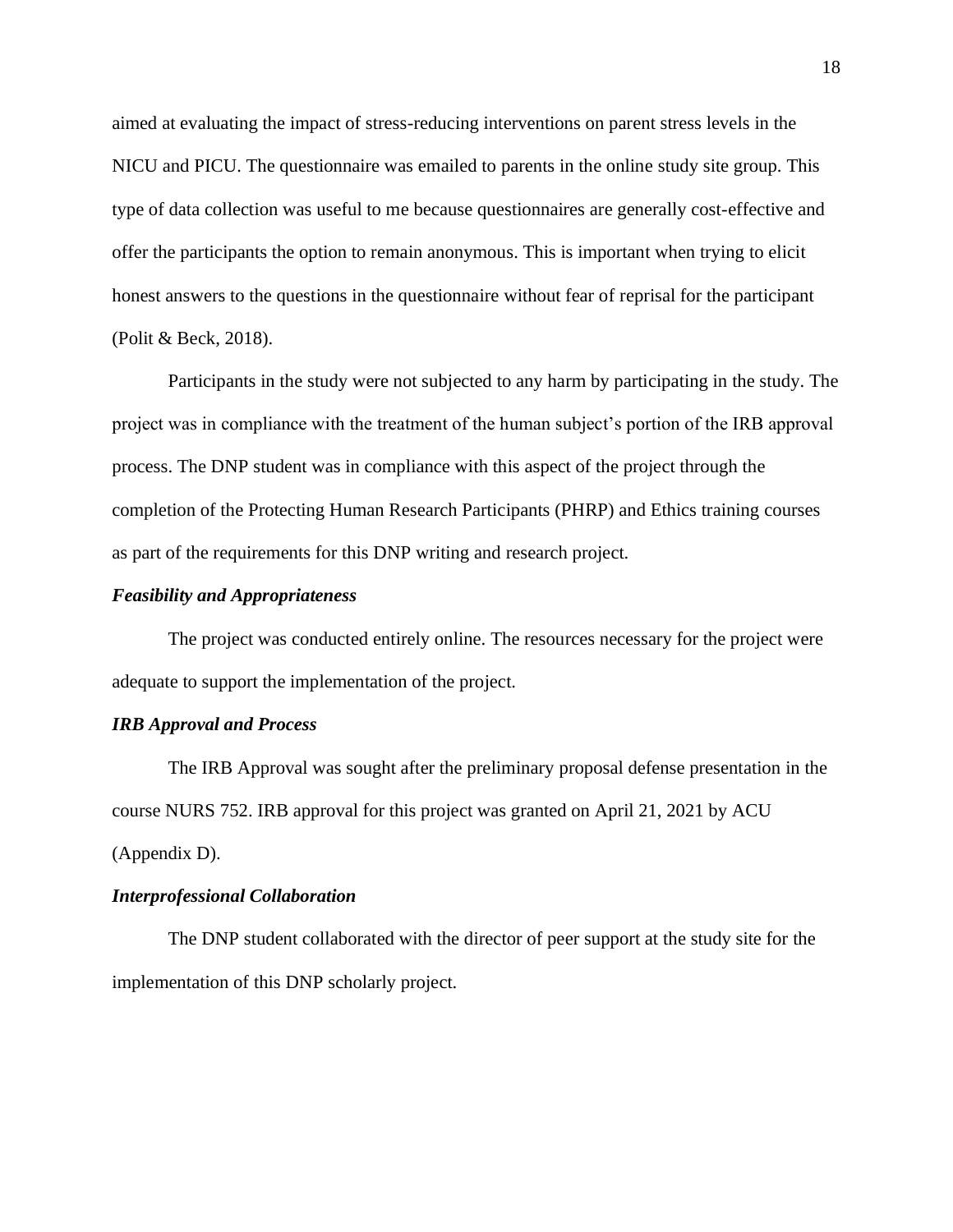aimed at evaluating the impact of stress-reducing interventions on parent stress levels in the NICU and PICU. The questionnaire was emailed to parents in the online study site group. This type of data collection was useful to me because questionnaires are generally cost-effective and offer the participants the option to remain anonymous. This is important when trying to elicit honest answers to the questions in the questionnaire without fear of reprisal for the participant (Polit & Beck, 2018).

Participants in the study were not subjected to any harm by participating in the study. The project was in compliance with the treatment of the human subject's portion of the IRB approval process. The DNP student was in compliance with this aspect of the project through the completion of the Protecting Human Research Participants (PHRP) and Ethics training courses as part of the requirements for this DNP writing and research project.

#### *Feasibility and Appropriateness*

The project was conducted entirely online. The resources necessary for the project were adequate to support the implementation of the project.

#### *IRB Approval and Process*

The IRB Approval was sought after the preliminary proposal defense presentation in the course NURS 752. IRB approval for this project was granted on April 21, 2021 by ACU (Appendix D).

#### *Interprofessional Collaboration*

The DNP student collaborated with the director of peer support at the study site for the implementation of this DNP scholarly project.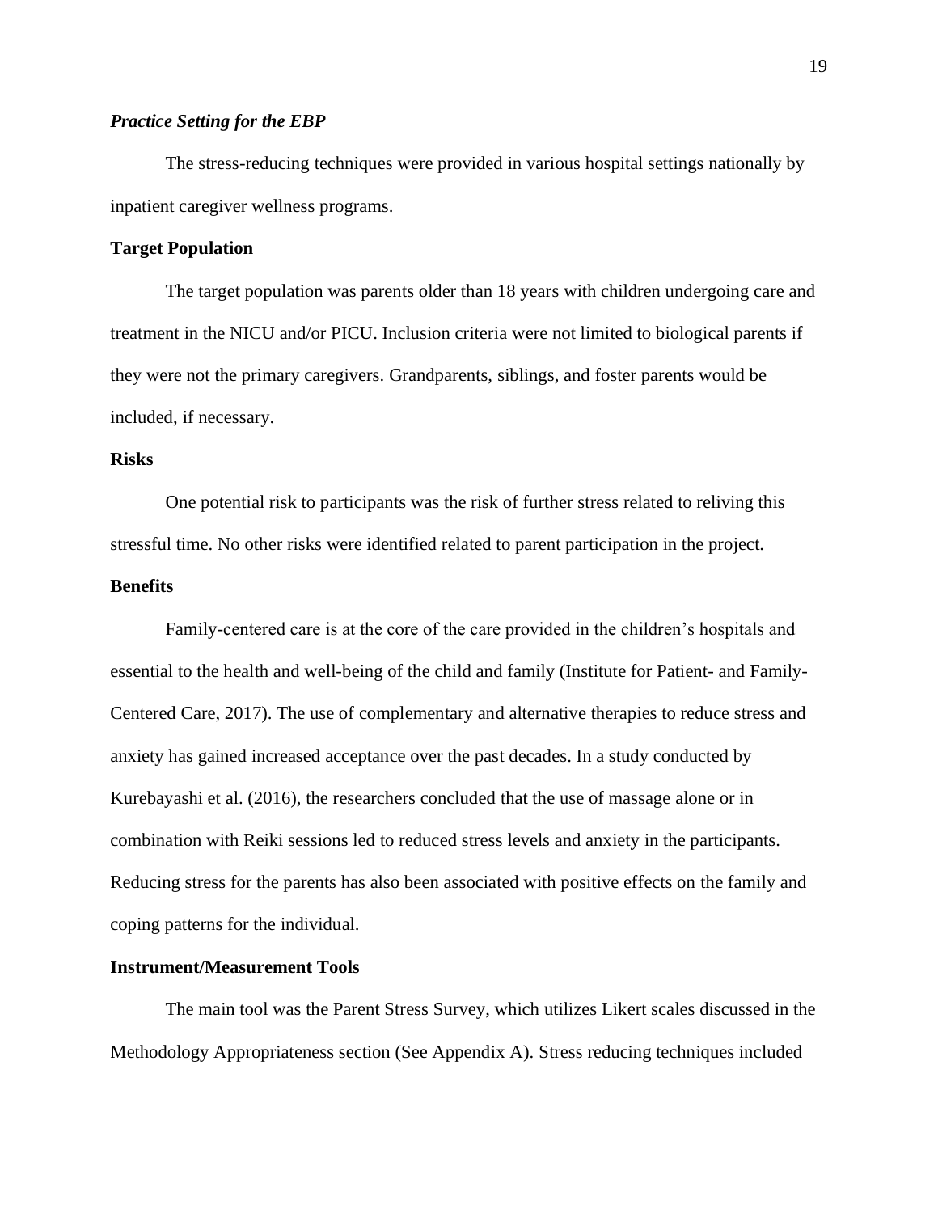### *Practice Setting for the EBP*

The stress-reducing techniques were provided in various hospital settings nationally by inpatient caregiver wellness programs.

## Target Population

The target population was parents older than 18 years with children undergoing care and treatment in the NICU and/or PICU. Inclusion criteria were not limited to biological parents if they were not the primary caregivers. Grandparents, siblings, and foster parents would be included, if necessary.

## Risks

One potential risk to participants was the risk of further stress related to reliving this stressful time. No other risks were identified related to parent participation in the project.

## Benefits

Family-centered care is at the core of the care provided in the children's hospitals and essential to the health and well-being of the child and family (Institute for Patient- and Family-Centered Care, 2017). The use of complementary and alternative therapies to reduce stress and anxiety has gained increased acceptance over the past decades. In a study conducted by Kurebayashi et al. (2016), the researchers concluded that the use of massage alone or in combination with Reiki sessions led to reduced stress levels and anxiety in the participants. Reducing stress for the parents has also been associated with positive effects on the family and coping patterns for the individual.

## Instrument/Measurement Tools

The main tool was the Parent Stress Survey, which utilizes Likert scales discussed in the Methodology Appropriateness section (See Appendix A). Stress reducing techniques included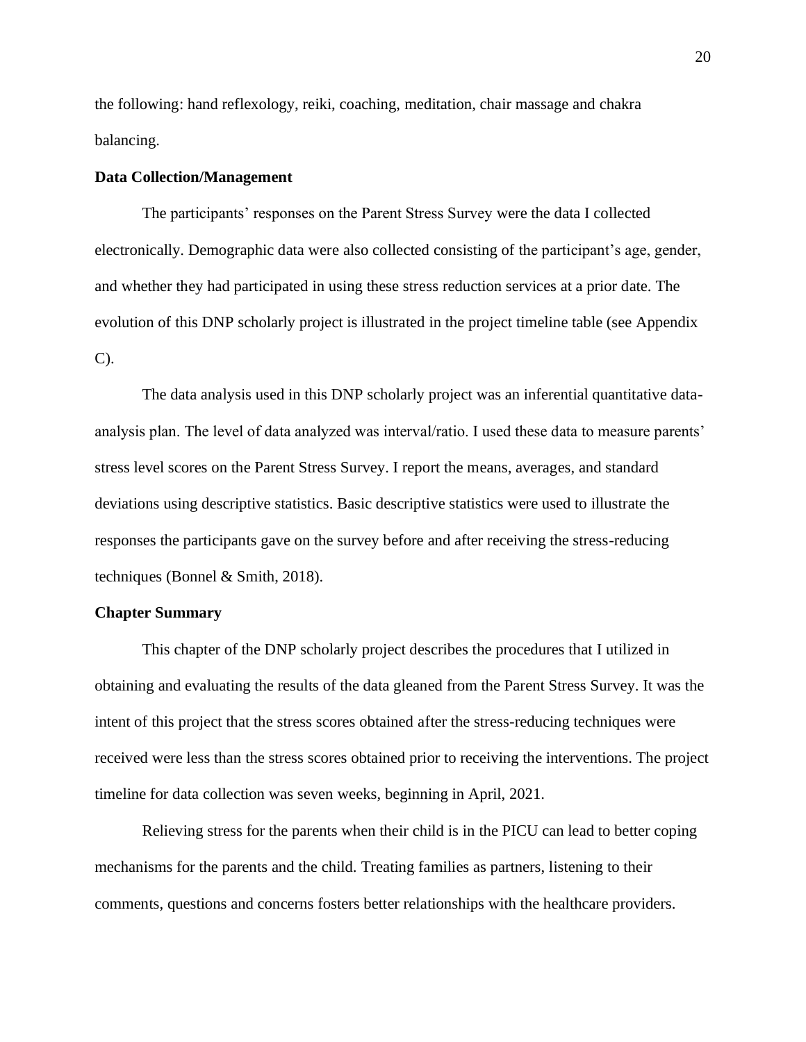the following: hand reflexology, reiki, coaching, meditation, chair massage and chakra balancing.

**Data Collection/Management**

The participants' responses on the Parent Stress Survey were the data I collected electronically. Demographic data were also collected consisting of the participant's age, gender, and whether they had participated in using these stress reduction services at a prior date. The evolution of this DNP scholarly project is illustrated in the project timeline table (see Appendix C).

The data analysis used in this DNP scholarly project was an inferential quantitative data-analysis plan. The level of data analyzed was interval/ratio. I used these data to measure parents' stress level scores on the Parent Stress Survey. I report the means, averages, and standard deviations using descriptive statistics. Basic descriptive statistics were used to illustrate the responses the participants gave on the survey before and after receiving the stress-reducing techniques (Bonnel & Smith, 2018).

**Chapter Summary**

This chapter of the DNP scholarly project describes the procedures that I utilized in obtaining and evaluating the results of the data gleaned from the Parent Stress Survey. It was the intent of this project that the stress scores obtained after the stress-reducing techniques were received were less than the stress scores obtained prior to receiving the interventions. The project timeline for data collection was seven weeks, beginning in April, 2021.

Relieving stress for the parents when their child is in the PICU can lead to better coping mechanisms for the parents and the child. Treating families as partners, listening to their comments, questions and concerns fosters better relationships with the healthcare providers.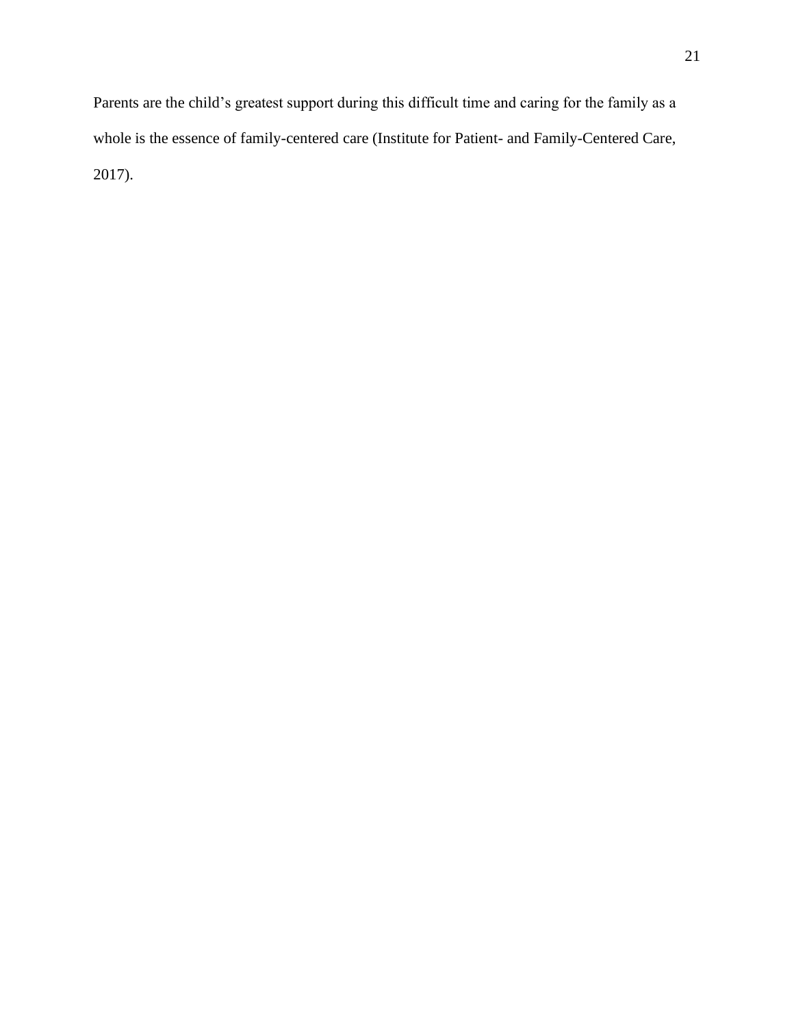Parents are the child's greatest support during this difficult time and caring for the family as a whole is the essence of family-centered care (Institute for Patient- and Family-Centered Care, 2017).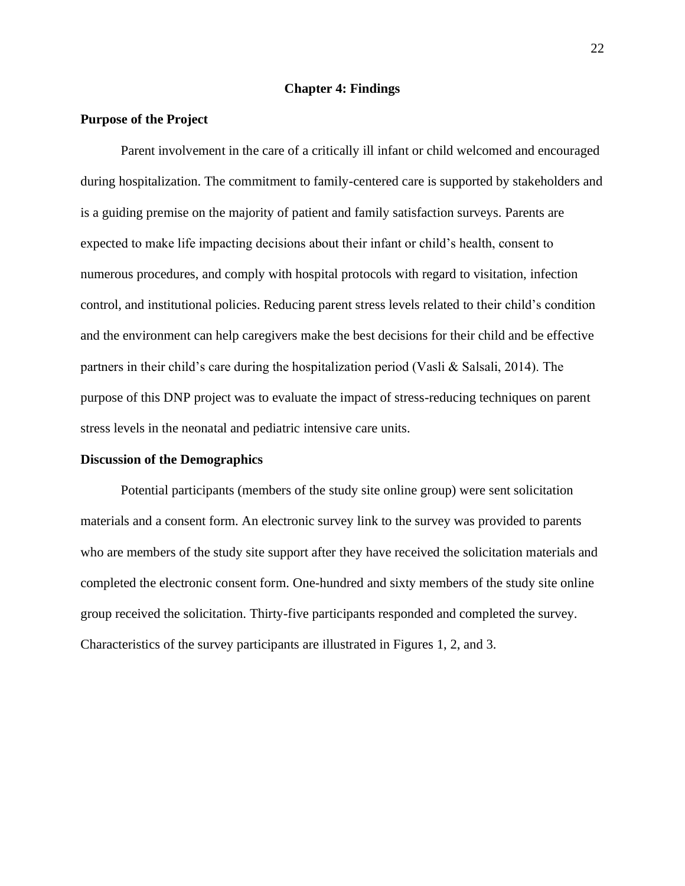# Chapter 4: Findings

## Purpose of the Project

Parent involvement in the care of a critically ill infant or child welcomed and encouraged during hospitalization. The commitment to family-centered care is supported by stakeholders and is a guiding premise on the majority of patient and family satisfaction surveys. Parents are expected to make life impacting decisions about their infant or child's health, consent to numerous procedures, and comply with hospital protocols with regard to visitation, infection control, and institutional policies. Reducing parent stress levels related to their child's condition and the environment can help caregivers make the best decisions for their child and be effective partners in their child's care during the hospitalization period (Vasli & Salsali, 2014). The purpose of this DNP project was to evaluate the impact of stress-reducing techniques on parent stress levels in the neonatal and pediatric intensive care units.

## Discussion of the Demographics

Potential participants (members of the study site online group) were sent solicitation materials and a consent form. An electronic survey link to the survey was provided to parents who are members of the study site support after they have received the solicitation materials and completed the electronic consent form. One-hundred and sixty members of the study site online group received the solicitation. Thirty-five participants responded and completed the survey. Characteristics of the survey participants are illustrated in Figures 1, 2, and 3.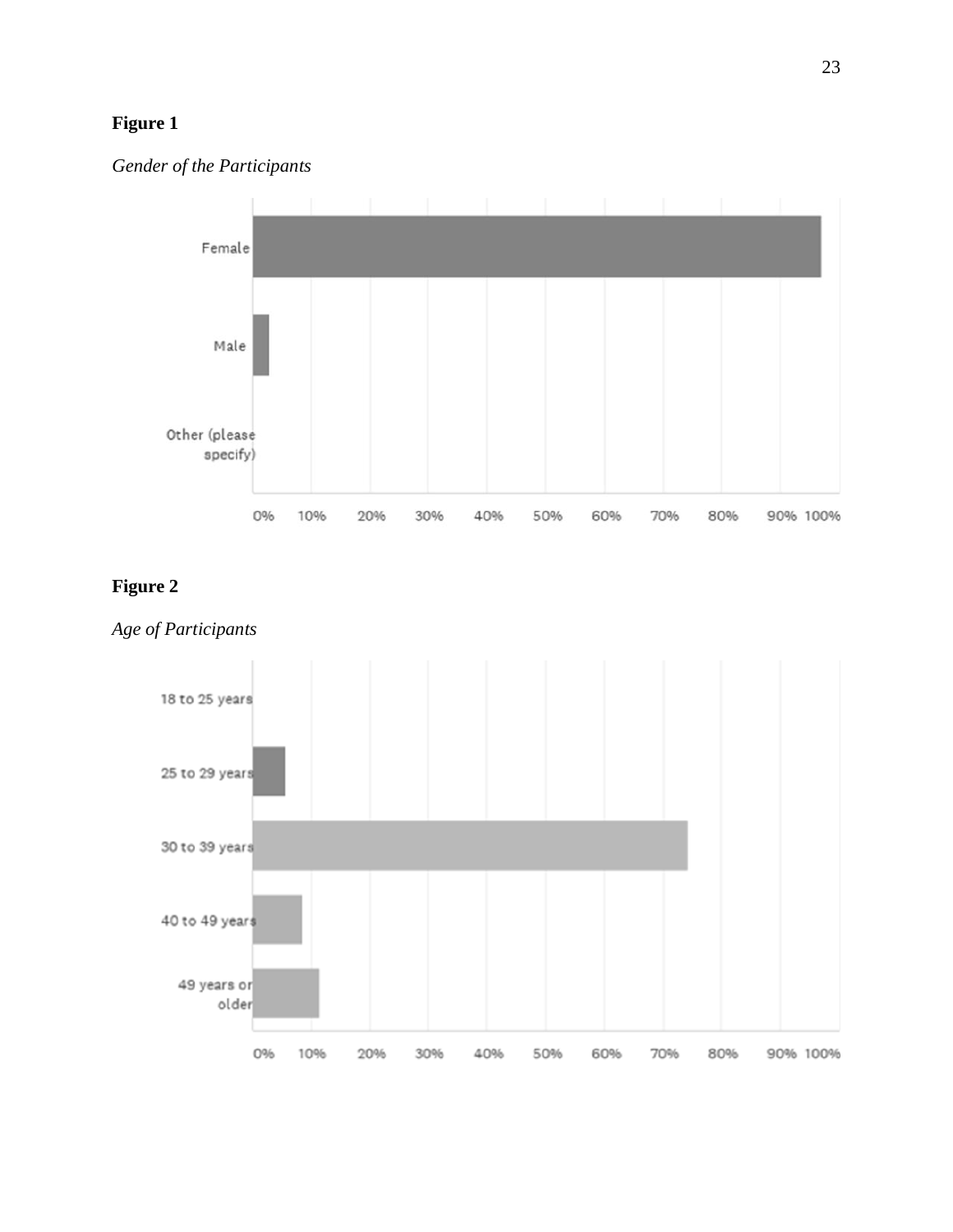**Figure 1**

*Gender of the Participants*

**Figure 2**

*Age of Participants*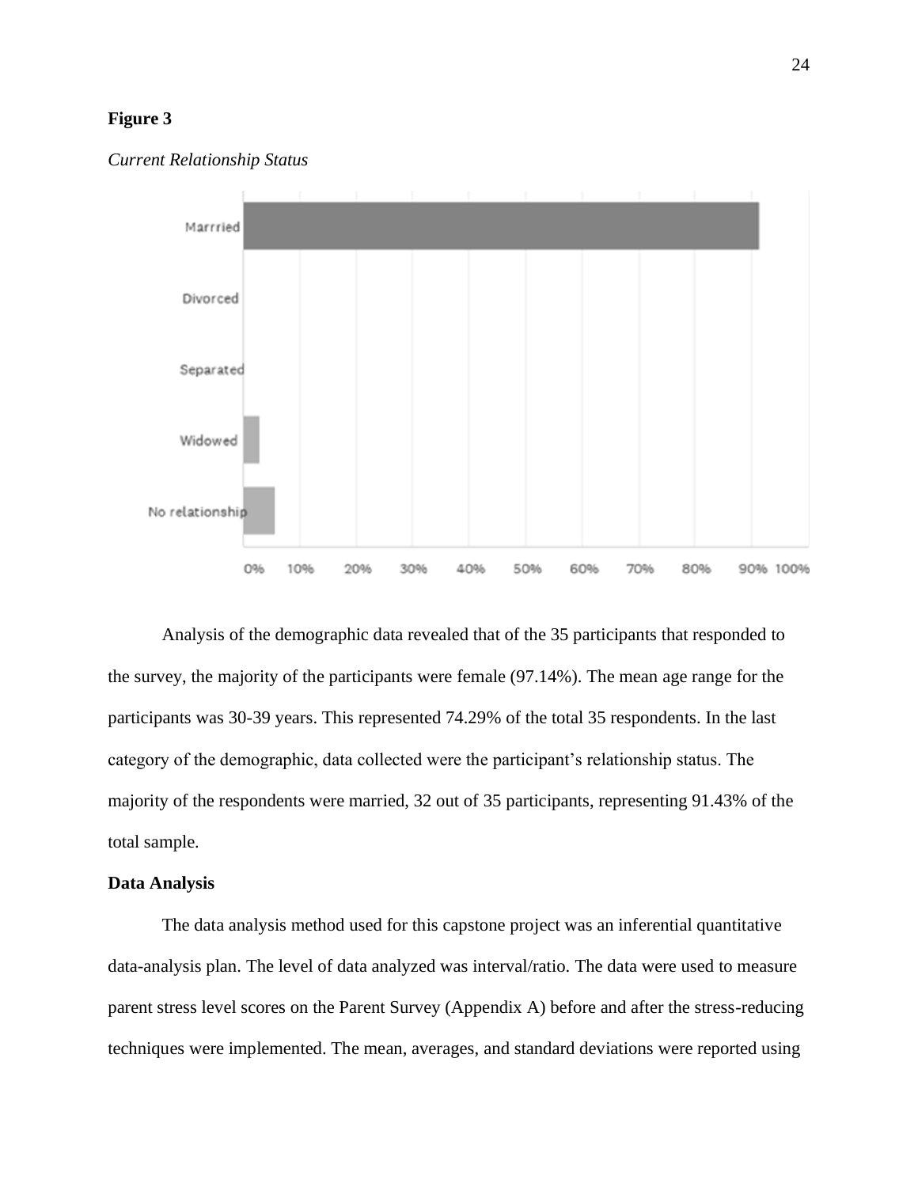**Figure 3**

*Current Relationship Status*

Analysis of the demographic data revealed that of the 35 participants that responded to the survey, the majority of the participants were female (97.14%). The mean age range for the participants was 30-39 years. This represented 74.29% of the total 35 respondents. In the last category of the demographic, data collected were the participant's relationship status. The majority of the respondents were married, 32 out of 35 participants, representing 91.43% of the total sample.

**Data Analysis**

The data analysis method used for this capstone project was an inferential quantitative data-analysis plan. The level of data analyzed was interval/ratio. The data were used to measure parent stress level scores on the Parent Survey (Appendix A) before and after the stress-reducing techniques were implemented. The mean, averages, and standard deviations were reported using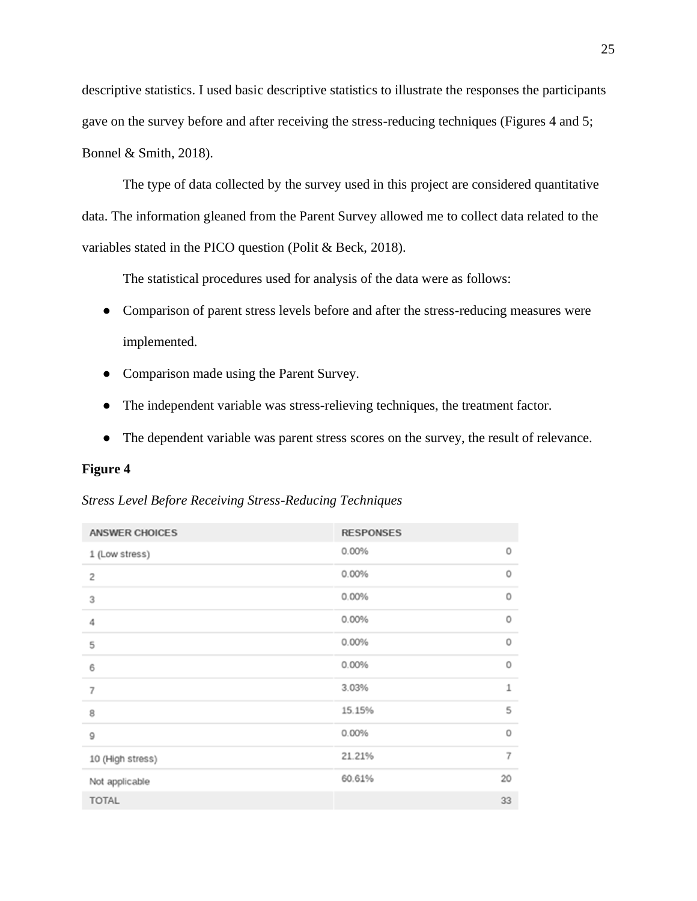descriptive statistics. I used basic descriptive statistics to illustrate the responses the participants gave on the survey before and after receiving the stress-reducing techniques (Figures 4 and 5; Bonnel & Smith, 2018).

The type of data collected by the survey used in this project are considered quantitative data. The information gleaned from the Parent Survey allowed me to collect data related to the variables stated in the PICO question (Polit & Beck, 2018).

The statistical procedures used for analysis of the data were as follows:

- Comparison of parent stress levels before and after the stress-reducing measures were implemented.
- Comparison made using the Parent Survey.
- The independent variable was stress-relieving techniques, the treatment factor.
- The dependent variable was parent stress scores on the survey, the result of relevance.

**Figure 4**

*Stress Level Before Receiving Stress-Reducing Techniques*

| ANSWER CHOICES | RESPONSES | |
|---|---|---|
| 1 (Low stress) | 0.00% | 0 |
| 2 | 0.00% | 0 |
| 3 | 0.00% | 0 |
| 4 | 0.00% | 0 |
| 5 | 0.00% | 0 |
| 6 | 0.00% | 0 |
| 7 | 3.03% | 1 |
| 8 | 15.15% | 5 |
| 9 | 0.00% | 0 |
| 10 (High stress) | 21.21% | 7 |
| Not applicable | 60.61% | 20 |
| TOTAL | | 33 |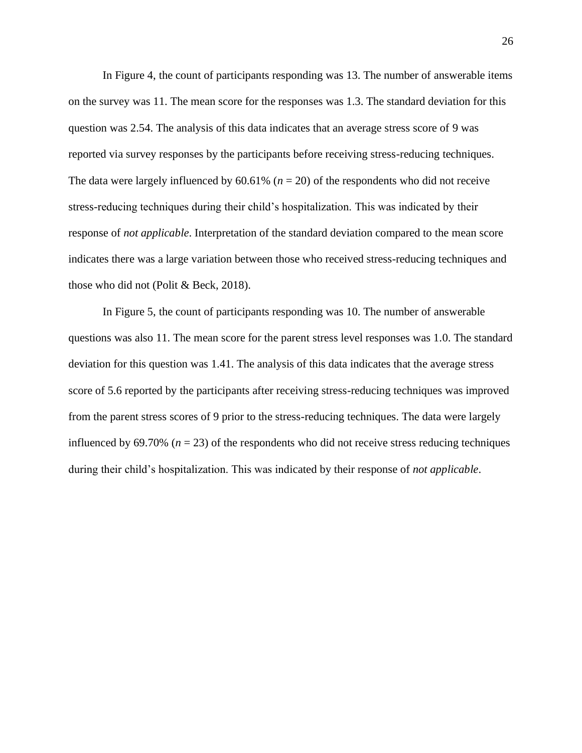In Figure 4, the count of participants responding was 13. The number of answerable items on the survey was 11. The mean score for the responses was 1.3. The standard deviation for this question was 2.54. The analysis of this data indicates that an average stress score of 9 was reported via survey responses by the participants before receiving stress-reducing techniques. The data were largely influenced by 60.61% ($n$ = 20) of the respondents who did not receive stress-reducing techniques during their child's hospitalization. This was indicated by their response of *not applicable*. Interpretation of the standard deviation compared to the mean score indicates there was a large variation between those who received stress-reducing techniques and those who did not (Polit & Beck, 2018).

In Figure 5, the count of participants responding was 10. The number of answerable questions was also 11. The mean score for the parent stress level responses was 1.0. The standard deviation for this question was 1.41. The analysis of this data indicates that the average stress score of 5.6 reported by the participants after receiving stress-reducing techniques was improved from the parent stress scores of 9 prior to the stress-reducing techniques. The data were largely influenced by 69.70% ($n$ = 23) of the respondents who did not receive stress reducing techniques during their child's hospitalization. This was indicated by their response of *not applicable*.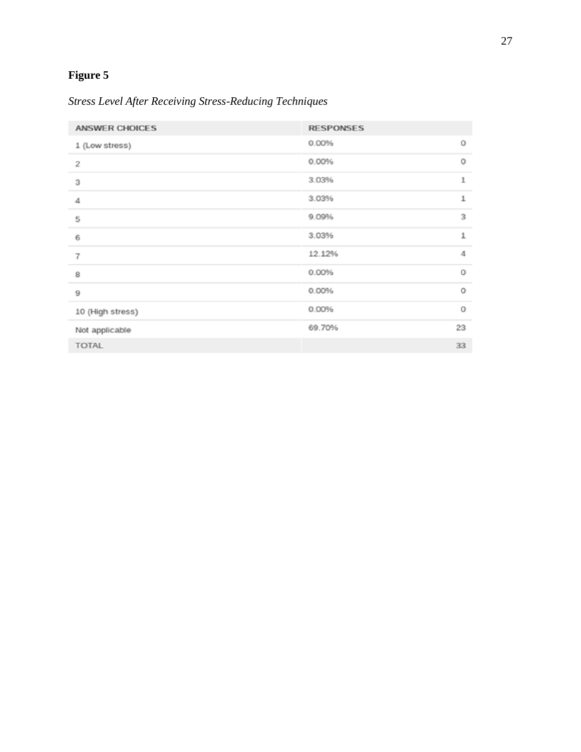**Figure 5**

*Stress Level After Receiving Stress-Reducing Techniques*

| ANSWER CHOICES | RESPONSES | |
|---|---|---|
| 1 (Low stress) | 0.00% | 0 |
| 2 | 0.00% | 0 |
| 3 | 3.03% | 1 |
| 4 | 3.03% | 1 |
| 5 | 9.09% | 3 |
| 6 | 3.03% | 1 |
| 7 | 12.12% | 4 |
| 8 | 0.00% | 0 |
| 9 | 0.00% | 0 |
| 10 (High stress) | 0.00% | 0 |
| Not applicable | 69.70% | 23 |
| TOTAL | | 33 |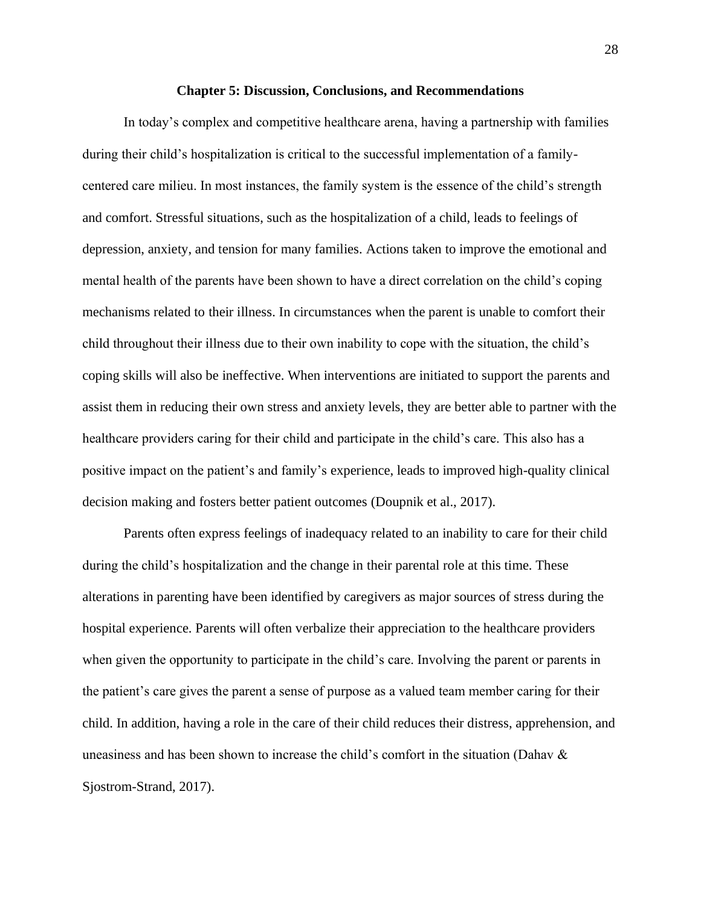# Chapter 5: Discussion, Conclusions, and Recommendations

In today's complex and competitive healthcare arena, having a partnership with families during their child's hospitalization is critical to the successful implementation of a family-centered care milieu. In most instances, the family system is the essence of the child's strength and comfort. Stressful situations, such as the hospitalization of a child, leads to feelings of depression, anxiety, and tension for many families. Actions taken to improve the emotional and mental health of the parents have been shown to have a direct correlation on the child's coping mechanisms related to their illness. In circumstances when the parent is unable to comfort their child throughout their illness due to their own inability to cope with the situation, the child's coping skills will also be ineffective. When interventions are initiated to support the parents and assist them in reducing their own stress and anxiety levels, they are better able to partner with the healthcare providers caring for their child and participate in the child's care. This also has a positive impact on the patient's and family's experience, leads to improved high-quality clinical decision making and fosters better patient outcomes (Doupnik et al., 2017).

Parents often express feelings of inadequacy related to an inability to care for their child during the child's hospitalization and the change in their parental role at this time. These alterations in parenting have been identified by caregivers as major sources of stress during the hospital experience. Parents will often verbalize their appreciation to the healthcare providers when given the opportunity to participate in the child's care. Involving the parent or parents in the patient's care gives the parent a sense of purpose as a valued team member caring for their child. In addition, having a role in the care of their child reduces their distress, apprehension, and uneasiness and has been shown to increase the child's comfort in the situation (Dahav & Sjostrom-Strand, 2017).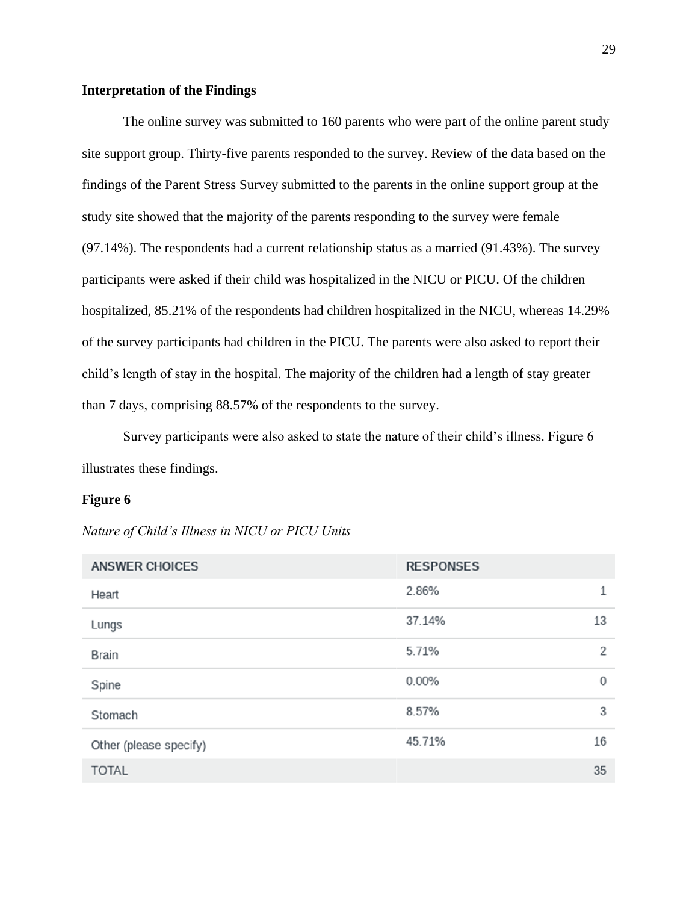## Interpretation of the Findings

The online survey was submitted to 160 parents who were part of the online parent study site support group. Thirty-five parents responded to the survey. Review of the data based on the findings of the Parent Stress Survey submitted to the parents in the online support group at the study site showed that the majority of the parents responding to the survey were female (97.14%). The respondents had a current relationship status as a married (91.43%). The survey participants were asked if their child was hospitalized in the NICU or PICU. Of the children hospitalized, 85.21% of the respondents had children hospitalized in the NICU, whereas 14.29% of the survey participants had children in the PICU. The parents were also asked to report their child's length of stay in the hospital. The majority of the children had a length of stay greater than 7 days, comprising 88.57% of the respondents to the survey.

Survey participants were also asked to state the nature of their child's illness. Figure 6 illustrates these findings.

**Figure 6**

*Nature of Child's Illness in NICU or PICU Units*

| ANSWER CHOICES | RESPONSES | |
|---|---|---|
| Heart | 2.86% | 1 |
| Lungs | 37.14% | 13 |
| Brain | 5.71% | 2 |
| Spine | 0.00% | 0 |
| Stomach | 8.57% | 3 |
| Other (please specify) | 45.71% | 16 |
| TOTAL | | 35 |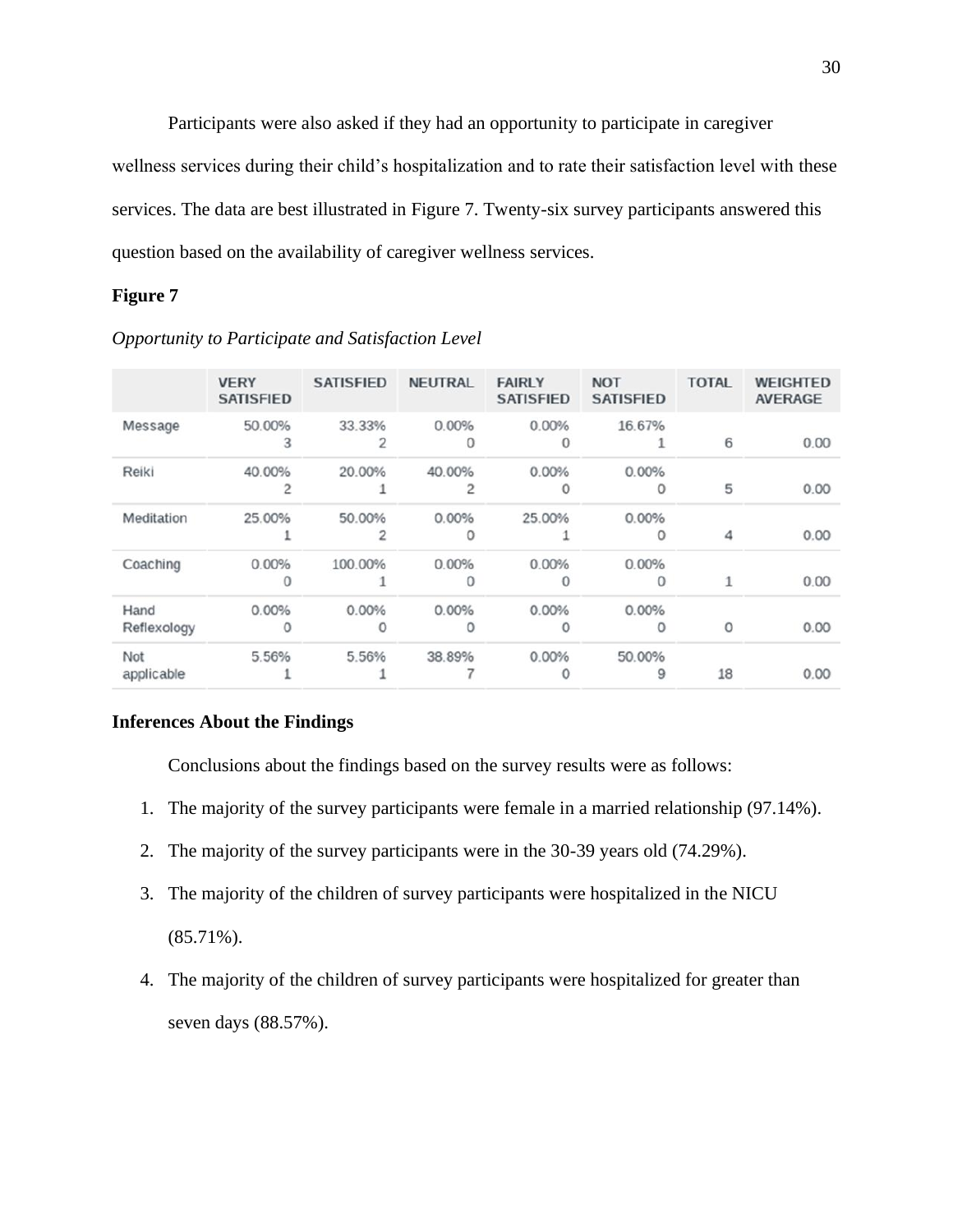Participants were also asked if they had an opportunity to participate in caregiver wellness services during their child's hospitalization and to rate their satisfaction level with these services. The data are best illustrated in Figure 7. Twenty-six survey participants answered this question based on the availability of caregiver wellness services.

**Figure 7**

*Opportunity to Participate and Satisfaction Level*

| | VERY SATISFIED | SATISFIED | NEUTRAL | FAIRLY SATISFIED | NOT SATISFIED | TOTAL | WEIGHTED AVERAGE |
|---|---|---|---|---|---|---|---|
| Message | 50.00% 3 | 33.33% 2 | 0.00% 0 | 0.00% 0 | 16.67% 1 | 6 | 0.00 |
| Reiki | 40.00% 2 | 20.00% 1 | 40.00% 2 | 0.00% 0 | 0.00% 0 | 5 | 0.00 |
| Meditation | 25.00% 1 | 50.00% 2 | 0.00% 0 | 25.00% 1 | 0.00% 0 | 4 | 0.00 |
| Coaching | 0.00% 0 | 100.00% 1 | 0.00% 0 | 0.00% 0 | 0.00% 0 | 1 | 0.00 |
| Hand Reflexology | 0.00% 0 | 0.00% 0 | 0.00% 0 | 0.00% 0 | 0.00% 0 | 0 | 0.00 |
| Not applicable | 5.56% 1 | 5.56% 1 | 38.89% 7 | 0.00% 0 | 50.00% 9 | 18 | 0.00 |

**Inferences About the Findings**

Conclusions about the findings based on the survey results were as follows:

1. The majority of the survey participants were female in a married relationship (97.14%).
2. The majority of the survey participants were in the 30-39 years old (74.29%).
3. The majority of the children of survey participants were hospitalized in the NICU (85.71%).
4. The majority of the children of survey participants were hospitalized for greater than seven days (88.57%).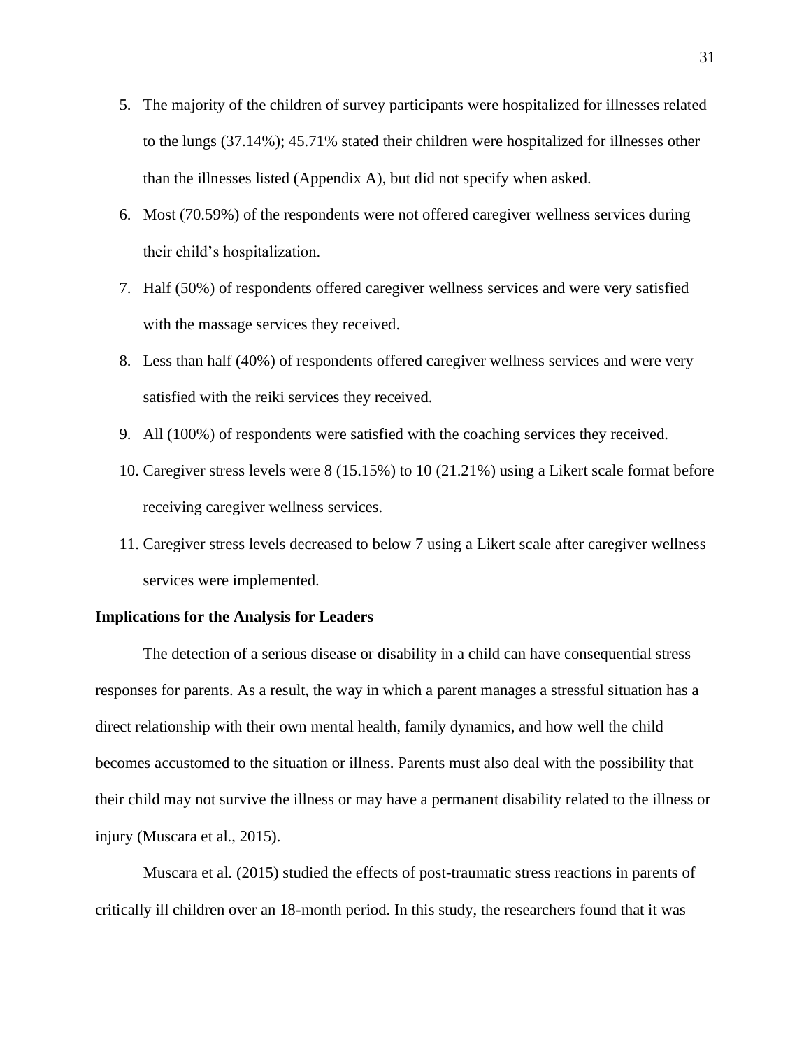5. The majority of the children of survey participants were hospitalized for illnesses related to the lungs (37.14%); 45.71% stated their children were hospitalized for illnesses other than the illnesses listed (Appendix A), but did not specify when asked.
6. Most (70.59%) of the respondents were not offered caregiver wellness services during their child's hospitalization.
7. Half (50%) of respondents offered caregiver wellness services and were very satisfied with the massage services they received.
8. Less than half (40%) of respondents offered caregiver wellness services and were very satisfied with the reiki services they received.
9. All (100%) of respondents were satisfied with the coaching services they received.
10. Caregiver stress levels were 8 (15.15%) to 10 (21.21%) using a Likert scale format before receiving caregiver wellness services.
11. Caregiver stress levels decreased to below 7 using a Likert scale after caregiver wellness services were implemented.

**Implications for the Analysis for Leaders**

The detection of a serious disease or disability in a child can have consequential stress responses for parents. As a result, the way in which a parent manages a stressful situation has a direct relationship with their own mental health, family dynamics, and how well the child becomes accustomed to the situation or illness. Parents must also deal with the possibility that their child may not survive the illness or may have a permanent disability related to the illness or injury (Muscara et al., 2015).

Muscara et al. (2015) studied the effects of post-traumatic stress reactions in parents of critically ill children over an 18-month period. In this study, the researchers found that it was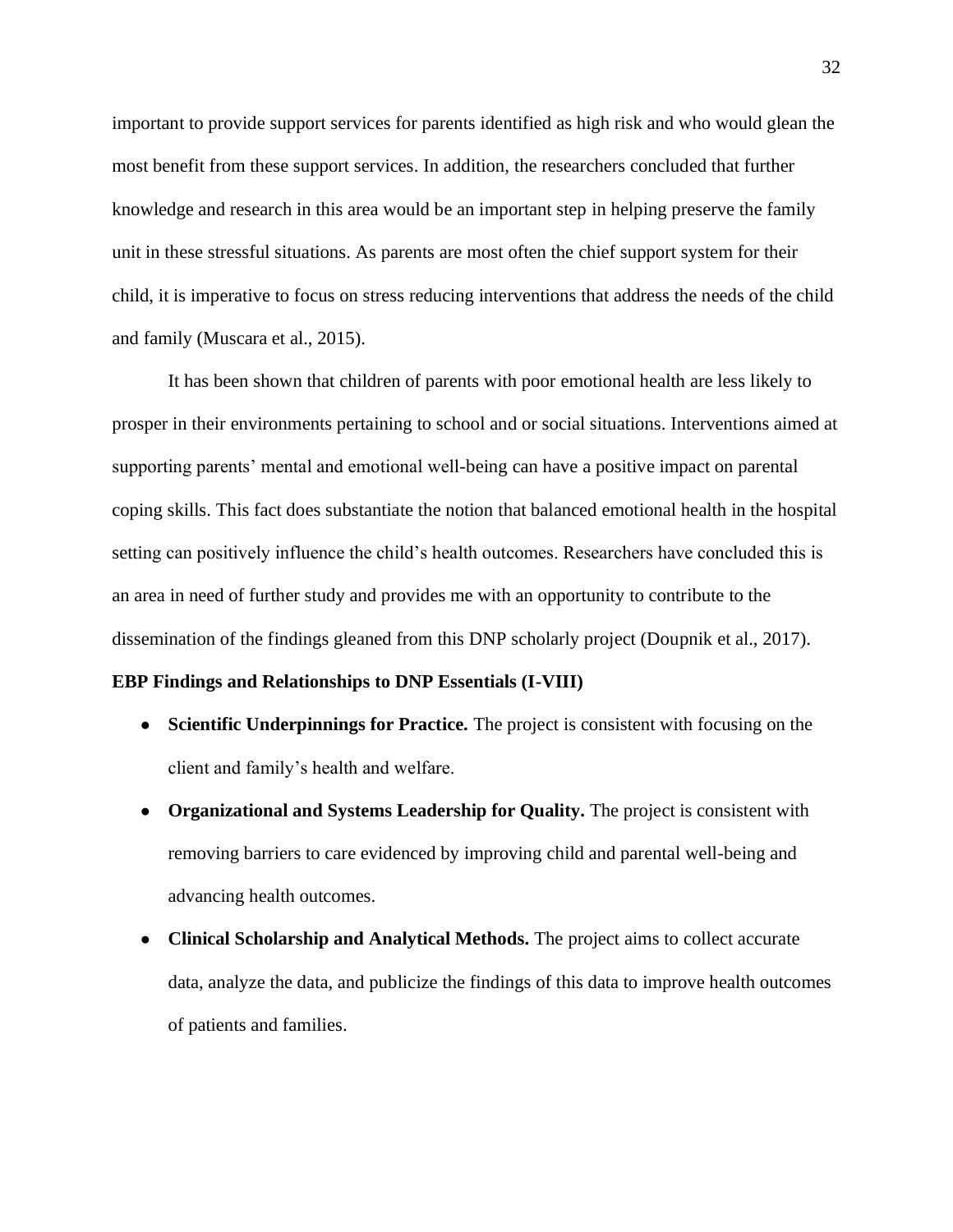important to provide support services for parents identified as high risk and who would glean the most benefit from these support services. In addition, the researchers concluded that further knowledge and research in this area would be an important step in helping preserve the family unit in these stressful situations. As parents are most often the chief support system for their child, it is imperative to focus on stress reducing interventions that address the needs of the child and family (Muscara et al., 2015).

It has been shown that children of parents with poor emotional health are less likely to prosper in their environments pertaining to school and or social situations. Interventions aimed at supporting parents' mental and emotional well-being can have a positive impact on parental coping skills. This fact does substantiate the notion that balanced emotional health in the hospital setting can positively influence the child's health outcomes. Researchers have concluded this is an area in need of further study and provides me with an opportunity to contribute to the dissemination of the findings gleaned from this DNP scholarly project (Doupnik et al., 2017).

**EBP Findings and Relationships to DNP Essentials (I-VIII)**

- **Scientific Underpinnings for Practice.** The project is consistent with focusing on the client and family's health and welfare.
- **Organizational and Systems Leadership for Quality.** The project is consistent with removing barriers to care evidenced by improving child and parental well-being and advancing health outcomes.
- **Clinical Scholarship and Analytical Methods.** The project aims to collect accurate data, analyze the data, and publicize the findings of this data to improve health outcomes of patients and families.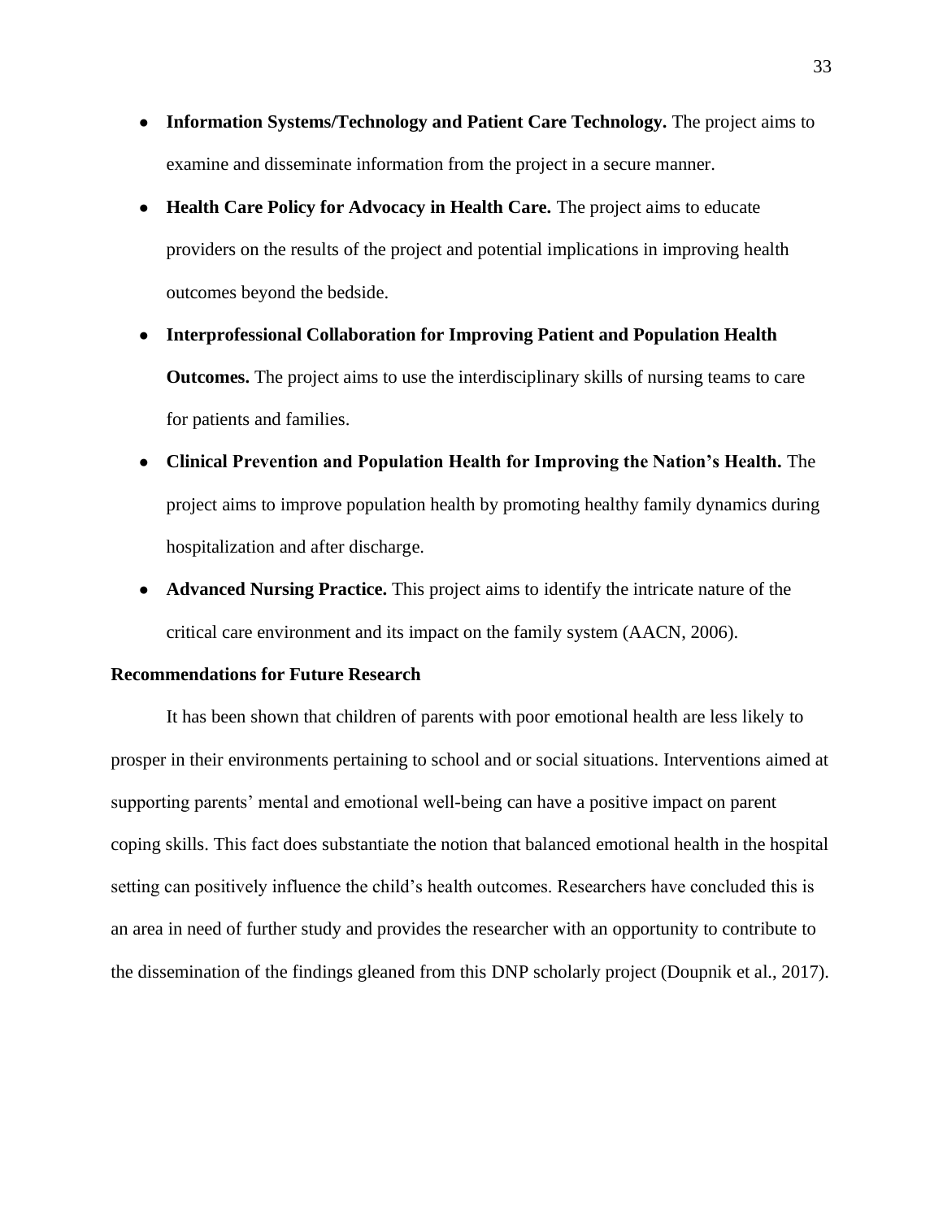- **Information Systems/Technology and Patient Care Technology.** The project aims to examine and disseminate information from the project in a secure manner.
- **Health Care Policy for Advocacy in Health Care.** The project aims to educate providers on the results of the project and potential implications in improving health outcomes beyond the bedside.
- **Interprofessional Collaboration for Improving Patient and Population Health Outcomes.** The project aims to use the interdisciplinary skills of nursing teams to care for patients and families.
- **Clinical Prevention and Population Health for Improving the Nation's Health.** The project aims to improve population health by promoting healthy family dynamics during hospitalization and after discharge.
- **Advanced Nursing Practice.** This project aims to identify the intricate nature of the critical care environment and its impact on the family system (AACN, 2006).

### Recommendations for Future Research

It has been shown that children of parents with poor emotional health are less likely to prosper in their environments pertaining to school and or social situations. Interventions aimed at supporting parents' mental and emotional well-being can have a positive impact on parent coping skills. This fact does substantiate the notion that balanced emotional health in the hospital setting can positively influence the child's health outcomes. Researchers have concluded this is an area in need of further study and provides the researcher with an opportunity to contribute to the dissemination of the findings gleaned from this DNP scholarly project (Doupnik et al., 2017).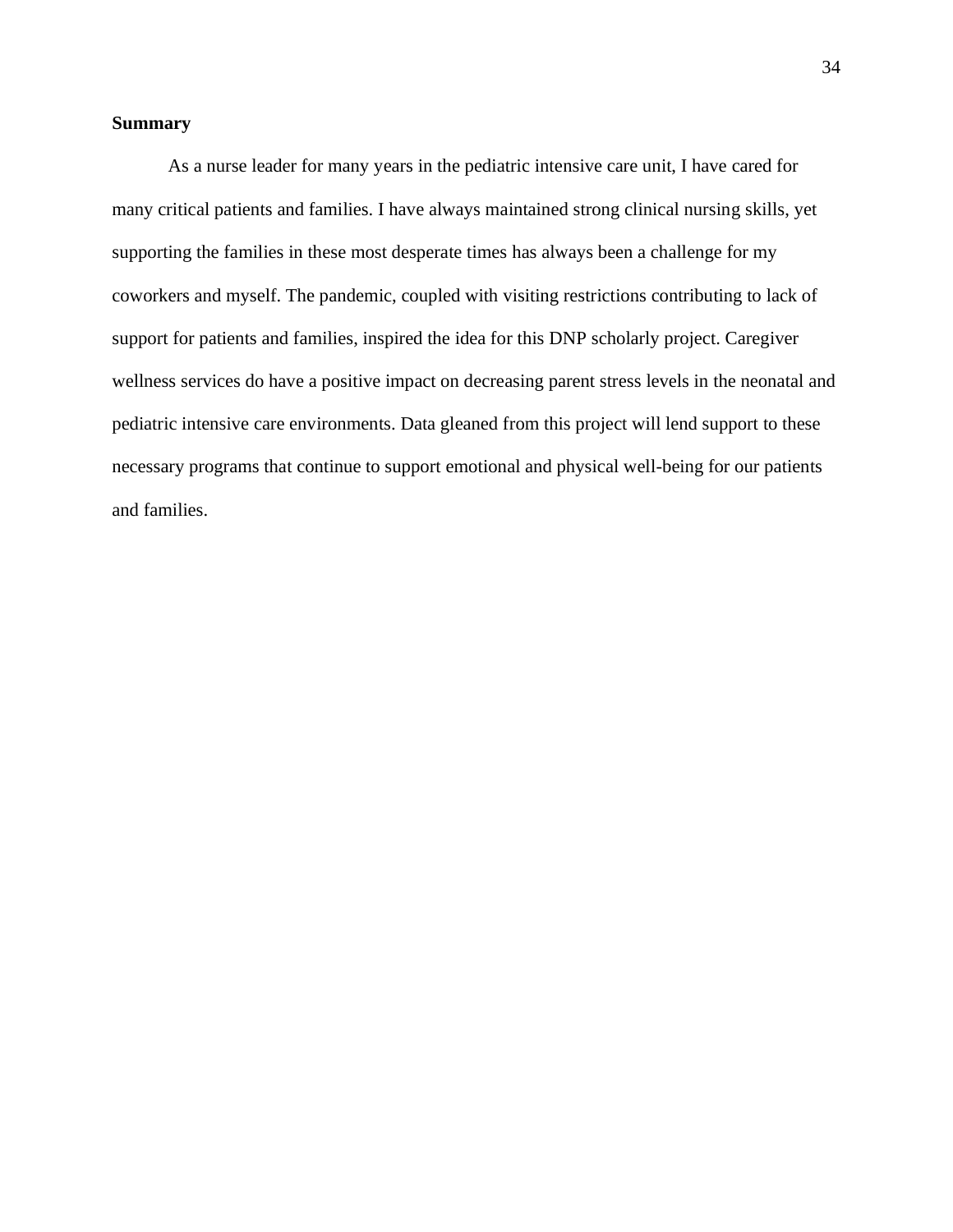## Summary

As a nurse leader for many years in the pediatric intensive care unit, I have cared for many critical patients and families. I have always maintained strong clinical nursing skills, yet supporting the families in these most desperate times has always been a challenge for my coworkers and myself. The pandemic, coupled with visiting restrictions contributing to lack of support for patients and families, inspired the idea for this DNP scholarly project. Caregiver wellness services do have a positive impact on decreasing parent stress levels in the neonatal and pediatric intensive care environments. Data gleaned from this project will lend support to these necessary programs that continue to support emotional and physical well-being for our patients and families.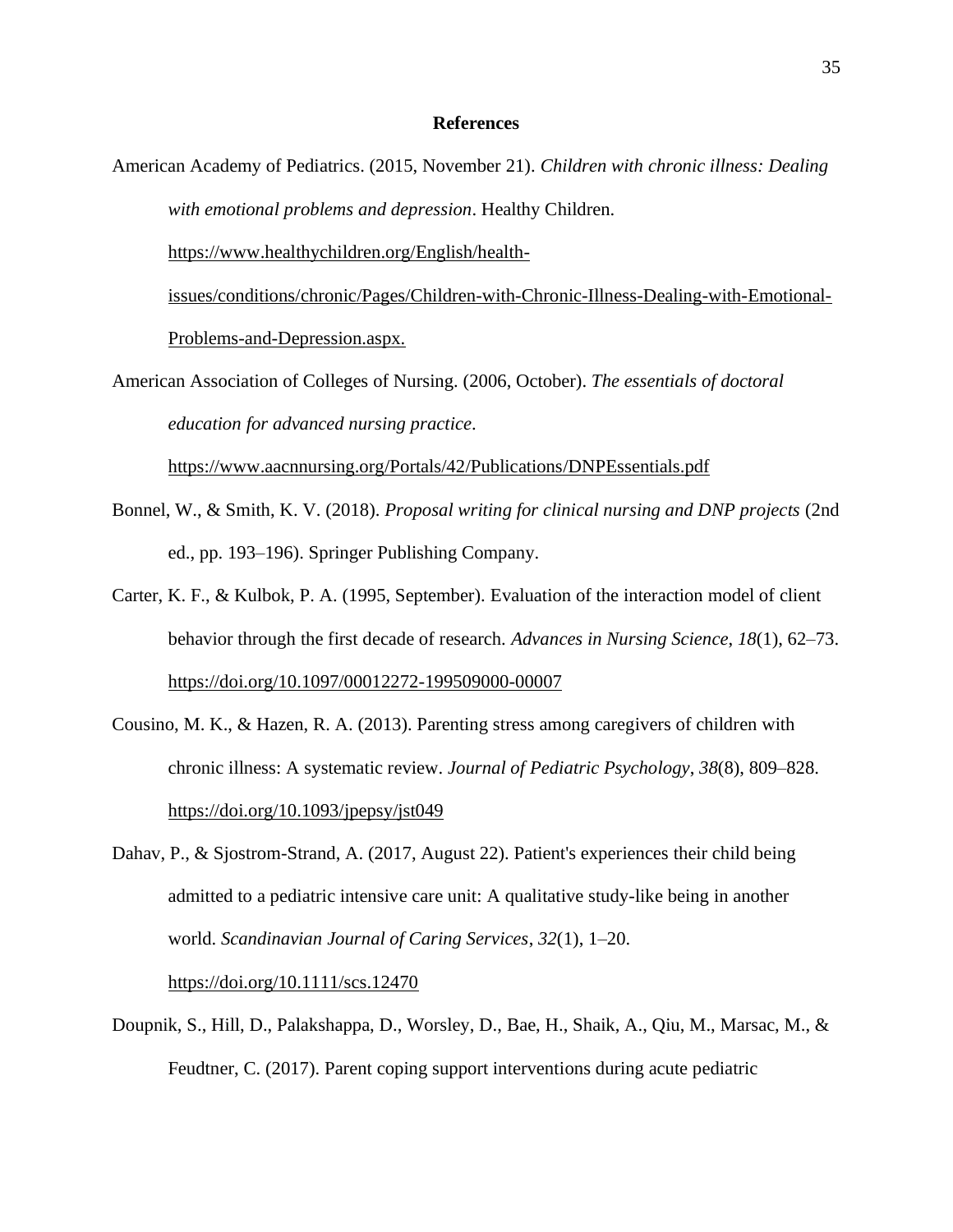# References

American Academy of Pediatrics. (2015, November 21). *Children with chronic illness: Dealing with emotional problems and depression*. Healthy Children. https://www.healthychildren.org/English/health-issues/conditions/chronic/Pages/Children-with-Chronic-Illness-Dealing-with-Emotional-Problems-and-Depression.aspx.

American Association of Colleges of Nursing. (2006, October). *The essentials of doctoral education for advanced nursing practice*. https://www.aacnnursing.org/Portals/42/Publications/DNPEssentials.pdf

Bonnel, W., & Smith, K. V. (2018). *Proposal writing for clinical nursing and DNP projects* (2nd ed., pp. 193–196). Springer Publishing Company.

Carter, K. F., & Kulbok, P. A. (1995, September). Evaluation of the interaction model of client behavior through the first decade of research. *Advances in Nursing Science*, *18*(1), 62–73. https://doi.org/10.1097/00012272-199509000-00007

Cousino, M. K., & Hazen, R. A. (2013). Parenting stress among caregivers of children with chronic illness: A systematic review. *Journal of Pediatric Psychology*, *38*(8), 809–828. https://doi.org/10.1093/jpepsy/jst049

Dahav, P., & Sjostrom-Strand, A. (2017, August 22). Patient's experiences their child being admitted to a pediatric intensive care unit: A qualitative study-like being in another world. *Scandinavian Journal of Caring Services*, *32*(1), 1–20. https://doi.org/10.1111/scs.12470

Doupnik, S., Hill, D., Palakshappa, D., Worsley, D., Bae, H., Shaik, A., Qiu, M., Marsac, M., & Feudtner, C. (2017). Parent coping support interventions during acute pediatric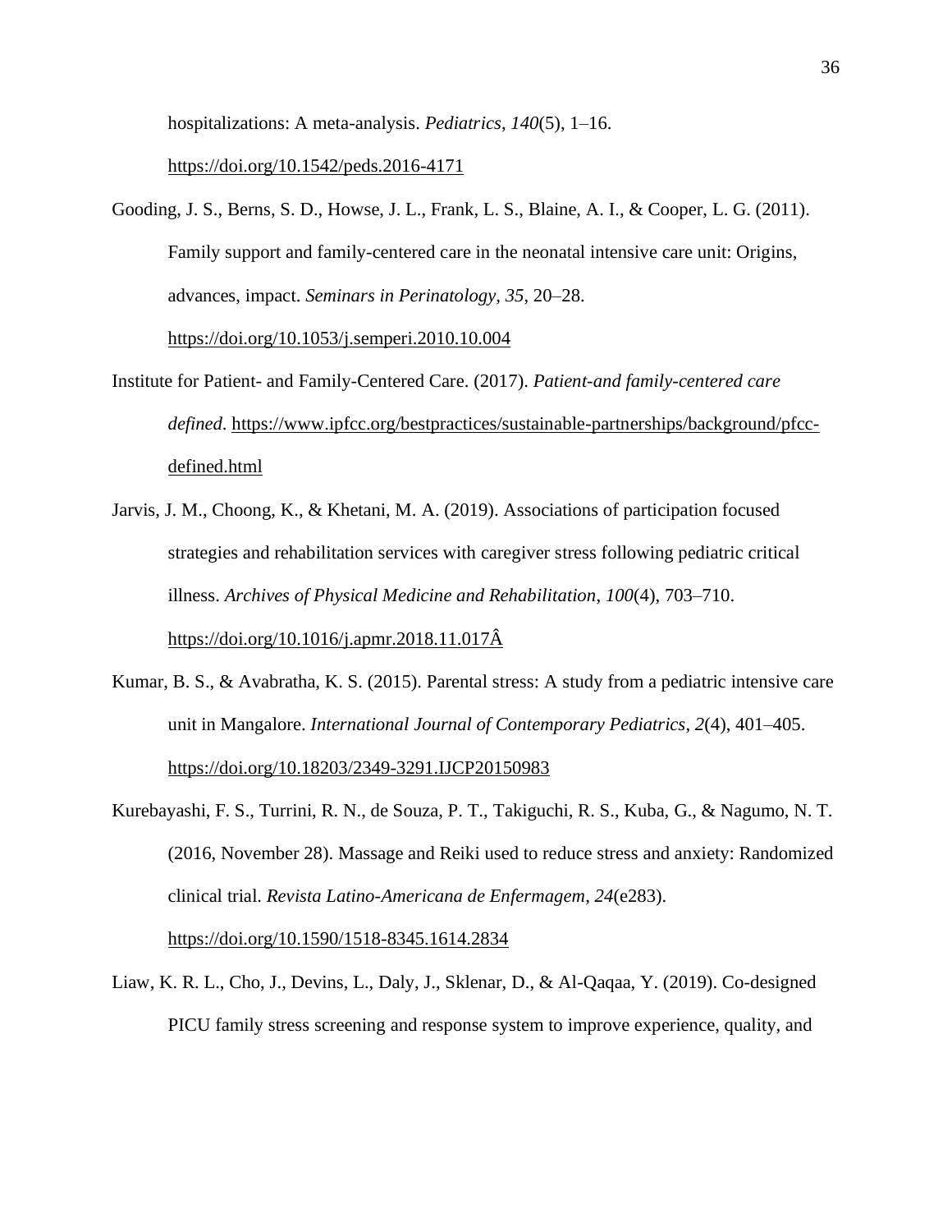hospitalizations: A meta-analysis. *Pediatrics*, *140*(5), 1–16. https://doi.org/10.1542/peds.2016-4171

Gooding, J. S., Berns, S. D., Howse, J. L., Frank, L. S., Blaine, A. I., & Cooper, L. G. (2011). Family support and family-centered care in the neonatal intensive care unit: Origins, advances, impact. *Seminars in Perinatology*, *35*, 20–28. https://doi.org/10.1053/j.semperi.2010.10.004

Institute for Patient- and Family-Centered Care. (2017). *Patient-and family-centered care defined*. https://www.ipfcc.org/bestpractices/sustainable-partnerships/background/pfcc-defined.html

Jarvis, J. M., Choong, K., & Khetani, M. A. (2019). Associations of participation focused strategies and rehabilitation services with caregiver stress following pediatric critical illness. *Archives of Physical Medicine and Rehabilitation*, *100*(4), 703–710. https://doi.org/10.1016/j.apmr.2018.11.017Â

Kumar, B. S., & Avabratha, K. S. (2015). Parental stress: A study from a pediatric intensive care unit in Mangalore. *International Journal of Contemporary Pediatrics*, *2*(4), 401–405. https://doi.org/10.18203/2349-3291.IJCP20150983

Kurebayashi, F. S., Turrini, R. N., de Souza, P. T., Takiguchi, R. S., Kuba, G., & Nagumo, N. T. (2016, November 28). Massage and Reiki used to reduce stress and anxiety: Randomized clinical trial. *Revista Latino-Americana de Enfermagem*, *24*(e283). https://doi.org/10.1590/1518-8345.1614.2834

Liaw, K. R. L., Cho, J., Devins, L., Daly, J., Sklenar, D., & Al-Qaqaa, Y. (2019). Co-designed PICU family stress screening and response system to improve experience, quality, and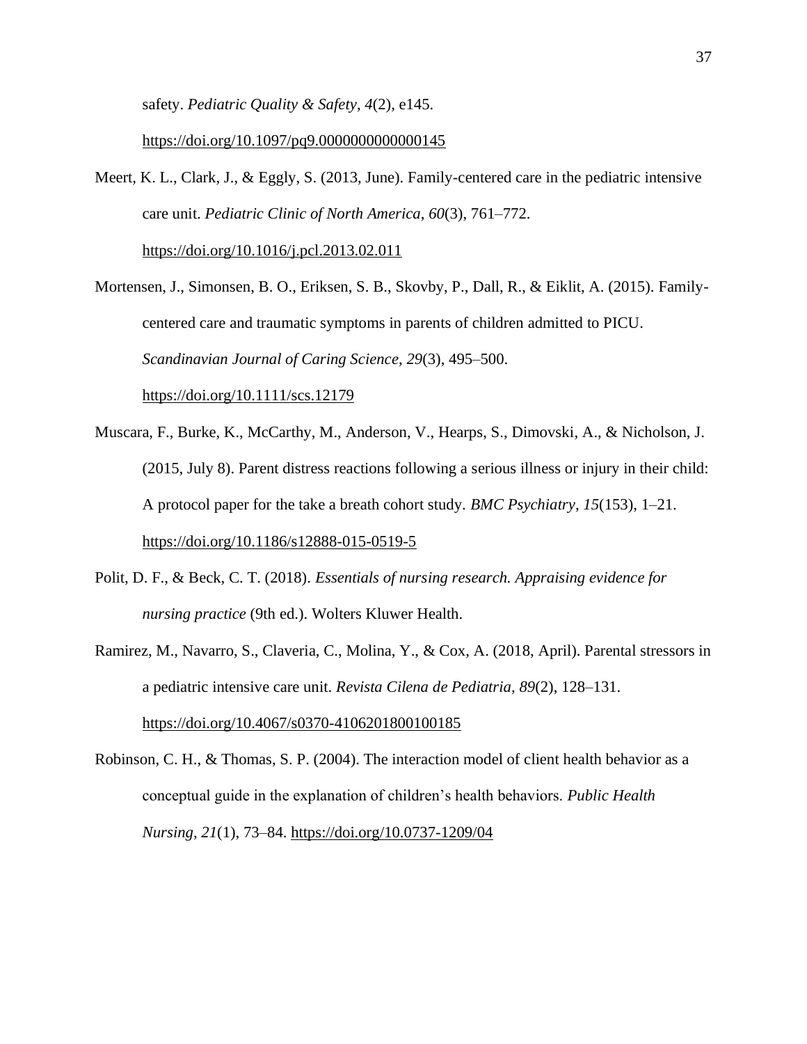safety. *Pediatric Quality & Safety*, *4*(2), e145. https://doi.org/10.1097/pq9.0000000000000145

Meert, K. L., Clark, J., & Eggly, S. (2013, June). Family-centered care in the pediatric intensive care unit. *Pediatric Clinic of North America*, *60*(3), 761–772. https://doi.org/10.1016/j.pcl.2013.02.011

Mortensen, J., Simonsen, B. O., Eriksen, S. B., Skovby, P., Dall, R., & Eiklit, A. (2015). Family-centered care and traumatic symptoms in parents of children admitted to PICU. *Scandinavian Journal of Caring Science*, *29*(3), 495–500. https://doi.org/10.1111/scs.12179

Muscara, F., Burke, K., McCarthy, M., Anderson, V., Hearps, S., Dimovski, A., & Nicholson, J. (2015, July 8). Parent distress reactions following a serious illness or injury in their child: A protocol paper for the take a breath cohort study. *BMC Psychiatry*, *15*(153), 1–21. https://doi.org/10.1186/s12888-015-0519-5

Polit, D. F., & Beck, C. T. (2018). *Essentials of nursing research. Appraising evidence for nursing practice* (9th ed.). Wolters Kluwer Health.

Ramirez, M., Navarro, S., Claveria, C., Molina, Y., & Cox, A. (2018, April). Parental stressors in a pediatric intensive care unit. *Revista Cilena de Pediatria*, *89*(2), 128–131. https://doi.org/10.4067/s0370-41062018001000185

Robinson, C. H., & Thomas, S. P. (2004). The interaction model of client health behavior as a conceptual guide in the explanation of children's health behaviors. *Public Health Nursing*, *21*(1), 73–84. https://doi.org/10.0737-1209/04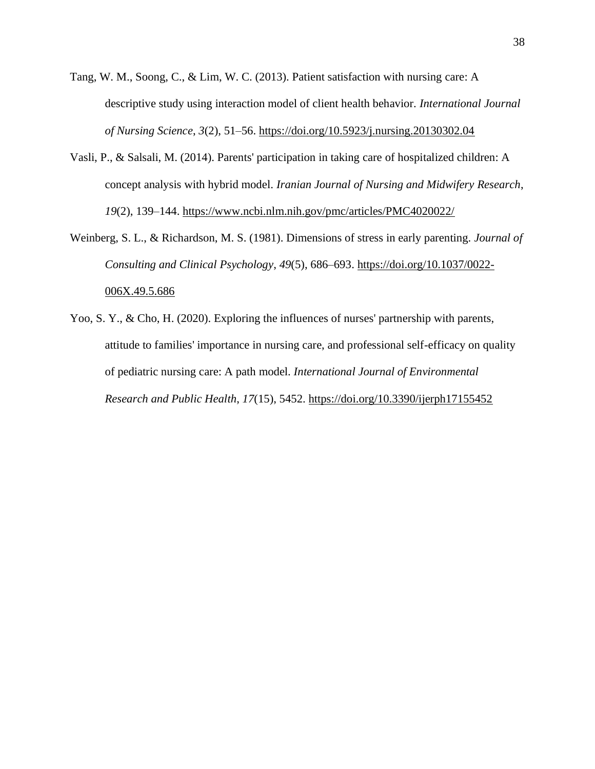Tang, W. M., Soong, C., & Lim, W. C. (2013). Patient satisfaction with nursing care: A descriptive study using interaction model of client health behavior. *International Journal of Nursing Science*, *3*(2), 51–56. https://doi.org/10.5923/j.nursing.20130302.04

Vasli, P., & Salsali, M. (2014). Parents' participation in taking care of hospitalized children: A concept analysis with hybrid model. *Iranian Journal of Nursing and Midwifery Research*, *19*(2), 139–144. https://www.ncbi.nlm.nih.gov/pmc/articles/PMC4020022/

Weinberg, S. L., & Richardson, M. S. (1981). Dimensions of stress in early parenting. *Journal of Consulting and Clinical Psychology*, *49*(5), 686–693. https://doi.org/10.1037/0022-006X.49.5.686

Yoo, S. Y., & Cho, H. (2020). Exploring the influences of nurses' partnership with parents, attitude to families' importance in nursing care, and professional self-efficacy on quality of pediatric nursing care: A path model. *International Journal of Environmental Research and Public Health*, *17*(15), 5452. https://doi.org/10.3390/ijerph17155452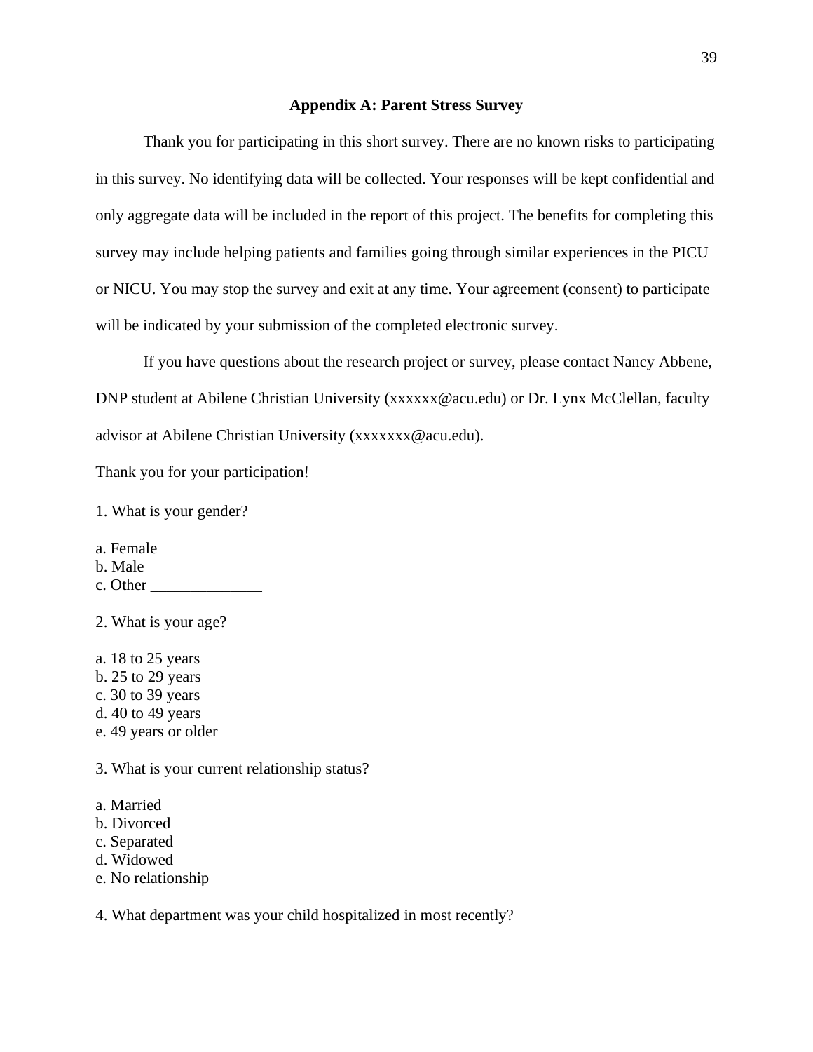## Appendix A: Parent Stress Survey

Thank you for participating in this short survey. There are no known risks to participating in this survey. No identifying data will be collected. Your responses will be kept confidential and only aggregate data will be included in the report of this project. The benefits for completing this survey may include helping patients and families going through similar experiences in the PICU or NICU. You may stop the survey and exit at any time. Your agreement (consent) to participate will be indicated by your submission of the completed electronic survey.

If you have questions about the research project or survey, please contact Nancy Abbene, DNP student at Abilene Christian University (xxxxxx@acu.edu) or Dr. Lynx McClellan, faculty advisor at Abilene Christian University (xxxxxxx@acu.edu).

Thank you for your participation!

1. What is your gender?

a. Female
b. Male
c. Other ______________

2. What is your age?

a. 18 to 25 years
b. 25 to 29 years
c. 30 to 39 years
d. 40 to 49 years
e. 49 years or older

3. What is your current relationship status?

a. Married
b. Divorced
c. Separated
d. Widowed
e. No relationship

4. What department was your child hospitalized in most recently?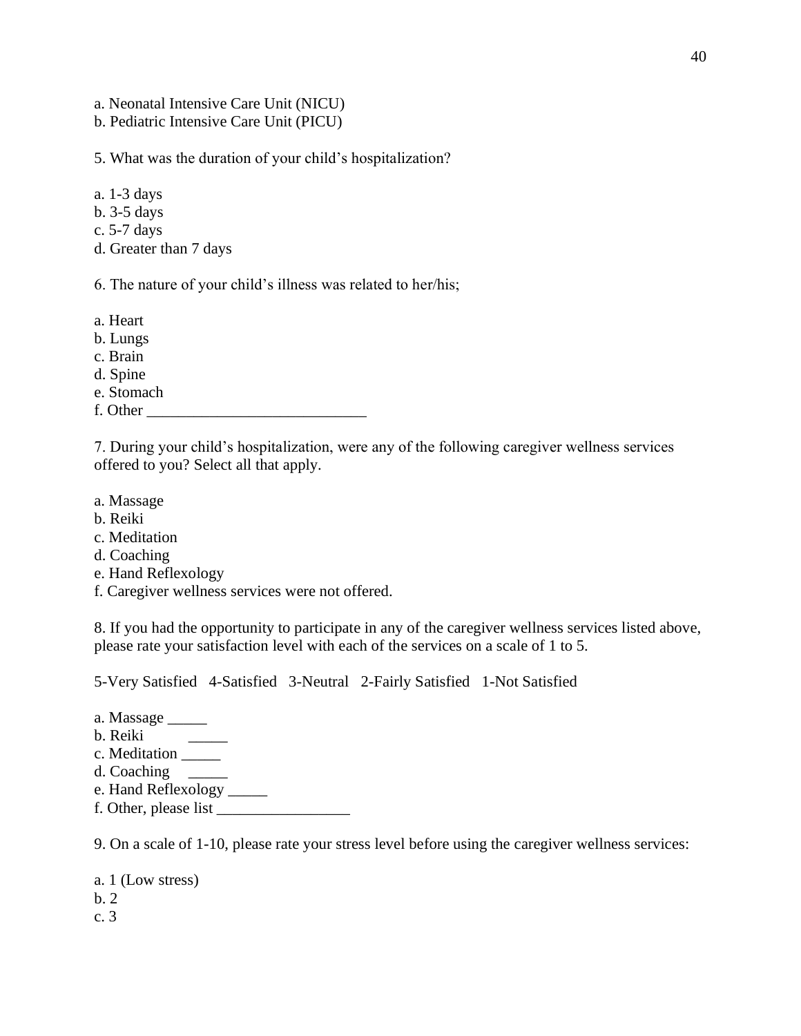a. Neonatal Intensive Care Unit (NICU)
b. Pediatric Intensive Care Unit (PICU)

5. What was the duration of your child's hospitalization?

a. 1-3 days
b. 3-5 days
c. 5-7 days
d. Greater than 7 days

6. The nature of your child's illness was related to her/his;

a. Heart
b. Lungs
c. Brain
d. Spine
e. Stomach
f. Other ___________________________

7. During your child's hospitalization, were any of the following caregiver wellness services offered to you? Select all that apply.

a. Massage
b. Reiki
c. Meditation
d. Coaching
e. Hand Reflexology
f. Caregiver wellness services were not offered.

8. If you had the opportunity to participate in any of the caregiver wellness services listed above, please rate your satisfaction level with each of the services on a scale of 1 to 5.

5-Very Satisfied 4-Satisfied 3-Neutral 2-Fairly Satisfied 1-Not Satisfied

a. Massage _____
b. Reiki _____
c. Meditation _____
d. Coaching _____
e. Hand Reflexology _____
f. Other, please list _________________

9. On a scale of 1-10, please rate your stress level before using the caregiver wellness services:

a. 1 (Low stress)
b. 2
c. 3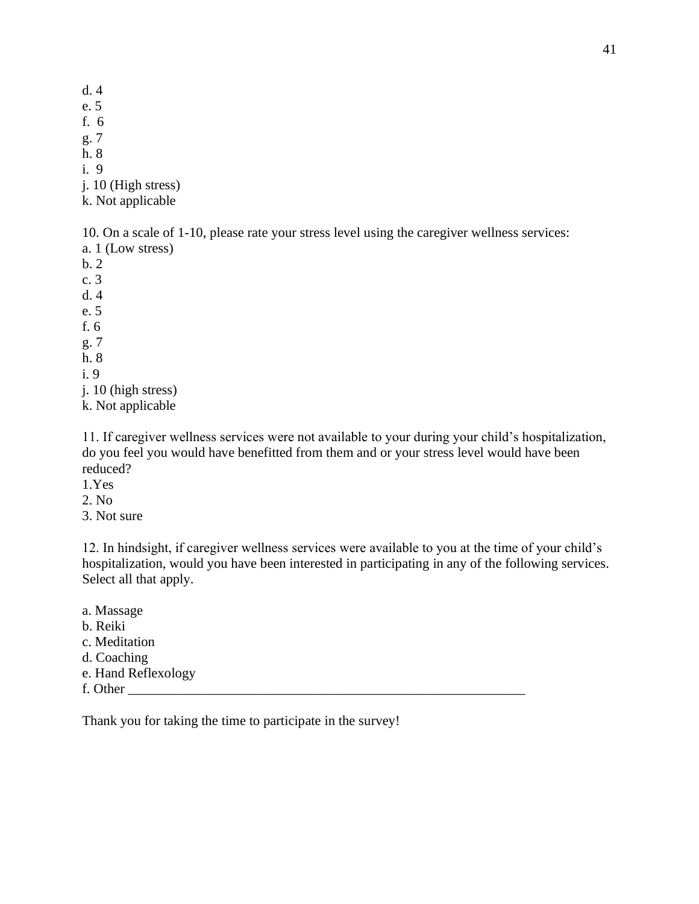d. 4
e. 5
f. 6
g. 7
h. 8
i. 9
j. 10 (High stress)
k. Not applicable

10. On a scale of 1-10, please rate your stress level using the caregiver wellness services:
a. 1 (Low stress)
b. 2
c. 3
d. 4
e. 5
f. 6
g. 7
h. 8
i. 9
j. 10 (high stress)
k. Not applicable

11. If caregiver wellness services were not available to your during your child's hospitalization, do you feel you would have benefitted from them and or your stress level would have been reduced?
1.Yes
2. No
3. Not sure

12. In hindsight, if caregiver wellness services were available to you at the time of your child's hospitalization, would you have been interested in participating in any of the following services. Select all that apply.

a. Massage
b. Reiki
c. Meditation
d. Coaching
e. Hand Reflexology
f. Other ____________________________________________________________

Thank you for taking the time to participate in the survey!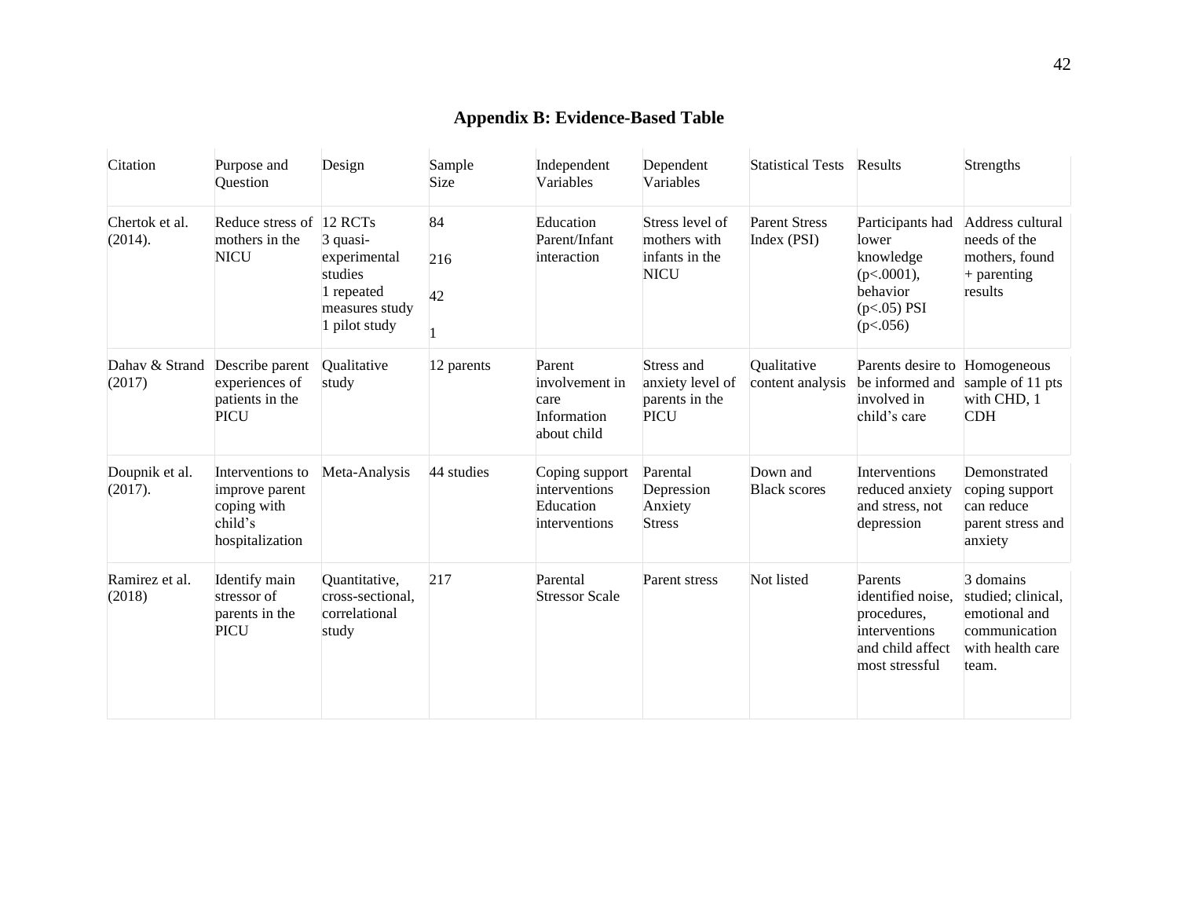## Appendix B: Evidence-Based Table

| Citation | Purpose and Question | Design | Sample Size | Independent Variables | Dependent Variables | Statistical Tests | Results | Strengths |
|---|---|---|---|---|---|---|---|---|
| Chertok et al. (2014). | Reduce stress of mothers in the NICU | 12 RCTs<br>3 quasi-experimental studies<br>1 repeated measures study<br>1 pilot study | 84<br>216<br>42<br>1 | Education Parent/Infant interaction | Stress level of mothers with infants in the NICU | Parent Stress Index (PSI) | Participants had lower knowledge ($p<.0001$), behavior ($p<.05$) PSI ($p<.056$) | Address cultural needs of the mothers, found + parenting results |
| Dahav & Strand (2017) | Describe parent experiences of patients in the PICU | Qualitative study | 12 parents | Parent involvement in care<br>Information about child | Stress and anxiety level of parents in the PICU | Qualitative content analysis | Parents desire to be informed and involved in child's care | Homogeneous sample of 11 pts with CHD, 1 CDH |
| Doupnik et al. (2017). | Interventions to improve parent coping with child's hospitalization | Meta-Analysis | 44 studies | Coping support interventions<br>Education interventions | Parental Depression<br>Anxiety<br>Stress | Down and Black scores | Interventions reduced anxiety and stress, not depression | Demonstrated coping support can reduce parent stress and anxiety |
| Ramirez et al. (2018) | Identify main stressor of parents in the PICU | Quantitative, cross-sectional, correlational study | 217 | Parental Stressor Scale | Parent stress | Not listed | Parents identified noise, procedures, interventions and child affect most stressful | 3 domains studied; clinical, emotional and communication with health care team. |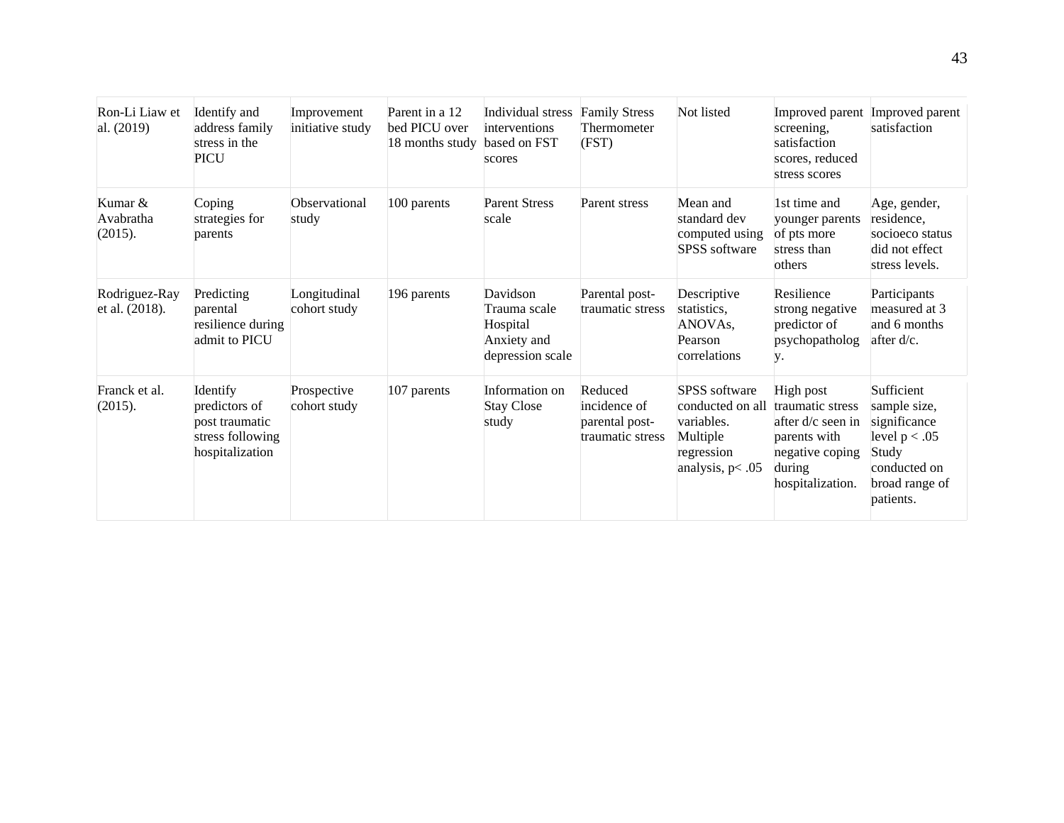| | | | | | | | | |
|---|---|---|---|---|---|---|---|---|
| Ron-Li Liaw et al. (2019) | Identify and address family stress in the PICU | Improvement initiative study | Parent in a 12 bed PICU over 18 months study | Individual stress interventions based on FST scores | Family Stress Thermometer (FST) | Not listed | Improved parent screening, satisfaction scores, reduced stress scores | Improved parent satisfaction |
| Kumar & Avabratha (2015). | Coping strategies for parents | Observational study | 100 parents | Parent Stress scale | Parent stress | Mean and standard dev computed using SPSS software | 1st time and younger parents of pts more stress than others | Age, gender, residence, socioeco status did not effect stress levels. |
| Rodriguez-Ray et al. (2018). | Predicting parental resilience during admit to PICU | Longitudinal cohort study | 196 parents | Davidson Trauma scale Hospital Anxiety and depression scale | Parental post-traumatic stress | Descriptive statistics, ANOVAs, Pearson correlations | Resilience strong negative predictor of psychopathology. | Participants measured at 3 and 6 months after d/c. |
| Franck et al. (2015). | Identify predictors of post traumatic stress following hospitalization | Prospective cohort study | 107 parents | Information on Stay Close study | Reduced incidence of parental post-traumatic stress | SPSS software conducted on all variables. Multiple regression analysis, $p < .05$ | High post traumatic stress after d/c seen in parents with negative coping during hospitalization. | Sufficient sample size, significance level $p < .05$ Study conducted on broad range of patients. |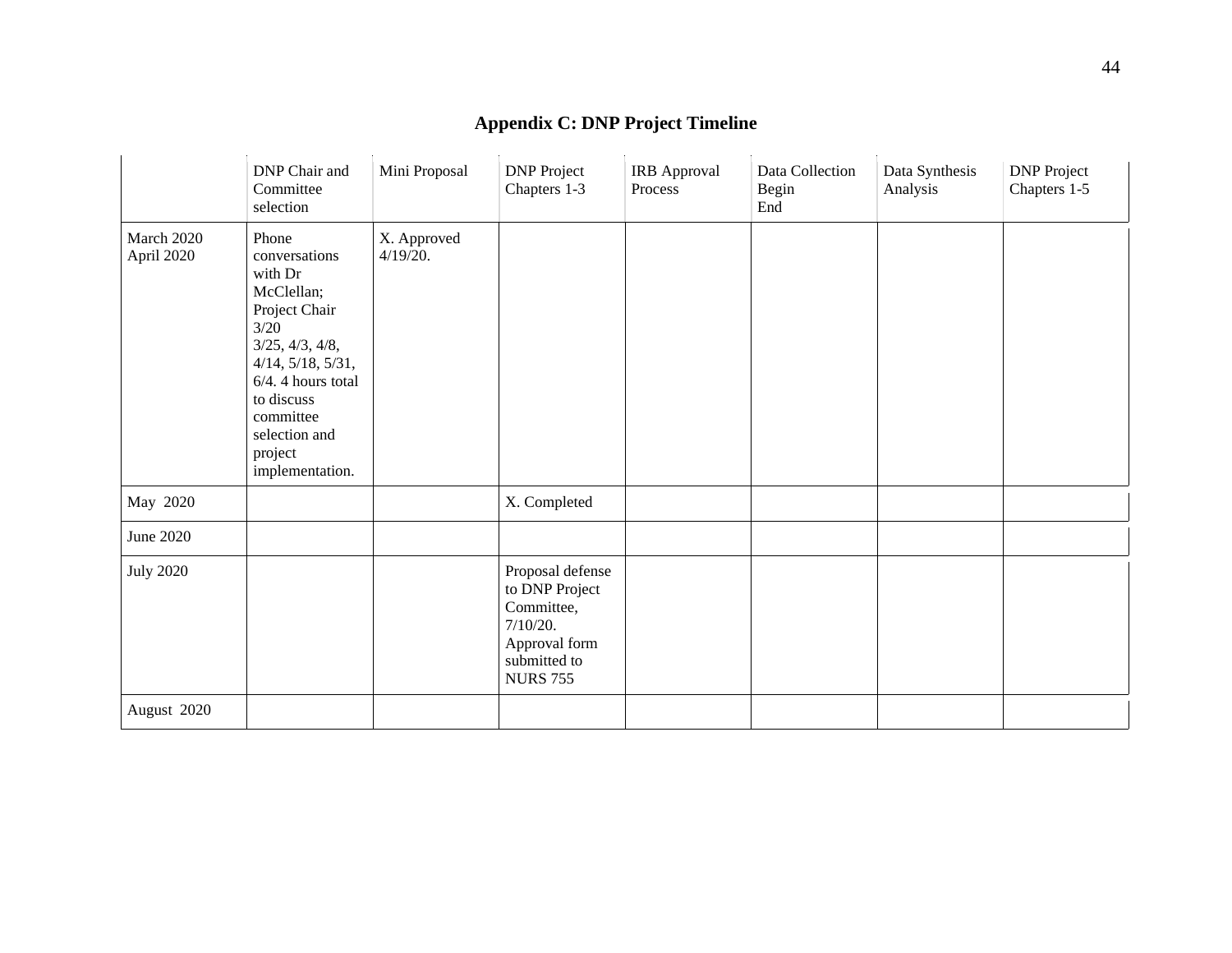## Appendix C: DNP Project Timeline

| | DNP Chair and Committee selection | Mini Proposal | DNP Project Chapters 1-3 | IRB Approval Process | Data Collection Begin End | Data Synthesis Analysis | DNP Project Chapters 1-5 |
|---|---|---|---|---|---|---|---|
| March 2020 April 2020 | Phone conversations with Dr McClellan; Project Chair 3/20 3/25, 4/3, 4/8, 4/14, 5/18, 5/31, 6/4. 4 hours total to discuss committee selection and project implementation. | X. Approved 4/19/20. | | | | | |
| May 2020 | | | X. Completed | | | | |
| June 2020 | | | | | | | |
| July 2020 | | | Proposal defense to DNP Project Committee, 7/10/20. Approval form submitted to NURS 755 | | | | |
| August 2020 | | | | | | | |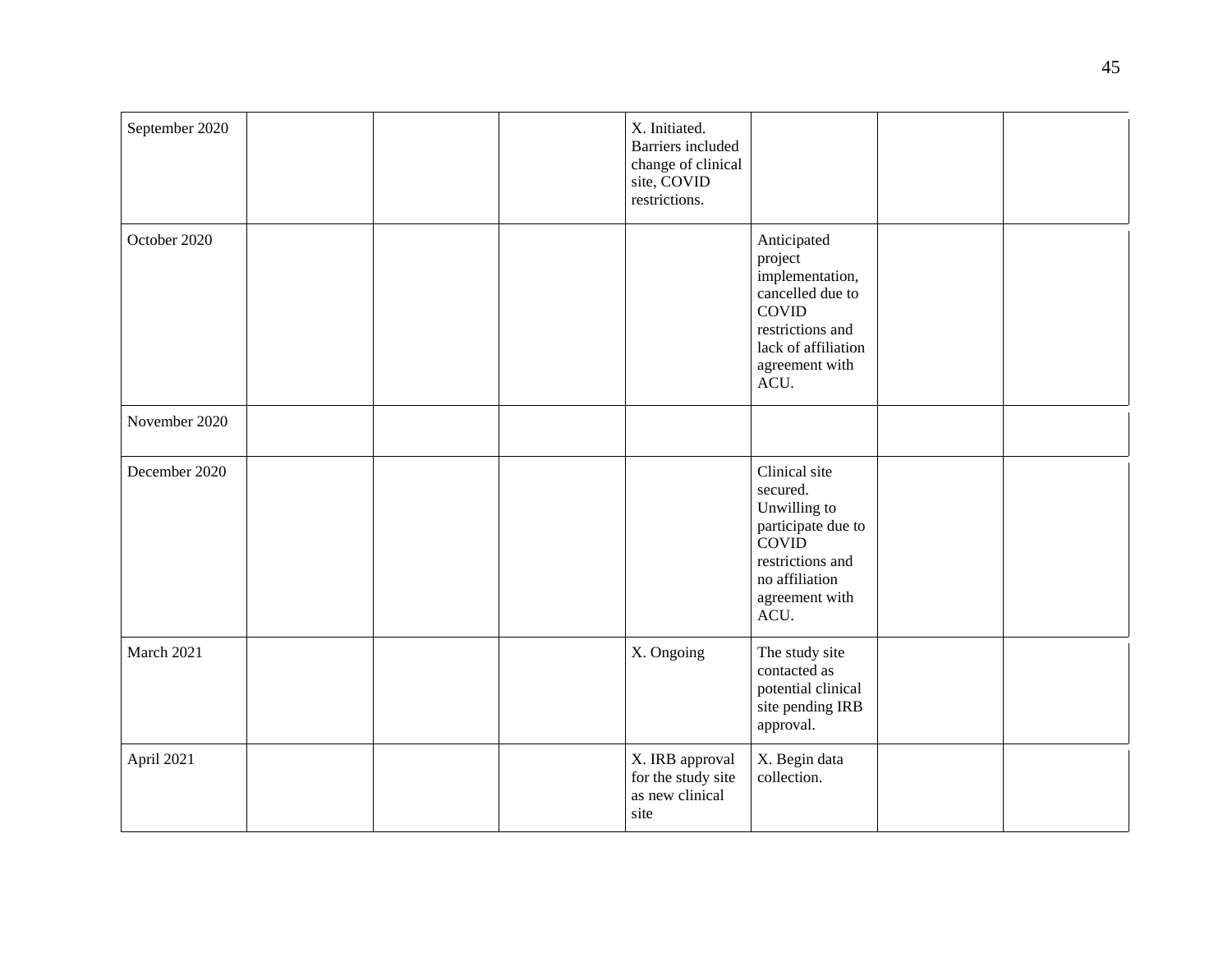| | | | | | | | |
|---|---|---|---|---|---|---|---|
| September 2020 | | | | X. Initiated. Barriers included change of clinical site, COVID restrictions. | | | |
| October 2020 | | | | | Anticipated project implementation, cancelled due to COVID restrictions and lack of affiliation agreement with ACU. | | |
| November 2020 | | | | | | | |
| December 2020 | | | | | Clinical site secured. Unwilling to participate due to COVID restrictions and no affiliation agreement with ACU. | | |
| March 2021 | | | | X. Ongoing | The study site contacted as potential clinical site pending IRB approval. | | |
| April 2021 | | | | X. IRB approval for the study site as new clinical site | X. Begin data collection. | | |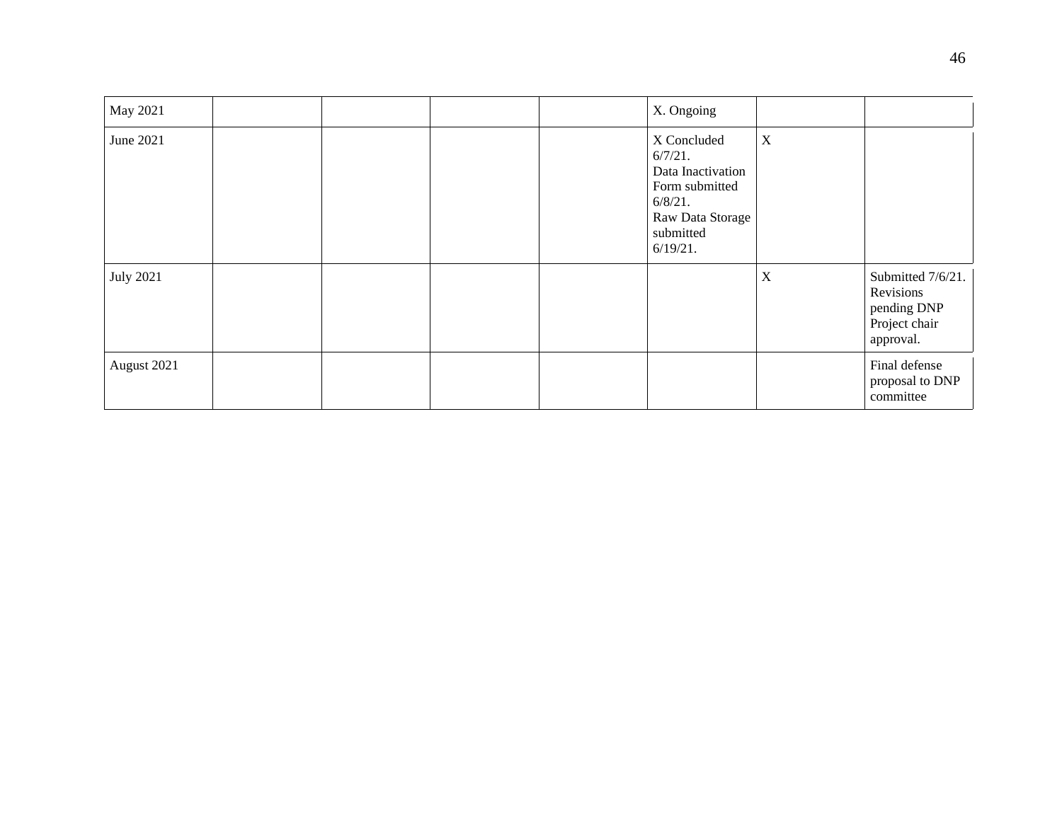| | | | | | | | |
|---|---|---|---|---|---|---|---|
| May 2021 | | | | | X. Ongoing | | |
| June 2021 | | | | | X Concluded 6/7/21. Data Inactivation Form submitted 6/8/21. Raw Data Storage submitted 6/19/21. | X | |
| July 2021 | | | | | | X | Submitted 7/6/21. Revisions pending DNP Project chair approval. |
| August 2021 | | | | | | | Final defense proposal to DNP committee |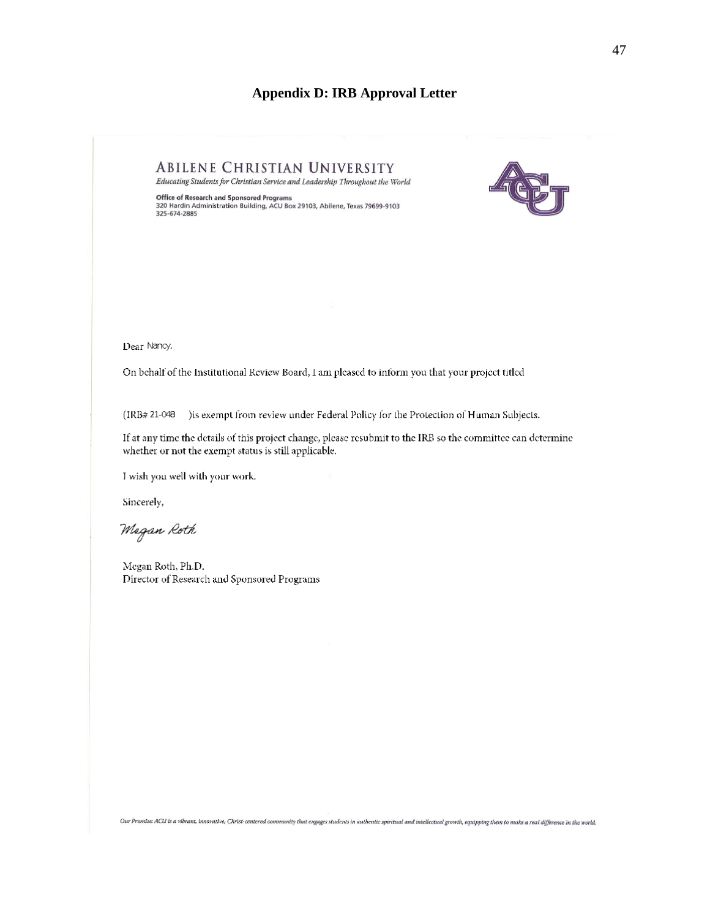## Appendix D: IRB Approval Letter

**ABILENE CHRISTIAN UNIVERSITY**

*Educating Students for Christian Service and Leadership Throughout the World*

**Office of Research and Sponsored Programs**
320 Hardin Administration Building, ACU Box 29103, Abilene, Texas 79699-9103
325-674-2885

Dear Nancy,

On behalf of the Institutional Review Board, I am pleased to inform you that your project titled

(IRB# 21-048 )is exempt from review under Federal Policy for the Protection of Human Subjects.

If at any time the details of this project change, please resubmit to the IRB so the committee can determine whether or not the exempt status is still applicable.

I wish you well with your work.

Sincerely,

*Megan Roth*

Megan Roth, Ph.D.
Director of Research and Sponsored Programs

*Our Promise: ACU is a vibrant, innovative, Christ-centered community that engages students in authentic spiritual and intellectual growth, equipping them to make a real difference in the world.*